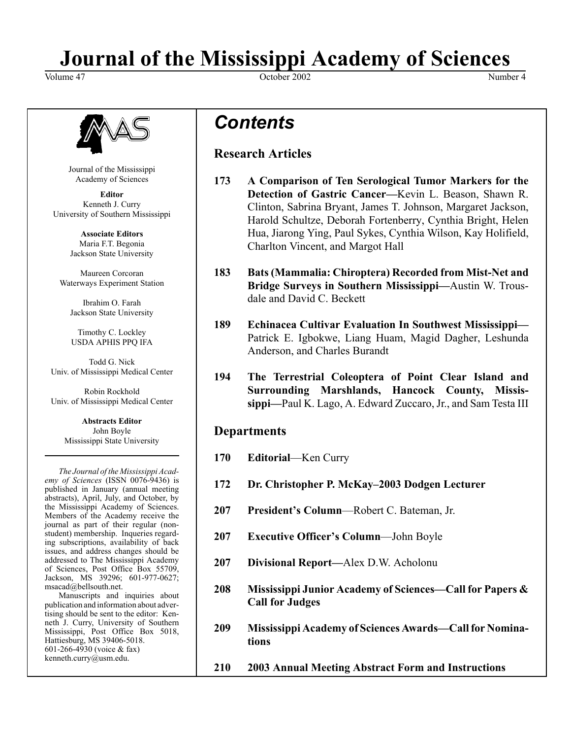# Journal of the Mississippi Academy of Sciences

Volume 47 October 2002 Number 4

Journal of the Mississippi Academy of Sciences

**Editor**
Kenneth J. Curry
University of Southern Mississippi

**Associate Editors**
Maria F.T. Begonia
Jackson State University

Maureen Corcoran
Waterways Experiment Station

Ibrahim O. Farah
Jackson State University

Timothy C. Lockley
USDA APHIS PPQ IFA

Todd G. Nick
Univ. of Mississippi Medical Center

Robin Rockhold
Univ. of Mississippi Medical Center

**Abstracts Editor**
John Boyle
Mississippi State University

*The Journal of the Mississippi Academy of Sciences* (ISSN 0076-9436) is published in January (annual meeting abstracts), April, July, and October, by the Mississippi Academy of Sciences. Members of the Academy receive the journal as part of their regular (non-student) membership. Inqueries regarding subscriptions, availability of back issues, and address changes should be addressed to The Mississippi Academy of Sciences, Post Office Box 55709, Jackson, MS 39296; 601-977-0627; msacad@bellsouth.net.

Manuscripts and inquiries about publication and information about advertising should be sent to the editor: Kenneth J. Curry, University of Southern Mississippi, Post Office Box 5018, Hattiesburg, MS 39406-5018. 601-266-4930 (voice & fax) kenneth.curry@usm.edu.

## *Contents*

### Research Articles

**173 A Comparison of Ten Serological Tumor Markers for the Detection of Gastric Cancer—**Kevin L. Beason, Shawn R. Clinton, Sabrina Bryant, James T. Johnson, Margaret Jackson, Harold Schultze, Deborah Fortenberry, Cynthia Bright, Helen Hua, Jiarong Ying, Paul Sykes, Cynthia Wilson, Kay Holifield, Charlton Vincent, and Margot Hall

**183 Bats (Mammalia: Chiroptera) Recorded from Mist-Net and Bridge Surveys in Southern Mississippi—**Austin W. Trousdale and David C. Beckett

**189 Echinacea Cultivar Evaluation In Southwest Mississippi—**Patrick E. Igbokwe, Liang Huam, Magid Dagher, Leshunda Anderson, and Charles Burandt

**194 The Terrestrial Coleoptera of Point Clear Island and Surrounding Marshlands, Hancock County, Mississippi—**Paul K. Lago, A. Edward Zuccaro, Jr., and Sam Testa III

### Departments

**170 Editorial**—Ken Curry

**172 Dr. Christopher P. McKay–2003 Dodgen Lecturer**

**207 President's Column**—Robert C. Bateman, Jr.

**207 Executive Officer's Column**—John Boyle

**207 Divisional Report—**Alex D.W. Acholonu

**208 Mississippi Junior Academy of Sciences—Call for Papers & Call for Judges**

**209 Mississippi Academy of Sciences Awards—Call for Nominations**

**210 2003 Annual Meeting Abstract Form and Instructions**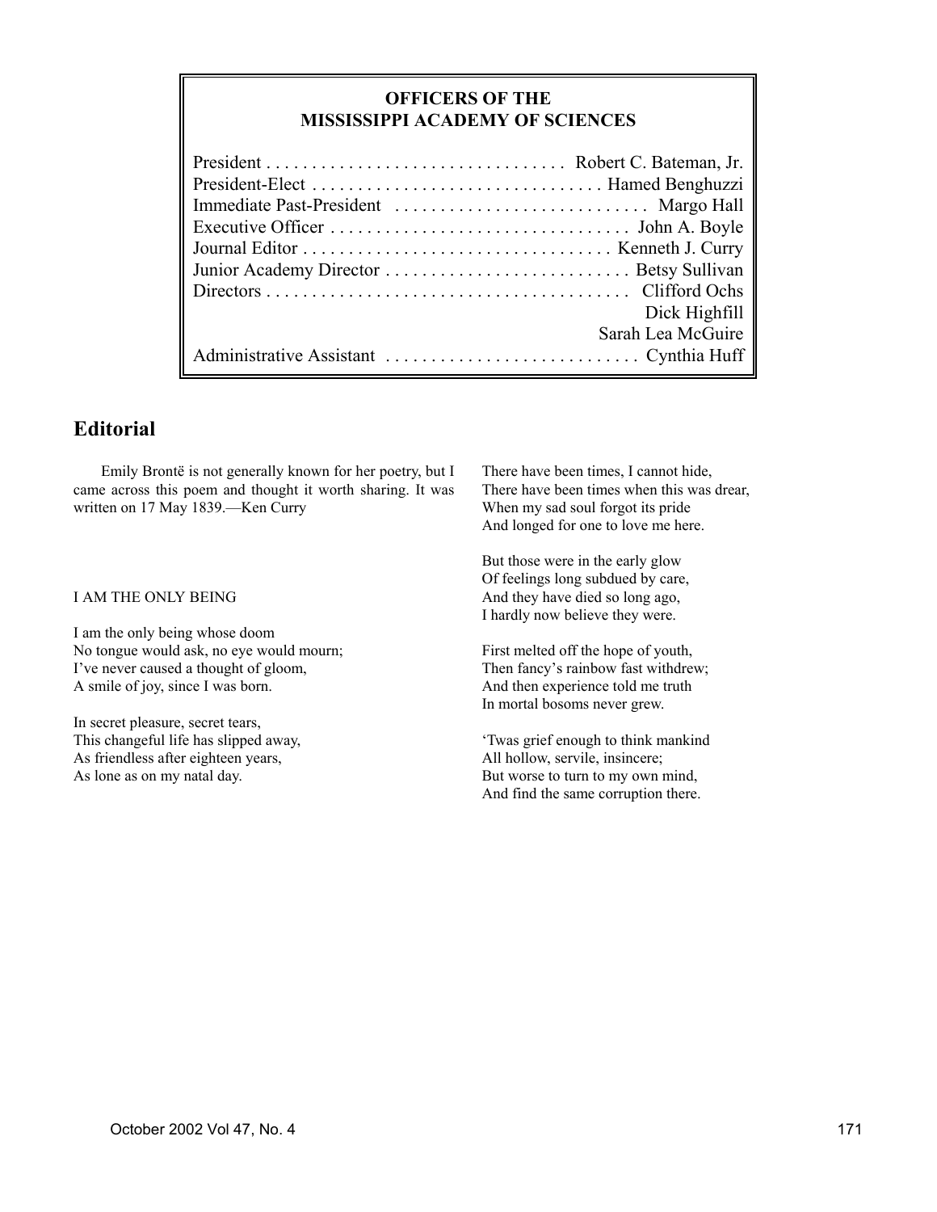## OFFICERS OF THE MISSISSIPPI ACADEMY OF SCIENCES

| | |
|---|---|
| President | Robert C. Bateman, Jr. |
| President-Elect | Hamed Benghuzzi |
| Immediate Past-President | Margo Hall |
| Executive Officer | John A. Boyle |
| Journal Editor | Kenneth J. Curry |
| Junior Academy Director | Betsy Sullivan |
| Directors | Clifford Ochs |
| | Dick Highfill |
| | Sarah Lea McGuire |
| Administrative Assistant | Cynthia Huff |

## Editorial

Emily Brontë is not generally known for her poetry, but I came across this poem and thought it worth sharing. It was written on 17 May 1839.—Ken Curry

I AM THE ONLY BEING

I am the only being whose doom
No tongue would ask, no eye would mourn;
I've never caused a thought of gloom,
A smile of joy, since I was born.

In secret pleasure, secret tears,
This changeful life has slipped away,
As friendless after eighteen years,
As lone as on my natal day.

There have been times, I cannot hide,
There have been times when this was drear,
When my sad soul forgot its pride
And longed for one to love me here.

But those were in the early glow
Of feelings long subdued by care,
And they have died so long ago,
I hardly now believe they were.

First melted off the hope of youth,
Then fancy's rainbow fast withdrew;
And then experience told me truth
In mortal bosoms never grew.

'Twas grief enough to think mankind
All hollow, servile, insincere;
But worse to turn to my own mind,
And find the same corruption there.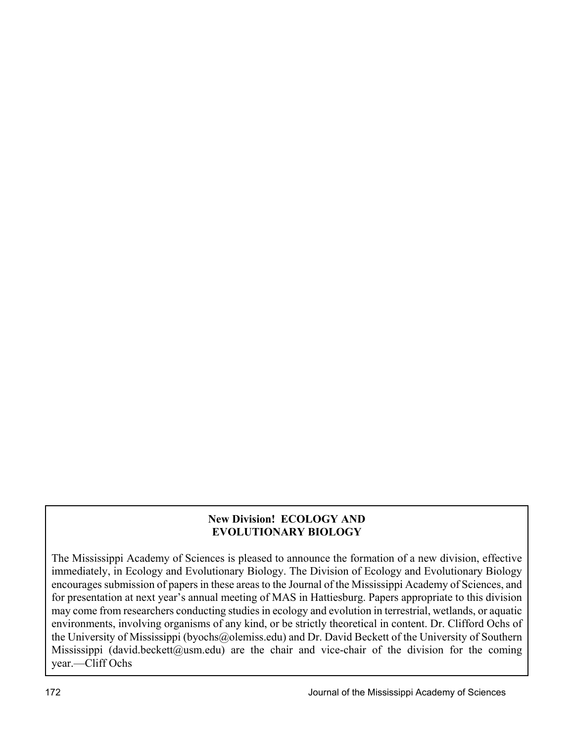## New Division! ECOLOGY AND EVOLUTIONARY BIOLOGY

The Mississippi Academy of Sciences is pleased to announce the formation of a new division, effective immediately, in Ecology and Evolutionary Biology. The Division of Ecology and Evolutionary Biology encourages submission of papers in these areas to the Journal of the Mississippi Academy of Sciences, and for presentation at next year's annual meeting of MAS in Hattiesburg. Papers appropriate to this division may come from researchers conducting studies in ecology and evolution in terrestrial, wetlands, or aquatic environments, involving organisms of any kind, or be strictly theoretical in content. Dr. Clifford Ochs of the University of Mississippi (byochs@olemiss.edu) and Dr. David Beckett of the University of Southern Mississippi (david.beckett@usm.edu) are the chair and vice-chair of the division for the coming year.—Cliff Ochs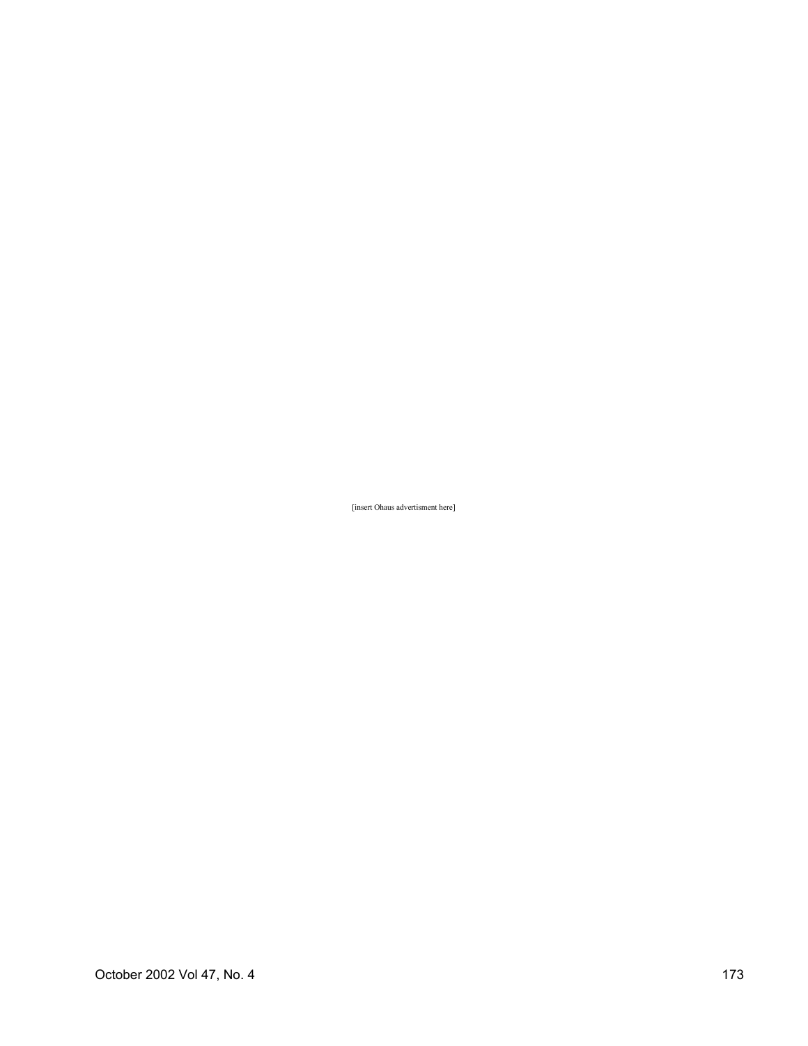[insert Ohaus advertisment here]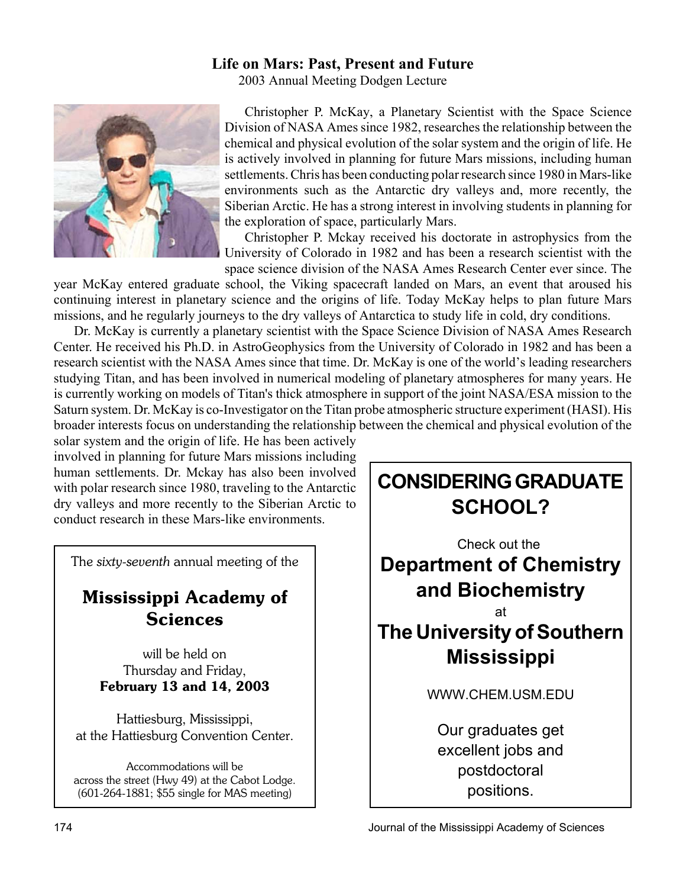## Life on Mars: Past, Present and Future

2003 Annual Meeting Dodgen Lecture

Christopher P. McKay, a Planetary Scientist with the Space Science Division of NASA Ames since 1982, researches the relationship between the chemical and physical evolution of the solar system and the origin of life. He is actively involved in planning for future Mars missions, including human settlements. Chris has been conducting polar research since 1980 in Mars-like environments such as the Antarctic dry valleys and, more recently, the Siberian Arctic. He has a strong interest in involving students in planning for the exploration of space, particularly Mars.

Christopher P. Mckay received his doctorate in astrophysics from the University of Colorado in 1982 and has been a research scientist with the space science division of the NASA Ames Research Center ever since. The year McKay entered graduate school, the Viking spacecraft landed on Mars, an event that aroused his continuing interest in planetary science and the origins of life. Today McKay helps to plan future Mars missions, and he regularly journeys to the dry valleys of Antarctica to study life in cold, dry conditions.

Dr. McKay is currently a planetary scientist with the Space Science Division of NASA Ames Research Center. He received his Ph.D. in AstroGeophysics from the University of Colorado in 1982 and has been a research scientist with the NASA Ames since that time. Dr. McKay is one of the world's leading researchers studying Titan, and has been involved in numerical modeling of planetary atmospheres for many years. He is currently working on models of Titan's thick atmosphere in support of the joint NASA/ESA mission to the Saturn system. Dr. McKay is co-Investigator on the Titan probe atmospheric structure experiment (HASI). His broader interests focus on understanding the relationship between the chemical and physical evolution of the solar system and the origin of life. He has been actively involved in planning for future Mars missions including human settlements. Dr. Mckay has also been involved with polar research since 1980, traveling to the Antarctic dry valleys and more recently to the Siberian Arctic to conduct research in these Mars-like environments.

---

The *sixty-seventh* annual meeting of the

**Mississippi Academy of Sciences**

will be held on
Thursday and Friday,
**February 13 and 14, 2003**

Hattiesburg, Mississippi,
at the Hattiesburg Convention Center.

Accommodations will be across the street (Hwy 49) at the Cabot Lodge. (601-264-1881; $55 single for MAS meeting)

---

**CONSIDERING GRADUATE SCHOOL?**

Check out the

**Department of Chemistry and Biochemistry**

at

**The University of Southern Mississippi**

WWW.CHEM.USM.EDU

Our graduates get excellent jobs and postdoctoral positions.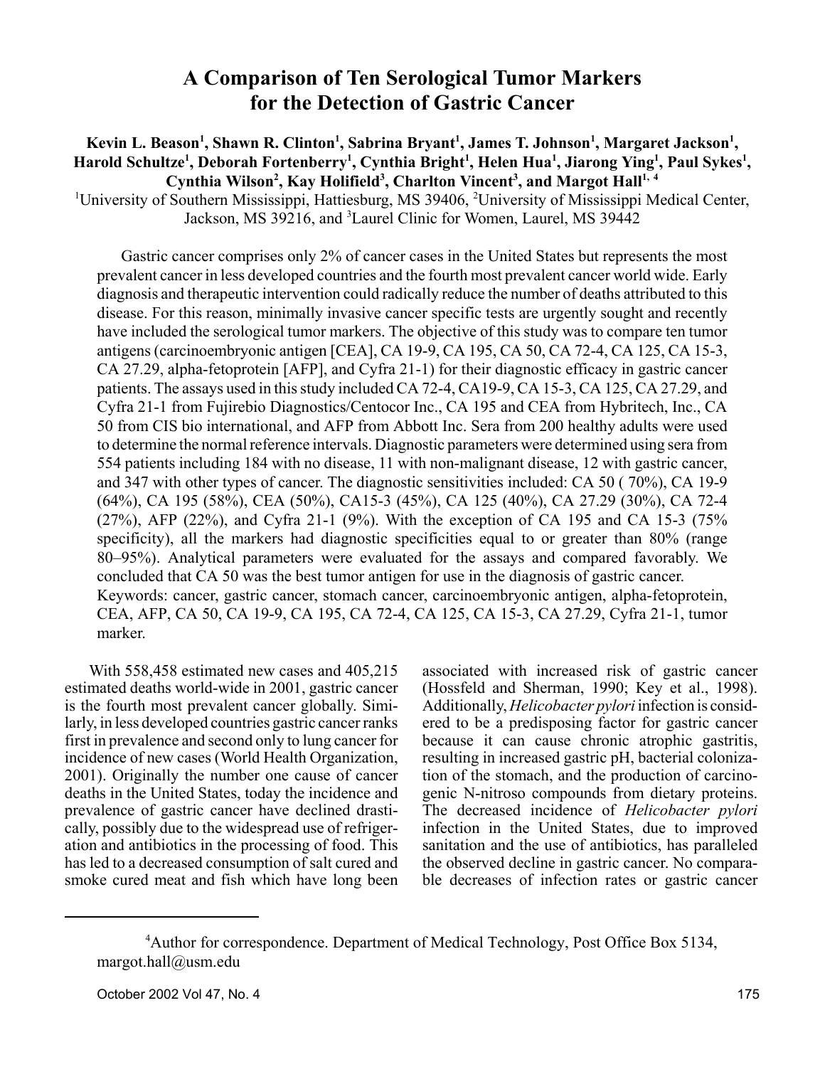# A Comparison of Ten Serological Tumor Markers for the Detection of Gastric Cancer

**Kevin L. Beason[1], Shawn R. Clinton[1], Sabrina Bryant[1], James T. Johnson[1], Margaret Jackson[1], Harold Schultze[1], Deborah Fortenberry[1], Cynthia Bright[1], Helen Hua[1], Jiarong Ying[1], Paul Sykes[1], Cynthia Wilson[2], Kay Holifield[3], Charlton Vincent[3], and Margot Hall[1, 4]**

[1]University of Southern Mississippi, Hattiesburg, MS 39406, [2]University of Mississippi Medical Center, Jackson, MS 39216, and [3]Laurel Clinic for Women, Laurel, MS 39442

Gastric cancer comprises only 2% of cancer cases in the United States but represents the most prevalent cancer in less developed countries and the fourth most prevalent cancer world wide. Early diagnosis and therapeutic intervention could radically reduce the number of deaths attributed to this disease. For this reason, minimally invasive cancer specific tests are urgently sought and recently have included the serological tumor markers. The objective of this study was to compare ten tumor antigens (carcinoembryonic antigen [CEA], CA 19-9, CA 195, CA 50, CA 72-4, CA 125, CA 15-3, CA 27.29, alpha-fetoprotein [AFP], and Cyfra 21-1) for their diagnostic efficacy in gastric cancer patients. The assays used in this study included CA 72-4, CA19-9, CA 15-3, CA 125, CA 27.29, and Cyfra 21-1 from Fujirebio Diagnostics/Centocor Inc., CA 195 and CEA from Hybritech, Inc., CA 50 from CIS bio international, and AFP from Abbott Inc. Sera from 200 healthy adults were used to determine the normal reference intervals. Diagnostic parameters were determined using sera from 554 patients including 184 with no disease, 11 with non-malignant disease, 12 with gastric cancer, and 347 with other types of cancer. The diagnostic sensitivities included: CA 50 ( 70%), CA 19-9 (64%), CA 195 (58%), CEA (50%), CA15-3 (45%), CA 125 (40%), CA 27.29 (30%), CA 72-4 (27%), AFP (22%), and Cyfra 21-1 (9%). With the exception of CA 195 and CA 15-3 (75% specificity), all the markers had diagnostic specificities equal to or greater than 80% (range 80–95%). Analytical parameters were evaluated for the assays and compared favorably. We concluded that CA 50 was the best tumor antigen for use in the diagnosis of gastric cancer.

Keywords: cancer, gastric cancer, stomach cancer, carcinoembryonic antigen, alpha-fetoprotein, CEA, AFP, CA 50, CA 19-9, CA 195, CA 72-4, CA 125, CA 15-3, CA 27.29, Cyfra 21-1, tumor marker.

With 558,458 estimated new cases and 405,215 estimated deaths world-wide in 2001, gastric cancer is the fourth most prevalent cancer globally. Similarly, in less developed countries gastric cancer ranks first in prevalence and second only to lung cancer for incidence of new cases (World Health Organization, 2001). Originally the number one cause of cancer deaths in the United States, today the incidence and prevalence of gastric cancer have declined drastically, possibly due to the widespread use of refrigeration and antibiotics in the processing of food. This has led to a decreased consumption of salt cured and smoke cured meat and fish which have long been associated with increased risk of gastric cancer (Hossfeld and Sherman, 1990; Key et al., 1998). Additionally, *Helicobacter pylori* infection is considered to be a predisposing factor for gastric cancer because it can cause chronic atrophic gastritis, resulting in increased gastric pH, bacterial colonization of the stomach, and the production of carcinogenic N-nitroso compounds from dietary proteins. The decreased incidence of *Helicobacter pylori* infection in the United States, due to improved sanitation and the use of antibiotics, has paralleled the observed decline in gastric cancer. No comparable decreases of infection rates or gastric cancer

[4]Author for correspondence. Department of Medical Technology, Post Office Box 5134, margot.hall@usm.edu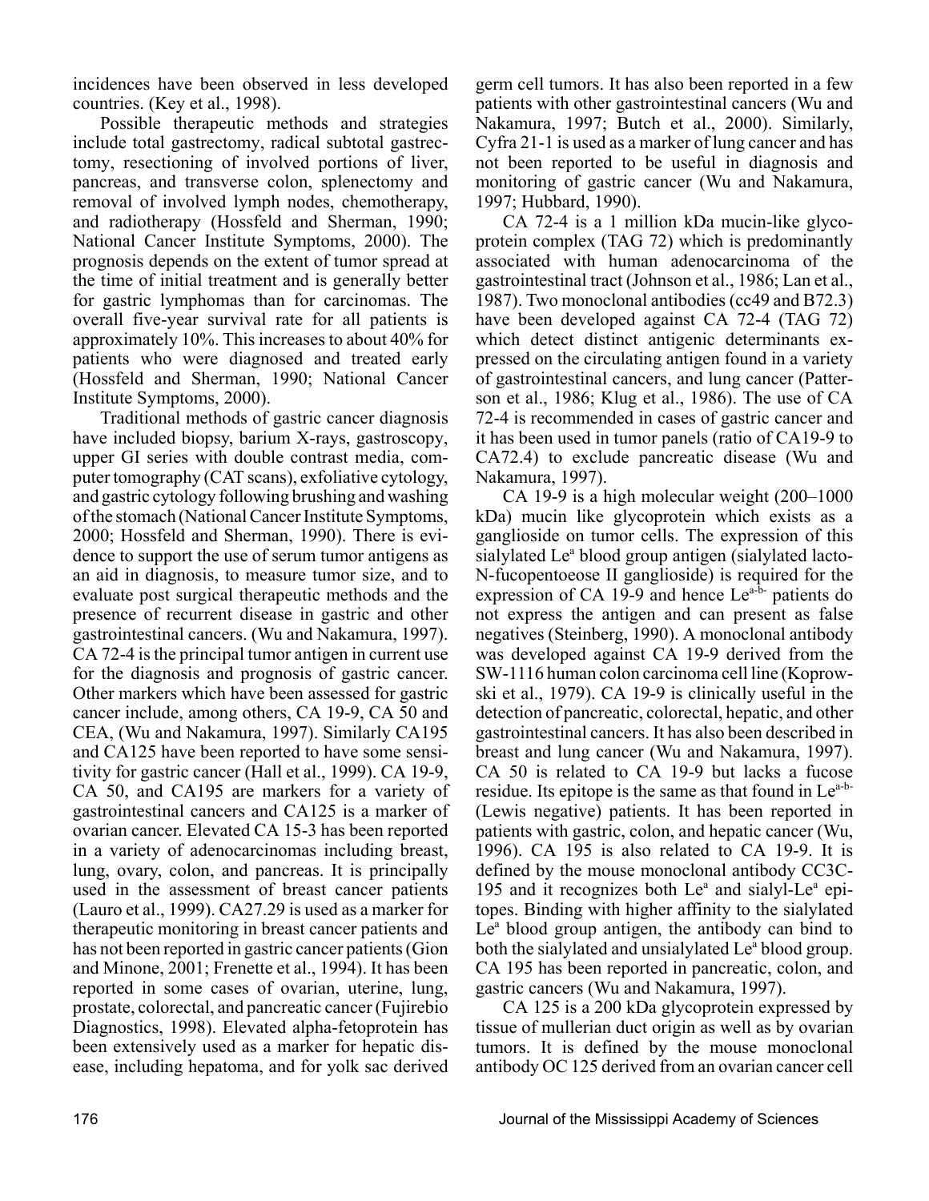incidences have been observed in less developed countries. (Key et al., 1998).

Possible therapeutic methods and strategies include total gastrectomy, radical subtotal gastrectomy, resectioning of involved portions of liver, pancreas, and transverse colon, splenectomy and removal of involved lymph nodes, chemotherapy, and radiotherapy (Hossfeld and Sherman, 1990; National Cancer Institute Symptoms, 2000). The prognosis depends on the extent of tumor spread at the time of initial treatment and is generally better for gastric lymphomas than for carcinomas. The overall five-year survival rate for all patients is approximately 10%. This increases to about 40% for patients who were diagnosed and treated early (Hossfeld and Sherman, 1990; National Cancer Institute Symptoms, 2000).

Traditional methods of gastric cancer diagnosis have included biopsy, barium X-rays, gastroscopy, upper GI series with double contrast media, computer tomography (CAT scans), exfoliative cytology, and gastric cytology following brushing and washing of the stomach (National Cancer Institute Symptoms, 2000; Hossfeld and Sherman, 1990). There is evidence to support the use of serum tumor antigens as an aid in diagnosis, to measure tumor size, and to evaluate post surgical therapeutic methods and the presence of recurrent disease in gastric and other gastrointestinal cancers. (Wu and Nakamura, 1997). CA 72-4 is the principal tumor antigen in current use for the diagnosis and prognosis of gastric cancer. Other markers which have been assessed for gastric cancer include, among others, CA 19-9, CA 50 and CEA, (Wu and Nakamura, 1997). Similarly CA195 and CA125 have been reported to have some sensitivity for gastric cancer (Hall et al., 1999). CA 19-9, CA 50, and CA195 are markers for a variety of gastrointestinal cancers and CA125 is a marker of ovarian cancer. Elevated CA 15-3 has been reported in a variety of adenocarcinomas including breast, lung, ovary, colon, and pancreas. It is principally used in the assessment of breast cancer patients (Lauro et al., 1999). CA27.29 is used as a marker for therapeutic monitoring in breast cancer patients and has not been reported in gastric cancer patients (Gion and Minone, 2001; Frenette et al., 1994). It has been reported in some cases of ovarian, uterine, lung, prostate, colorectal, and pancreatic cancer (Fujirebio Diagnostics, 1998). Elevated alpha-fetoprotein has been extensively used as a marker for hepatic disease, including hepatoma, and for yolk sac derived germ cell tumors. It has also been reported in a few patients with other gastrointestinal cancers (Wu and Nakamura, 1997; Butch et al., 2000). Similarly, Cyfra 21-1 is used as a marker of lung cancer and has not been reported to be useful in diagnosis and monitoring of gastric cancer (Wu and Nakamura, 1997; Hubbard, 1990).

CA 72-4 is a 1 million kDa mucin-like glycoprotein complex (TAG 72) which is predominantly associated with human adenocarcinoma of the gastrointestinal tract (Johnson et al., 1986; Lan et al., 1987). Two monoclonal antibodies (cc49 and B72.3) have been developed against CA 72-4 (TAG 72) which detect distinct antigenic determinants expressed on the circulating antigen found in a variety of gastrointestinal cancers, and lung cancer (Patterson et al., 1986; Klug et al., 1986). The use of CA 72-4 is recommended in cases of gastric cancer and it has been used in tumor panels (ratio of CA19-9 to CA72.4) to exclude pancreatic disease (Wu and Nakamura, 1997).

CA 19-9 is a high molecular weight (200–1000 kDa) mucin like glycoprotein which exists as a ganglioside on tumor cells. The expression of this sialylated $Le^a$ blood group antigen (sialylated lacto-N-fucopentoeose II ganglioside) is required for the expression of CA 19-9 and hence $Le^{a-b-}$ patients do not express the antigen and can present as false negatives (Steinberg, 1990). A monoclonal antibody was developed against CA 19-9 derived from the SW-1116 human colon carcinoma cell line (Koprowski et al., 1979). CA 19-9 is clinically useful in the detection of pancreatic, colorectal, hepatic, and other gastrointestinal cancers. It has also been described in breast and lung cancer (Wu and Nakamura, 1997). CA 50 is related to CA 19-9 but lacks a fucose residue. Its epitope is the same as that found in $Le^{a-b-}$ (Lewis negative) patients. It has been reported in patients with gastric, colon, and hepatic cancer (Wu, 1996). CA 195 is also related to CA 19-9. It is defined by the mouse monoclonal antibody CC3C-195 and it recognizes both $Le^a$ and sialyl-$Le^a$ epitopes. Binding with higher affinity to the sialylated $Le^a$ blood group antigen, the antibody can bind to both the sialylated and unsialylated $Le^a$ blood group. CA 195 has been reported in pancreatic, colon, and gastric cancers (Wu and Nakamura, 1997).

CA 125 is a 200 kDa glycoprotein expressed by tissue of mullerian duct origin as well as by ovarian tumors. It is defined by the mouse monoclonal antibody OC 125 derived from an ovarian cancer cell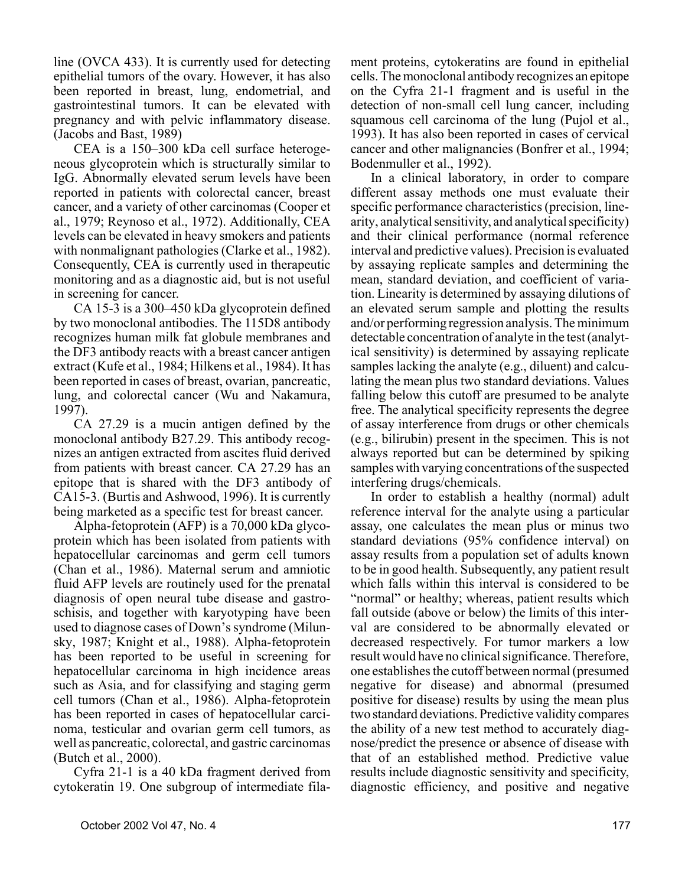line (OVCA 433). It is currently used for detecting epithelial tumors of the ovary. However, it has also been reported in breast, lung, endometrial, and gastrointestinal tumors. It can be elevated with pregnancy and with pelvic inflammatory disease. (Jacobs and Bast, 1989)

CEA is a 150–300 kDa cell surface heterogeneous glycoprotein which is structurally similar to IgG. Abnormally elevated serum levels have been reported in patients with colorectal cancer, breast cancer, and a variety of other carcinomas (Cooper et al., 1979; Reynoso et al., 1972). Additionally, CEA levels can be elevated in heavy smokers and patients with nonmalignant pathologies (Clarke et al., 1982). Consequently, CEA is currently used in therapeutic monitoring and as a diagnostic aid, but is not useful in screening for cancer.

CA 15-3 is a 300–450 kDa glycoprotein defined by two monoclonal antibodies. The 115D8 antibody recognizes human milk fat globule membranes and the DF3 antibody reacts with a breast cancer antigen extract (Kufe et al., 1984; Hilkens et al., 1984). It has been reported in cases of breast, ovarian, pancreatic, lung, and colorectal cancer (Wu and Nakamura, 1997).

CA 27.29 is a mucin antigen defined by the monoclonal antibody B27.29. This antibody recognizes an antigen extracted from ascites fluid derived from patients with breast cancer. CA 27.29 has an epitope that is shared with the DF3 antibody of CA15-3. (Burtis and Ashwood, 1996). It is currently being marketed as a specific test for breast cancer.

Alpha-fetoprotein (AFP) is a 70,000 kDa glycoprotein which has been isolated from patients with hepatocellular carcinomas and germ cell tumors (Chan et al., 1986). Maternal serum and amniotic fluid AFP levels are routinely used for the prenatal diagnosis of open neural tube disease and gastroschisis, and together with karyotyping have been used to diagnose cases of Down's syndrome (Milunsky, 1987; Knight et al., 1988). Alpha-fetoprotein has been reported to be useful in screening for hepatocellular carcinoma in high incidence areas such as Asia, and for classifying and staging germ cell tumors (Chan et al., 1986). Alpha-fetoprotein has been reported in cases of hepatocellular carcinoma, testicular and ovarian germ cell tumors, as well as pancreatic, colorectal, and gastric carcinomas (Butch et al., 2000).

Cyfra 21-1 is a 40 kDa fragment derived from cytokeratin 19. One subgroup of intermediate filament proteins, cytokeratins are found in epithelial cells. The monoclonal antibody recognizes an epitope on the Cyfra 21-1 fragment and is useful in the detection of non-small cell lung cancer, including squamous cell carcinoma of the lung (Pujol et al., 1993). It has also been reported in cases of cervical cancer and other malignancies (Bonfrer et al., 1994; Bodenmuller et al., 1992).

In a clinical laboratory, in order to compare different assay methods one must evaluate their specific performance characteristics (precision, linearity, analytical sensitivity, and analytical specificity) and their clinical performance (normal reference interval and predictive values). Precision is evaluated by assaying replicate samples and determining the mean, standard deviation, and coefficient of variation. Linearity is determined by assaying dilutions of an elevated serum sample and plotting the results and/or performing regression analysis. The minimum detectable concentration of analyte in the test (analytical sensitivity) is determined by assaying replicate samples lacking the analyte (e.g., diluent) and calculating the mean plus two standard deviations. Values falling below this cutoff are presumed to be analyte free. The analytical specificity represents the degree of assay interference from drugs or other chemicals (e.g., bilirubin) present in the specimen. This is not always reported but can be determined by spiking samples with varying concentrations of the suspected interfering drugs/chemicals.

In order to establish a healthy (normal) adult reference interval for the analyte using a particular assay, one calculates the mean plus or minus two standard deviations (95% confidence interval) on assay results from a population set of adults known to be in good health. Subsequently, any patient result which falls within this interval is considered to be "normal" or healthy; whereas, patient results which fall outside (above or below) the limits of this interval are considered to be abnormally elevated or decreased respectively. For tumor markers a low result would have no clinical significance. Therefore, one establishes the cutoff between normal (presumed negative for disease) and abnormal (presumed positive for disease) results by using the mean plus two standard deviations. Predictive validity compares the ability of a new test method to accurately diagnose/predict the presence or absence of disease with that of an established method. Predictive value results include diagnostic sensitivity and specificity, diagnostic efficiency, and positive and negative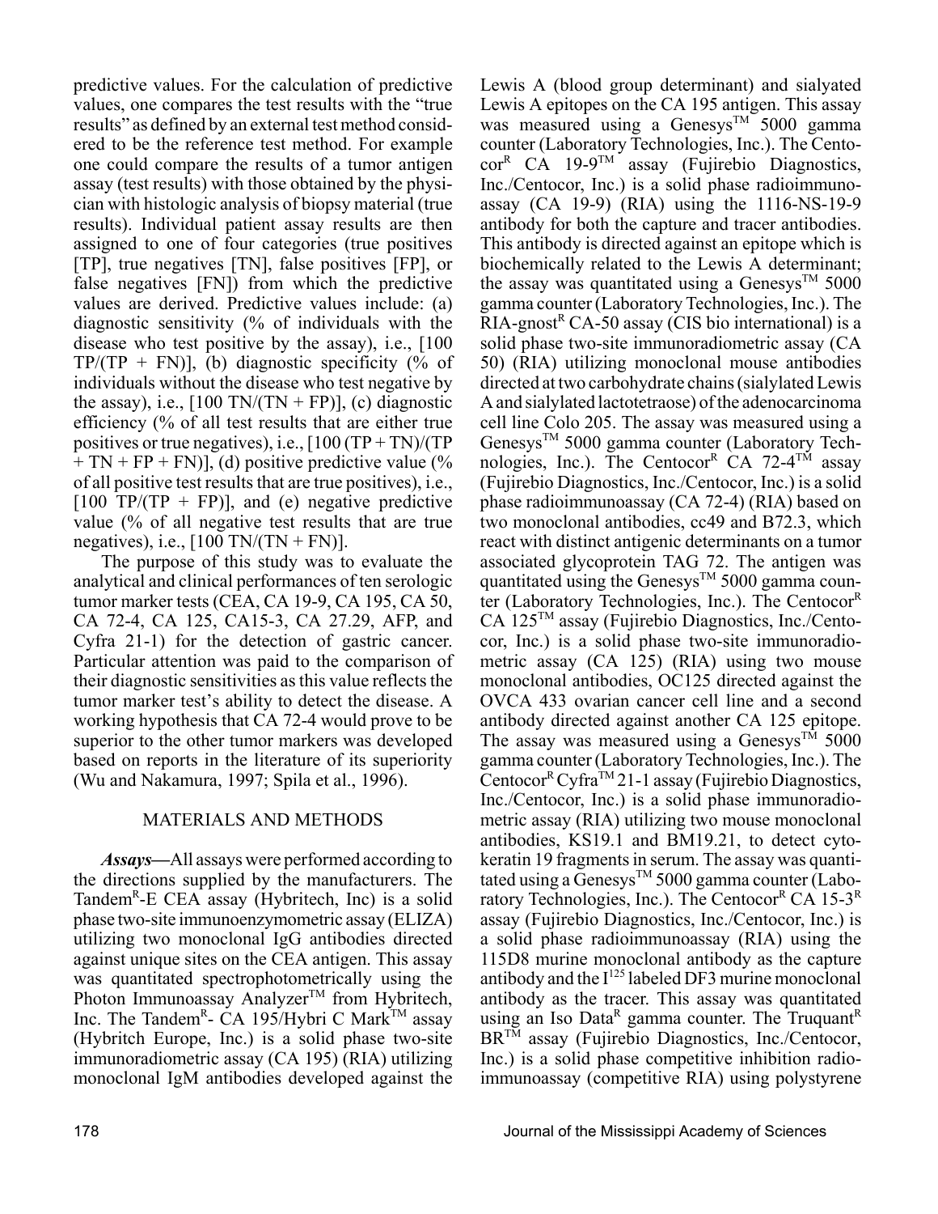predictive values. For the calculation of predictive values, one compares the test results with the "true results" as defined by an external test method considered to be the reference test method. For example one could compare the results of a tumor antigen assay (test results) with those obtained by the physician with histologic analysis of biopsy material (true results). Individual patient assay results are then assigned to one of four categories (true positives [TP], true negatives [TN], false positives [FP], or false negatives [FN]) from which the predictive values are derived. Predictive values include: (a) diagnostic sensitivity (% of individuals with the disease who test positive by the assay), i.e., [100 TP/(TP + FN)], (b) diagnostic specificity (% of individuals without the disease who test negative by the assay), i.e., [100 TN/(TN + FP)], (c) diagnostic efficiency (% of all test results that are either true positives or true negatives), i.e., [100 (TP + TN)/(TP + TN + FP + FN)], (d) positive predictive value (% of all positive test results that are true positives), i.e., [100 TP/(TP + FP)], and (e) negative predictive value (% of all negative test results that are true negatives), i.e., [100 TN/(TN + FN)].

The purpose of this study was to evaluate the analytical and clinical performances of ten serologic tumor marker tests (CEA, CA 19-9, CA 195, CA 50, CA 72-4, CA 125, CA15-3, CA 27.29, AFP, and Cyfra 21-1) for the detection of gastric cancer. Particular attention was paid to the comparison of their diagnostic sensitivities as this value reflects the tumor marker test's ability to detect the disease. A working hypothesis that CA 72-4 would prove to be superior to the other tumor markers was developed based on reports in the literature of its superiority (Wu and Nakamura, 1997; Spila et al., 1996).

## MATERIALS AND METHODS

***Assays***—All assays were performed according to the directions supplied by the manufacturers. The Tandem^R^-E CEA assay (Hybritech, Inc) is a solid phase two-site immunoenzymometric assay (ELIZA) utilizing two monoclonal IgG antibodies directed against unique sites on the CEA antigen. This assay was quantitated spectrophotometrically using the Photon Immunoassay Analyzer™ from Hybritech, Inc. The Tandem^R^- CA 195/Hybri C Mark™ assay (Hybritch Europe, Inc.) is a solid phase two-site immunoradiometric assay (CA 195) (RIA) utilizing monoclonal IgM antibodies developed against the Lewis A (blood group determinant) and sialyated Lewis A epitopes on the CA 195 antigen. This assay was measured using a Genesys™ 5000 gamma counter (Laboratory Technologies, Inc.). The Centocor^R^ CA 19-9™ assay (Fujirebio Diagnostics, Inc./Centocor, Inc.) is a solid phase radioimmunoassay (CA 19-9) (RIA) using the 1116-NS-19-9 antibody for both the capture and tracer antibodies. This antibody is directed against an epitope which is biochemically related to the Lewis A determinant; the assay was quantitated using a Genesys™ 5000 gamma counter (Laboratory Technologies, Inc.). The RIA-gnost^R^ CA-50 assay (CIS bio international) is a solid phase two-site immunoradiometric assay (CA 50) (RIA) utilizing monoclonal mouse antibodies directed at two carbohydrate chains (sialylated Lewis A and sialylated lactotetraose) of the adenocarcinoma cell line Colo 205. The assay was measured using a Genesys™ 5000 gamma counter (Laboratory Technologies, Inc.). The Centocor^R^ CA 72-4™ assay (Fujirebio Diagnostics, Inc./Centocor, Inc.) is a solid phase radioimmunoassay (CA 72-4) (RIA) based on two monoclonal antibodies, cc49 and B72.3, which react with distinct antigenic determinants on a tumor associated glycoprotein TAG 72. The antigen was quantitated using the Genesys™ 5000 gamma counter (Laboratory Technologies, Inc.). The Centocor^R^ CA 125™ assay (Fujirebio Diagnostics, Inc./Centocor, Inc.) is a solid phase two-site immunoradiometric assay (CA 125) (RIA) using two mouse monoclonal antibodies, OC125 directed against the OVCA 433 ovarian cancer cell line and a second antibody directed against another CA 125 epitope. The assay was measured using a Genesys™ 5000 gamma counter (Laboratory Technologies, Inc.). The Centocor^R^ Cyfra™ 21-1 assay (Fujirebio Diagnostics, Inc./Centocor, Inc.) is a solid phase immunoradiometric assay (RIA) utilizing two mouse monoclonal antibodies, KS19.1 and BM19.21, to detect cytokeratin 19 fragments in serum. The assay was quantitated using a Genesys™ 5000 gamma counter (Laboratory Technologies, Inc.). The Centocor^R^ CA 15-3^R^ assay (Fujirebio Diagnostics, Inc./Centocor, Inc.) is a solid phase radioimmunoassay (RIA) using the 115D8 murine monoclonal antibody as the capture antibody and the $I^{125}$ labeled DF3 murine monoclonal antibody as the tracer. This assay was quantitated using an Iso Data^R^ gamma counter. The Truquant^R^ BR™ assay (Fujirebio Diagnostics, Inc./Centocor, Inc.) is a solid phase competitive inhibition radioimmunoassay (competitive RIA) using polystyrene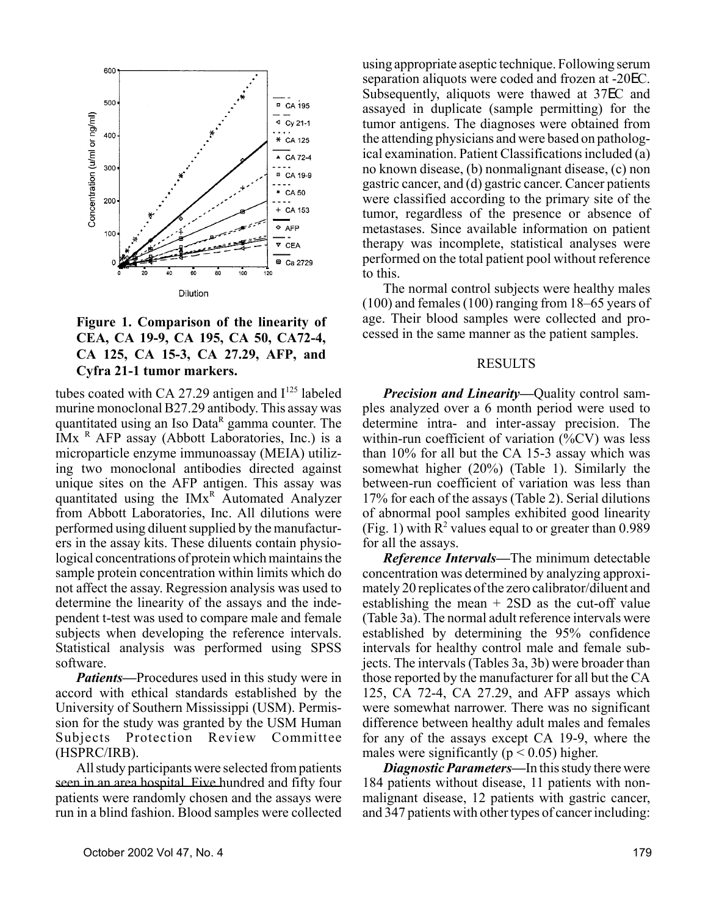600
500
400
300
200
100
0

Concentration (u/ml or ng/ml)

0 20 40 60 80 100 120

Dilution

CA 195
Cy 21-1
CA 125
CA 72-4
CA 19-9
CA 50
CA 153
AFP
CEA
Ca 2729

**Figure 1. Comparison of the linearity of CEA, CA 19-9, CA 195, CA 50, CA72-4, CA 125, CA 15-3, CA 27.29, AFP, and Cyfra 21-1 tumor markers.**

tubes coated with CA 27.29 antigen and $I^{125}$ labeled murine monoclonal B27.29 antibody. This assay was quantitated using an Iso Data[R] gamma counter. The IMx [R] AFP assay (Abbott Laboratories, Inc.) is a microparticle enzyme immunoassay (MEIA) utilizing two monoclonal antibodies directed against unique sites on the AFP antigen. This assay was quantitated using the IMx[R] Automated Analyzer from Abbott Laboratories, Inc. All dilutions were performed using diluent supplied by the manufacturers in the assay kits. These diluents contain physiological concentrations of protein which maintains the sample protein concentration within limits which do not affect the assay. Regression analysis was used to determine the linearity of the assays and the independent t-test was used to compare male and female subjects when developing the reference intervals. Statistical analysis was performed using SPSS software.

***Patients***—Procedures used in this study were in accord with ethical standards established by the University of Southern Mississippi (USM). Permission for the study was granted by the USM Human Subjects Protection Review Committee (HSPRC/IRB).

All study participants were selected from patients seen in an area hospital. Five hundred and fifty four patients were randomly chosen and the assays were run in a blind fashion. Blood samples were collected using appropriate aseptic technique. Following serum separation aliquots were coded and frozen at -20EC. Subsequently, aliquots were thawed at 37EC and assayed in duplicate (sample permitting) for the tumor antigens. The diagnoses were obtained from the attending physicians and were based on pathological examination. Patient Classifications included (a) no known disease, (b) nonmalignant disease, (c) non gastric cancer, and (d) gastric cancer. Cancer patients were classified according to the primary site of the tumor, regardless of the presence or absence of metastases. Since available information on patient therapy was incomplete, statistical analyses were performed on the total patient pool without reference to this.

The normal control subjects were healthy males (100) and females (100) ranging from 18–65 years of age. Their blood samples were collected and processed in the same manner as the patient samples.

## RESULTS

***Precision and Linearity***—Quality control samples analyzed over a 6 month period were used to determine intra- and inter-assay precision. The within-run coefficient of variation (%CV) was less than 10% for all but the CA 15-3 assay which was somewhat higher (20%) (Table 1). Similarly the between-run coefficient of variation was less than 17% for each of the assays (Table 2). Serial dilutions of abnormal pool samples exhibited good linearity (Fig. 1) with $R^2$ values equal to or greater than 0.989 for all the assays.

***Reference Intervals***—The minimum detectable concentration was determined by analyzing approximately 20 replicates of the zero calibrator/diluent and establishing the mean + 2SD as the cut-off value (Table 3a). The normal adult reference intervals were established by determining the 95% confidence intervals for healthy control male and female subjects. The intervals (Tables 3a, 3b) were broader than those reported by the manufacturer for all but the CA 125, CA 72-4, CA 27.29, and AFP assays which were somewhat narrower. There was no significant difference between healthy adult males and females for any of the assays except CA 19-9, where the males were significantly ($p < 0.05$) higher.

***Diagnostic Parameters***—In this study there were 184 patients without disease, 11 patients with nonmalignant disease, 12 patients with gastric cancer, and 347 patients with other types of cancer including: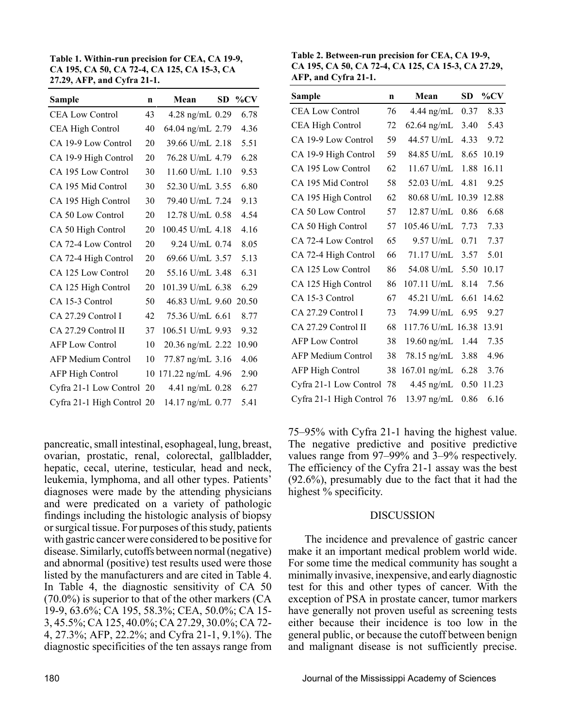**Table 1. Within-run precision for CEA, CA 19-9, CA 195, CA 50, CA 72-4, CA 125, CA 15-3, CA 27.29, AFP, and Cyfra 21-1.**

| Sample | n | Mean | SD | %CV |
|---|---|---|---|---|
| CEA Low Control | 43 | 4.28 ng/mL | 0.29 | 6.78 |
| CEA High Control | 40 | 64.04 ng/mL | 2.79 | 4.36 |
| CA 19-9 Low Control | 20 | 39.66 U/mL | 2.18 | 5.51 |
| CA 19-9 High Control | 20 | 76.28 U/mL | 4.79 | 6.28 |
| CA 195 Low Control | 30 | 11.60 U/mL | 1.10 | 9.53 |
| CA 195 Mid Control | 30 | 52.30 U/mL | 3.55 | 6.80 |
| CA 195 High Control | 30 | 79.40 U/mL | 7.24 | 9.13 |
| CA 50 Low Control | 20 | 12.78 U/mL | 0.58 | 4.54 |
| CA 50 High Control | 20 | 100.45 U/mL | 4.18 | 4.16 |
| CA 72-4 Low Control | 20 | 9.24 U/mL | 0.74 | 8.05 |
| CA 72-4 High Control | 20 | 69.66 U/mL | 3.57 | 5.13 |
| CA 125 Low Control | 20 | 55.16 U/mL | 3.48 | 6.31 |
| CA 125 High Control | 20 | 101.39 U/mL | 6.38 | 6.29 |
| CA 15-3 Control | 50 | 46.83 U/mL | 9.60 | 20.50 |
| CA 27.29 Control I | 42 | 75.36 U/mL | 6.61 | 8.77 |
| CA 27.29 Control II | 37 | 106.51 U/mL | 9.93 | 9.32 |
| AFP Low Control | 10 | 20.36 ng/mL | 2.22 | 10.90 |
| AFP Medium Control | 10 | 77.87 ng/mL | 3.16 | 4.06 |
| AFP High Control | 10 | 171.22 ng/mL | 4.96 | 2.90 |
| Cyfra 21-1 Low Control | 20 | 4.41 ng/mL | 0.28 | 6.27 |
| Cyfra 21-1 High Control | 20 | 14.17 ng/mL | 0.77 | 5.41 |

**Table 2. Between-run precision for CEA, CA 19-9, CA 195, CA 50, CA 72-4, CA 125, CA 15-3, CA 27.29, AFP, and Cyfra 21-1.**

| Sample | n | Mean | SD | %CV |
|---|---|---|---|---|
| CEA Low Control | 76 | 4.44 ng/mL | 0.37 | 8.33 |
| CEA High Control | 72 | 62.64 ng/mL | 3.40 | 5.43 |
| CA 19-9 Low Control | 59 | 44.57 U/mL | 4.33 | 9.72 |
| CA 19-9 High Control | 59 | 84.85 U/mL | 8.65 | 10.19 |
| CA 195 Low Control | 62 | 11.67 U/mL | 1.88 | 16.11 |
| CA 195 Mid Control | 58 | 52.03 U/mL | 4.81 | 9.25 |
| CA 195 High Control | 62 | 80.68 U/mL | 10.39 | 12.88 |
| CA 50 Low Control | 57 | 12.87 U/mL | 0.86 | 6.68 |
| CA 50 High Control | 57 | 105.46 U/mL | 7.73 | 7.33 |
| CA 72-4 Low Control | 65 | 9.57 U/mL | 0.71 | 7.37 |
| CA 72-4 High Control | 66 | 71.17 U/mL | 3.57 | 5.01 |
| CA 125 Low Control | 86 | 54.08 U/mL | 5.50 | 10.17 |
| CA 125 High Control | 86 | 107.11 U/mL | 8.14 | 7.56 |
| CA 15-3 Control | 67 | 45.21 U/mL | 6.61 | 14.62 |
| CA 27.29 Control I | 73 | 74.99 U/mL | 6.95 | 9.27 |
| CA 27.29 Control II | 68 | 117.76 U/mL | 16.38 | 13.91 |
| AFP Low Control | 38 | 19.60 ng/mL | 1.44 | 7.35 |
| AFP Medium Control | 38 | 78.15 ng/mL | 3.88 | 4.96 |
| AFP High Control | 38 | 167.01 ng/mL | 6.28 | 3.76 |
| Cyfra 21-1 Low Control | 78 | 4.45 ng/mL | 0.50 | 11.23 |
| Cyfra 21-1 High Control | 76 | 13.97 ng/mL | 0.86 | 6.16 |

pancreatic, small intestinal, esophageal, lung, breast, ovarian, prostatic, renal, colorectal, gallbladder, hepatic, cecal, uterine, testicular, head and neck, leukemia, lymphoma, and all other types. Patients' diagnoses were made by the attending physicians and were predicated on a variety of pathologic findings including the histologic analysis of biopsy or surgical tissue. For purposes of this study, patients with gastric cancer were considered to be positive for disease. Similarly, cutoffs between normal (negative) and abnormal (positive) test results used were those listed by the manufacturers and are cited in Table 4. In Table 4, the diagnostic sensitivity of CA 50 (70.0%) is superior to that of the other markers (CA 19-9, 63.6%; CA 195, 58.3%; CEA, 50.0%; CA 15-3, 45.5%; CA 125, 40.0%; CA 27.29, 30.0%; CA 72-4, 27.3%; AFP, 22.2%; and Cyfra 21-1, 9.1%). The diagnostic specificities of the ten assays range from 75–95% with Cyfra 21-1 having the highest value. The negative predictive and positive predictive values range from 97–99% and 3–9% respectively. The efficiency of the Cyfra 21-1 assay was the best (92.6%), presumably due to the fact that it had the highest % specificity.

## DISCUSSION

The incidence and prevalence of gastric cancer make it an important medical problem world wide. For some time the medical community has sought a minimally invasive, inexpensive, and early diagnostic test for this and other types of cancer. With the exception of PSA in prostate cancer, tumor markers have generally not proven useful as screening tests either because their incidence is too low in the general public, or because the cutoff between benign and malignant disease is not sufficiently precise.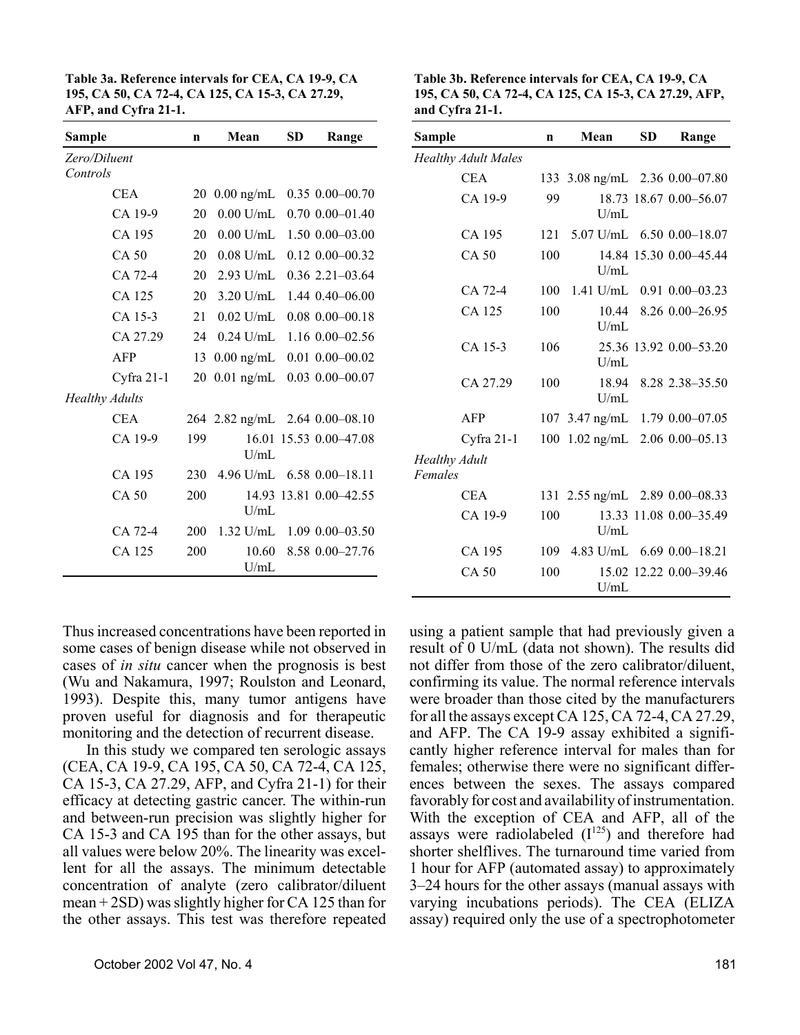**Table 3a. Reference intervals for CEA, CA 19-9, CA 195, CA 50, CA 72-4, CA 125, CA 15-3, CA 27.29, AFP, and Cyfra 21-1.**

| Sample | n | Mean | SD | Range |
|---|---|---|---|---|
| *Zero/Diluent Controls* | | | | |
| CEA | 20 | 0.00 ng/mL | 0.35 | 0.00–00.70 |
| CA 19-9 | 20 | 0.00 U/mL | 0.70 | 0.00–01.40 |
| CA 195 | 20 | 0.00 U/mL | 1.50 | 0.00–03.00 |
| CA 50 | 20 | 0.08 U/mL | 0.12 | 0.00–00.32 |
| CA 72-4 | 20 | 2.93 U/mL | 0.36 | 2.21–03.64 |
| CA 125 | 20 | 3.20 U/mL | 1.44 | 0.40–06.00 |
| CA 15-3 | 21 | 0.02 U/mL | 0.08 | 0.00–00.18 |
| CA 27.29 | 24 | 0.24 U/mL | 1.16 | 0.00–02.56 |
| AFP | 13 | 0.00 ng/mL | 0.01 | 0.00–00.02 |
| Cyfra 21-1 | 20 | 0.01 ng/mL | 0.03 | 0.00–00.07 |
| *Healthy Adults* | | | | |
| CEA | 264 | 2.82 ng/mL | 2.64 | 0.00–08.10 |
| CA 19-9 | 199 | 16.01 U/mL | 15.53 | 0.00–47.08 |
| CA 195 | 230 | 4.96 U/mL | 6.58 | 0.00–18.11 |
| CA 50 | 200 | 14.93 U/mL | 13.81 | 0.00–42.55 |
| CA 72-4 | 200 | 1.32 U/mL | 1.09 | 0.00–03.50 |
| CA 125 | 200 | 10.60 U/mL | 8.58 | 0.00–27.76 |

**Table 3b. Reference intervals for CEA, CA 19-9, CA 195, CA 50, CA 72-4, CA 125, CA 15-3, CA 27.29, AFP, and Cyfra 21-1.**

| Sample | n | Mean | SD | Range |
|---|---|---|---|---|
| *Healthy Adult Males* | | | | |
| CEA | 133 | 3.08 ng/mL | 2.36 | 0.00–07.80 |
| CA 19-9 | 99 | 18.73 U/mL | 18.67 | 0.00–56.07 |
| CA 195 | 121 | 5.07 U/mL | 6.50 | 0.00–18.07 |
| CA 50 | 100 | 14.84 U/mL | 15.30 | 0.00–45.44 |
| CA 72-4 | 100 | 1.41 U/mL | 0.91 | 0.00–03.23 |
| CA 125 | 100 | 10.44 U/mL | 8.26 | 0.00–26.95 |
| CA 15-3 | 106 | 25.36 U/mL | 13.92 | 0.00–53.20 |
| CA 27.29 | 100 | 18.94 U/mL | 8.28 | 2.38–35.50 |
| AFP | 107 | 3.47 ng/mL | 1.79 | 0.00–07.05 |
| Cyfra 21-1 | 100 | 1.02 ng/mL | 2.06 | 0.00–05.13 |
| *Healthy Adult Females* | | | | |
| CEA | 131 | 2.55 ng/mL | 2.89 | 0.00–08.33 |
| CA 19-9 | 100 | 13.33 U/mL | 11.08 | 0.00–35.49 |
| CA 195 | 109 | 4.83 U/mL | 6.69 | 0.00–18.21 |
| CA 50 | 100 | 15.02 U/mL | 12.22 | 0.00–39.46 |

Thus increased concentrations have been reported in some cases of benign disease while not observed in cases of *in situ* cancer when the prognosis is best (Wu and Nakamura, 1997; Roulston and Leonard, 1993). Despite this, many tumor antigens have proven useful for diagnosis and for therapeutic monitoring and the detection of recurrent disease.

In this study we compared ten serologic assays (CEA, CA 19-9, CA 195, CA 50, CA 72-4, CA 125, CA 15-3, CA 27.29, AFP, and Cyfra 21-1) for their efficacy at detecting gastric cancer. The within-run and between-run precision was slightly higher for CA 15-3 and CA 195 than for the other assays, but all values were below 20%. The linearity was excellent for all the assays. The minimum detectable concentration of analyte (zero calibrator/diluent mean + 2SD) was slightly higher for CA 125 than for the other assays. This test was therefore repeated using a patient sample that had previously given a result of 0 U/mL (data not shown). The results did not differ from those of the zero calibrator/diluent, confirming its value. The normal reference intervals were broader than those cited by the manufacturers for all the assays except CA 125, CA 72-4, CA 27.29, and AFP. The CA 19-9 assay exhibited a significantly higher reference interval for males than for females; otherwise there were no significant differences between the sexes. The assays compared favorably for cost and availability of instrumentation. With the exception of CEA and AFP, all of the assays were radiolabeled ($I^{125}$) and therefore had shorter shelflives. The turnaround time varied from 1 hour for AFP (automated assay) to approximately 3–24 hours for the other assays (manual assays with varying incubations periods). The CEA (ELIZA assay) required only the use of a spectrophotometer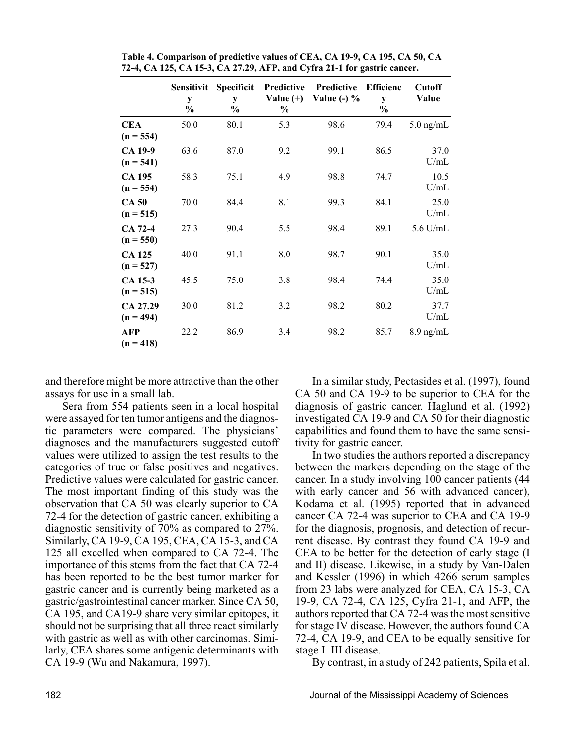**Table 4. Comparison of predictive values of CEA, CA 19-9, CA 195, CA 50, CA 72-4, CA 125, CA 15-3, CA 27.29, AFP, and Cyfra 21-1 for gastric cancer.**

| | Sensitivity % | Specificity % | Predictive Value (+) % | Predictive Value (-) % | Efficiency % | Cutoff Value |
|---|---|---|---|---|---|---|
| **CEA (n = 554)** | 50.0 | 80.1 | 5.3 | 98.6 | 79.4 | 5.0 ng/mL |
| **CA 19-9 (n = 541)** | 63.6 | 87.0 | 9.2 | 99.1 | 86.5 | 37.0 U/mL |
| **CA 195 (n = 554)** | 58.3 | 75.1 | 4.9 | 98.8 | 74.7 | 10.5 U/mL |
| **CA 50 (n = 515)** | 70.0 | 84.4 | 8.1 | 99.3 | 84.1 | 25.0 U/mL |
| **CA 72-4 (n = 550)** | 27.3 | 90.4 | 5.5 | 98.4 | 89.1 | 5.6 U/mL |
| **CA 125 (n = 527)** | 40.0 | 91.1 | 8.0 | 98.7 | 90.1 | 35.0 U/mL |
| **CA 15-3 (n = 515)** | 45.5 | 75.0 | 3.8 | 98.4 | 74.4 | 35.0 U/mL |
| **CA 27.29 (n = 494)** | 30.0 | 81.2 | 3.2 | 98.2 | 80.2 | 37.7 U/mL |
| **AFP (n = 418)** | 22.2 | 86.9 | 3.4 | 98.2 | 85.7 | 8.9 ng/mL |

and therefore might be more attractive than the other assays for use in a small lab.

Sera from 554 patients seen in a local hospital were assayed for ten tumor antigens and the diagnostic parameters were compared. The physicians' diagnoses and the manufacturers suggested cutoff values were utilized to assign the test results to the categories of true or false positives and negatives. Predictive values were calculated for gastric cancer. The most important finding of this study was the observation that CA 50 was clearly superior to CA 72-4 for the detection of gastric cancer, exhibiting a diagnostic sensitivity of 70% as compared to 27%. Similarly, CA 19-9, CA 195, CEA, CA 15-3, and CA 125 all excelled when compared to CA 72-4. The importance of this stems from the fact that CA 72-4 has been reported to be the best tumor marker for gastric cancer and is currently being marketed as a gastric/gastrointestinal cancer marker. Since CA 50, CA 195, and CA19-9 share very similar epitopes, it should not be surprising that all three react similarly with gastric as well as with other carcinomas. Similarly, CEA shares some antigenic determinants with CA 19-9 (Wu and Nakamura, 1997).

In a similar study, Pectasides et al. (1997), found CA 50 and CA 19-9 to be superior to CEA for the diagnosis of gastric cancer. Haglund et al. (1992) investigated CA 19-9 and CA 50 for their diagnostic capabilities and found them to have the same sensitivity for gastric cancer.

In two studies the authors reported a discrepancy between the markers depending on the stage of the cancer. In a study involving 100 cancer patients (44 with early cancer and 56 with advanced cancer), Kodama et al. (1995) reported that in advanced cancer CA 72-4 was superior to CEA and CA 19-9 for the diagnosis, prognosis, and detection of recurrent disease. By contrast they found CA 19-9 and CEA to be better for the detection of early stage (I and II) disease. Likewise, in a study by Van-Dalen and Kessler (1996) in which 4266 serum samples from 23 labs were analyzed for CEA, CA 15-3, CA 19-9, CA 72-4, CA 125, Cyfra 21-1, and AFP, the authors reported that CA 72-4 was the most sensitive for stage IV disease. However, the authors found CA 72-4, CA 19-9, and CEA to be equally sensitive for stage I–III disease.

By contrast, in a study of 242 patients, Spila et al.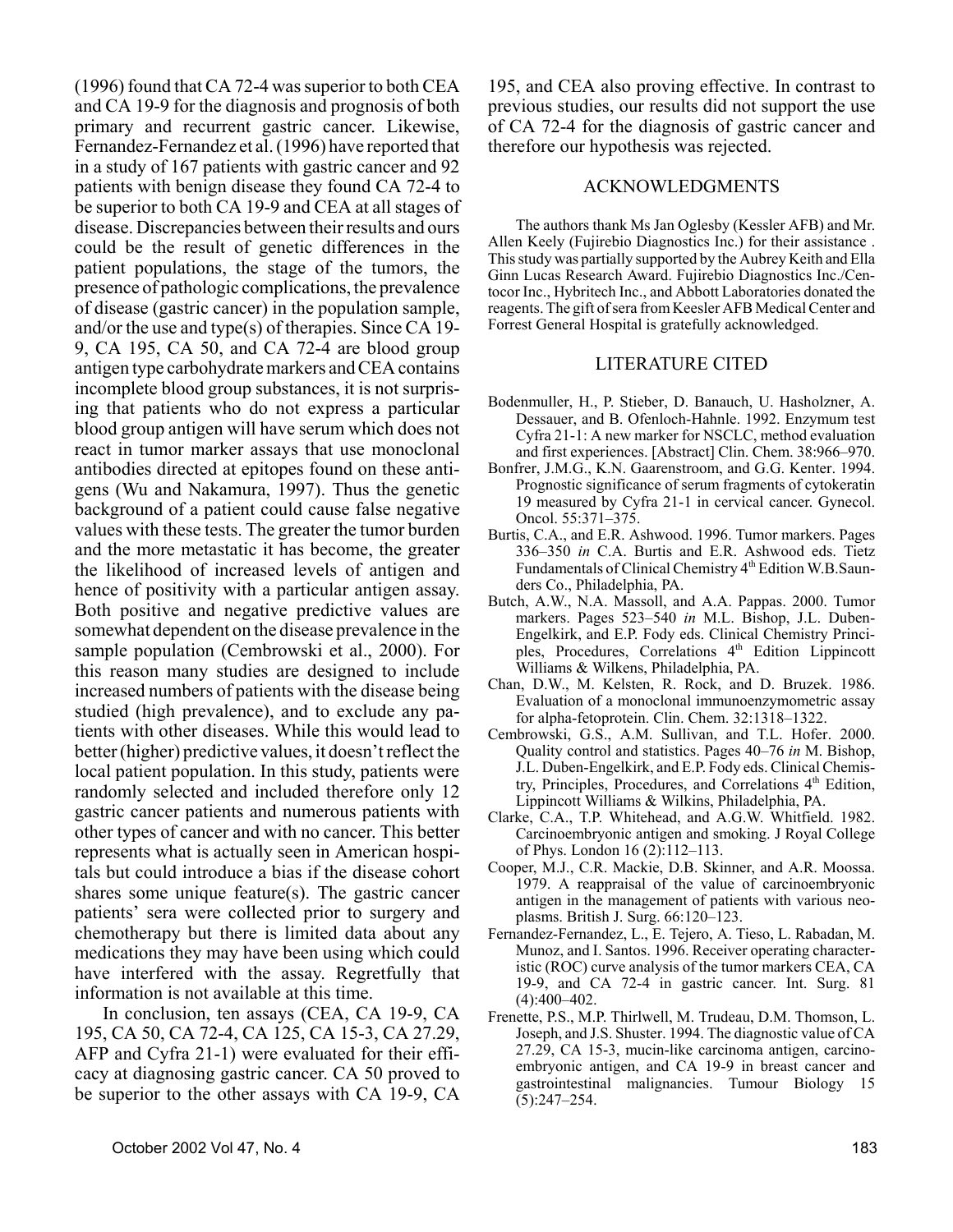(1996) found that CA 72-4 was superior to both CEA and CA 19-9 for the diagnosis and prognosis of both primary and recurrent gastric cancer. Likewise, Fernandez-Fernandez et al. (1996) have reported that in a study of 167 patients with gastric cancer and 92 patients with benign disease they found CA 72-4 to be superior to both CA 19-9 and CEA at all stages of disease. Discrepancies between their results and ours could be the result of genetic differences in the patient populations, the stage of the tumors, the presence of pathologic complications, the prevalence of disease (gastric cancer) in the population sample, and/or the use and type(s) of therapies. Since CA 19-9, CA 195, CA 50, and CA 72-4 are blood group antigen type carbohydrate markers and CEA contains incomplete blood group substances, it is not surprising that patients who do not express a particular blood group antigen will have serum which does not react in tumor marker assays that use monoclonal antibodies directed at epitopes found on these antigens (Wu and Nakamura, 1997). Thus the genetic background of a patient could cause false negative values with these tests. The greater the tumor burden and the more metastatic it has become, the greater the likelihood of increased levels of antigen and hence of positivity with a particular antigen assay. Both positive and negative predictive values are somewhat dependent on the disease prevalence in the sample population (Cembrowski et al., 2000). For this reason many studies are designed to include increased numbers of patients with the disease being studied (high prevalence), and to exclude any patients with other diseases. While this would lead to better (higher) predictive values, it doesn't reflect the local patient population. In this study, patients were randomly selected and included therefore only 12 gastric cancer patients and numerous patients with other types of cancer and with no cancer. This better represents what is actually seen in American hospitals but could introduce a bias if the disease cohort shares some unique feature(s). The gastric cancer patients' sera were collected prior to surgery and chemotherapy but there is limited data about any medications they may have been using which could have interfered with the assay. Regretfully that information is not available at this time.

In conclusion, ten assays (CEA, CA 19-9, CA 195, CA 50, CA 72-4, CA 125, CA 15-3, CA 27.29, AFP and Cyfra 21-1) were evaluated for their efficacy at diagnosing gastric cancer. CA 50 proved to be superior to the other assays with CA 19-9, CA 195, and CEA also proving effective. In contrast to previous studies, our results did not support the use of CA 72-4 for the diagnosis of gastric cancer and therefore our hypothesis was rejected.

## ACKNOWLEDGMENTS

The authors thank Ms Jan Oglesby (Kessler AFB) and Mr. Allen Keely (Fujirebio Diagnostics Inc.) for their assistance . This study was partially supported by the Aubrey Keith and Ella Ginn Lucas Research Award. Fujirebio Diagnostics Inc./Centocor Inc., Hybritech Inc., and Abbott Laboratories donated the reagents. The gift of sera from Keesler AFB Medical Center and Forrest General Hospital is gratefully acknowledged.

## LITERATURE CITED

Bodenmuller, H., P. Stieber, D. Banauch, U. Hasholzner, A. Dessauer, and B. Ofenloch-Hahnle. 1992. Enzymum test Cyfra 21-1: A new marker for NSCLC, method evaluation and first experiences. [Abstract] Clin. Chem. 38:966–970.

Bonfrer, J.M.G., K.N. Gaarenstroom, and G.G. Kenter. 1994. Prognostic significance of serum fragments of cytokeratin 19 measured by Cyfra 21-1 in cervical cancer. Gynecol. Oncol. 55:371–375.

Burtis, C.A., and E.R. Ashwood. 1996. Tumor markers. Pages 336–350 *in* C.A. Burtis and E.R. Ashwood eds. Tietz Fundamentals of Clinical Chemistry 4th Edition W.B.Saunders Co., Philadelphia, PA.

Butch, A.W., N.A. Massoll, and A.A. Pappas. 2000. Tumor markers. Pages 523–540 *in* M.L. Bishop, J.L. Duben-Engelkirk, and E.P. Fody eds. Clinical Chemistry Principles, Procedures, Correlations 4th Edition Lippincott Williams & Wilkens, Philadelphia, PA.

Chan, D.W., M. Kelsten, R. Rock, and D. Bruzek. 1986. Evaluation of a monoclonal immunoenzymometric assay for alpha-fetoprotein. Clin. Chem. 32:1318–1322.

Cembrowski, G.S., A.M. Sullivan, and T.L. Hofer. 2000. Quality control and statistics. Pages 40–76 *in* M. Bishop, J.L. Duben-Engelkirk, and E.P. Fody eds. Clinical Chemistry, Principles, Procedures, and Correlations 4th Edition, Lippincott Williams & Wilkins, Philadelphia, PA.

Clarke, C.A., T.P. Whitehead, and A.G.W. Whitfield. 1982. Carcinoembryonic antigen and smoking. J Royal College of Phys. London 16 (2):112–113.

Cooper, M.J., C.R. Mackie, D.B. Skinner, and A.R. Moossa. 1979. A reappraisal of the value of carcinoembryonic antigen in the management of patients with various neoplasms. British J. Surg. 66:120–123.

Fernandez-Fernandez, L., E. Tejero, A. Tieso, L. Rabadan, M. Munoz, and I. Santos. 1996. Receiver operating characteristic (ROC) curve analysis of the tumor markers CEA, CA 19-9, and CA 72-4 in gastric cancer. Int. Surg. 81 (4):400–402.

Frenette, P.S., M.P. Thirlwell, M. Trudeau, D.M. Thomson, L. Joseph, and J.S. Shuster. 1994. The diagnostic value of CA 27.29, CA 15-3, mucin-like carcinoma antigen, carcinoembryonic antigen, and CA 19-9 in breast cancer and gastrointestinal malignancies. Tumour Biology 15 (5):247–254.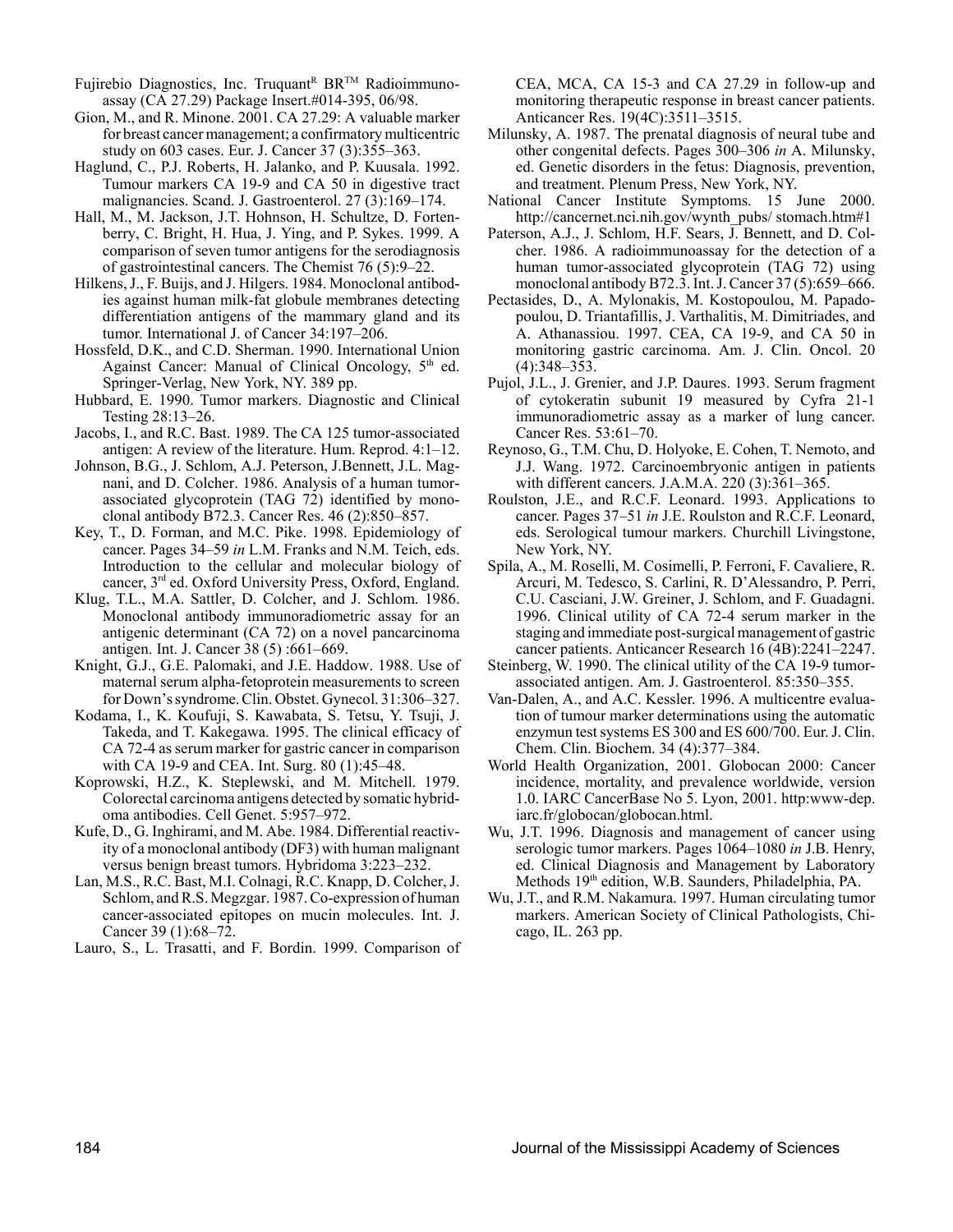Fujirebio Diagnostics, Inc. Truquant[R] BR[TM] Radioimmunoassay (CA 27.29) Package Insert.#014-395, 06/98.

Gion, M., and R. Minone. 2001. CA 27.29: A valuable marker for breast cancer management; a confirmatory multicentric study on 603 cases. Eur. J. Cancer 37 (3):355–363.

Haglund, C., P.J. Roberts, H. Jalanko, and P. Kuusala. 1992. Tumour markers CA 19-9 and CA 50 in digestive tract malignancies. Scand. J. Gastroenterol. 27 (3):169–174.

Hall, M., M. Jackson, J.T. Hohnson, H. Schultze, D. Fortenberry, C. Bright, H. Hua, J. Ying, and P. Sykes. 1999. A comparison of seven tumor antigens for the serodiagnosis of gastrointestinal cancers. The Chemist 76 (5):9–22.

Hilkens, J., F. Buijs, and J. Hilgers. 1984. Monoclonal antibodies against human milk-fat globule membranes detecting differentiation antigens of the mammary gland and its tumor. International J. of Cancer 34:197–206.

Hossfeld, D.K., and C.D. Sherman. 1990. International Union Against Cancer: Manual of Clinical Oncology, 5[th] ed. Springer-Verlag, New York, NY. 389 pp.

Hubbard, E. 1990. Tumor markers. Diagnostic and Clinical Testing 28:13–26.

Jacobs, I., and R.C. Bast. 1989. The CA 125 tumor-associated antigen: A review of the literature. Hum. Reprod. 4:1–12.

Johnson, B.G., J. Schlom, A.J. Peterson, J.Bennett, J.L. Magnani, and D. Colcher. 1986. Analysis of a human tumor-associated glycoprotein (TAG 72) identified by monoclonal antibody B72.3. Cancer Res. 46 (2):850–857.

Key, T., D. Forman, and M.C. Pike. 1998. Epidemiology of cancer. Pages 34–59 *in* L.M. Franks and N.M. Teich, eds. Introduction to the cellular and molecular biology of cancer, 3[rd] ed. Oxford University Press, Oxford, England.

Klug, T.L., M.A. Sattler, D. Colcher, and J. Schlom. 1986. Monoclonal antibody immunoradiometric assay for an antigenic determinant (CA 72) on a novel pancarcinoma antigen. Int. J. Cancer 38 (5) :661–669.

Knight, G.J., G.E. Palomaki, and J.E. Haddow. 1988. Use of maternal serum alpha-fetoprotein measurements to screen for Down's syndrome. Clin. Obstet. Gynecol. 31:306–327.

Kodama, I., K. Koufuji, S. Kawabata, S. Tetsu, Y. Tsuji, J. Takeda, and T. Kakegawa. 1995. The clinical efficacy of CA 72-4 as serum marker for gastric cancer in comparison with CA 19-9 and CEA. Int. Surg. 80 (1):45–48.

Koprowski, H.Z., K. Steplewski, and M. Mitchell. 1979. Colorectal carcinoma antigens detected by somatic hybridoma antibodies. Cell Genet. 5:957–972.

Kufe, D., G. Inghirami, and M. Abe. 1984. Differential reactivity of a monoclonal antibody (DF3) with human malignant versus benign breast tumors. Hybridoma 3:223–232.

Lan, M.S., R.C. Bast, M.I. Colnagi, R.C. Knapp, D. Colcher, J. Schlom, and R.S. Megzgar. 1987. Co-expression of human cancer-associated epitopes on mucin molecules. Int. J. Cancer 39 (1):68–72.

Lauro, S., L. Trasatti, and F. Bordin. 1999. Comparison of CEA, MCA, CA 15-3 and CA 27.29 in follow-up and monitoring therapeutic response in breast cancer patients. Anticancer Res. 19(4C):3511–3515.

Milunsky, A. 1987. The prenatal diagnosis of neural tube and other congenital defects. Pages 300–306 *in* A. Milunsky, ed. Genetic disorders in the fetus: Diagnosis, prevention, and treatment. Plenum Press, New York, NY.

National Cancer Institute Symptoms. 15 June 2000. http://cancernet.nci.nih.gov/wynth_pubs/ stomach.htm#1

Paterson, A.J., J. Schlom, H.F. Sears, J. Bennett, and D. Colcher. 1986. A radioimmunoassay for the detection of a human tumor-associated glycoprotein (TAG 72) using monoclonal antibody B72.3. Int. J. Cancer 37 (5):659–666.

Pectasides, D., A. Mylonakis, M. Kostopoulou, M. Papadopoulou, D. Triantafillis, J. Varthalitis, M. Dimitriades, and A. Athanassiou. 1997. CEA, CA 19-9, and CA 50 in monitoring gastric carcinoma. Am. J. Clin. Oncol. 20 (4):348–353.

Pujol, J.L., J. Grenier, and J.P. Daures. 1993. Serum fragment of cytokeratin subunit 19 measured by Cyfra 21-1 immunoradiometric assay as a marker of lung cancer. Cancer Res. 53:61–70.

Reynoso, G., T.M. Chu, D. Holyoke, E. Cohen, T. Nemoto, and J.J. Wang. 1972. Carcinoembryonic antigen in patients with different cancers. J.A.M.A. 220 (3):361–365.

Roulston, J.E., and R.C.F. Leonard. 1993. Applications to cancer. Pages 37–51 *in* J.E. Roulston and R.C.F. Leonard, eds. Serological tumour markers. Churchill Livingstone, New York, NY.

Spila, A., M. Roselli, M. Cosimelli, P. Ferroni, F. Cavaliere, R. Arcuri, M. Tedesco, S. Carlini, R. D'Alessandro, P. Perri, C.U. Casciani, J.W. Greiner, J. Schlom, and F. Guadagni. 1996. Clinical utility of CA 72-4 serum marker in the staging and immediate post-surgical management of gastric cancer patients. Anticancer Research 16 (4B):2241–2247.

Steinberg, W. 1990. The clinical utility of the CA 19-9 tumor-associated antigen. Am. J. Gastroenterol. 85:350–355.

Van-Dalen, A., and A.C. Kessler. 1996. A multicentre evaluation of tumour marker determinations using the automatic enzymun test systems ES 300 and ES 600/700. Eur. J. Clin. Chem. Clin. Biochem. 34 (4):377–384.

World Health Organization, 2001. Globocan 2000: Cancer incidence, mortality, and prevalence worldwide, version 1.0. IARC CancerBase No 5. Lyon, 2001. http:www-dep.iarc.fr/globocan/globocan.html.

Wu, J.T. 1996. Diagnosis and management of cancer using serologic tumor markers. Pages 1064–1080 *in* J.B. Henry, ed. Clinical Diagnosis and Management by Laboratory Methods 19[th] edition, W.B. Saunders, Philadelphia, PA.

Wu, J.T., and R.M. Nakamura. 1997. Human circulating tumor markers. American Society of Clinical Pathologists, Chicago, IL. 263 pp.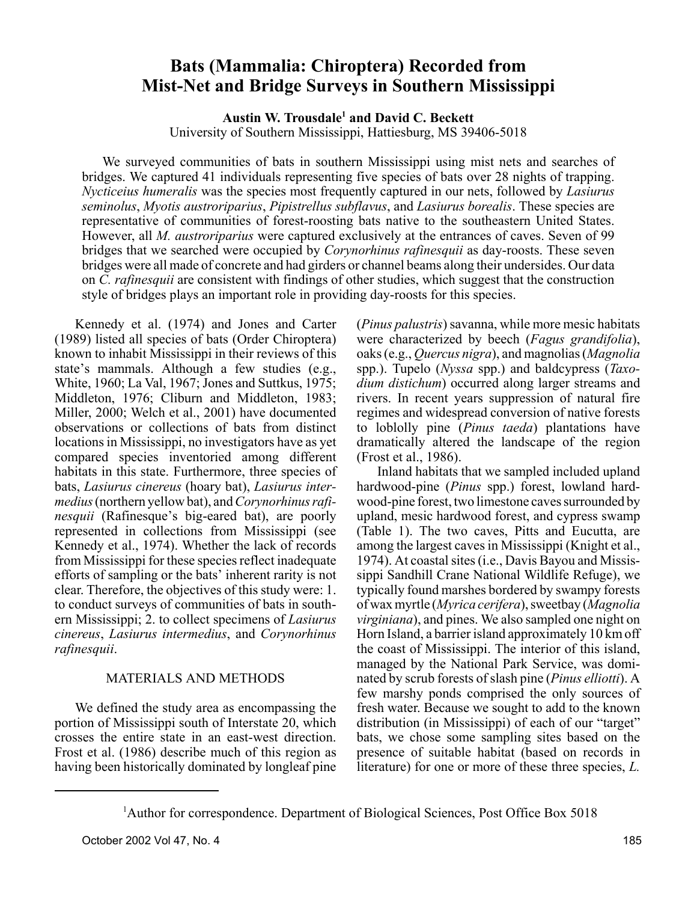# Bats (Mammalia: Chiroptera) Recorded from Mist-Net and Bridge Surveys in Southern Mississippi

**Austin W. Trousdale[1] and David C. Beckett**

University of Southern Mississippi, Hattiesburg, MS 39406-5018

We surveyed communities of bats in southern Mississippi using mist nets and searches of bridges. We captured 41 individuals representing five species of bats over 28 nights of trapping. *Nycticeius humeralis* was the species most frequently captured in our nets, followed by *Lasiurus seminolus*, *Myotis austroriparius*, *Pipistrellus subflavus*, and *Lasiurus borealis*. These species are representative of communities of forest-roosting bats native to the southeastern United States. However, all *M. austroriparius* were captured exclusively at the entrances of caves. Seven of 99 bridges that we searched were occupied by *Corynorhinus rafinesquii* as day-roosts. These seven bridges were all made of concrete and had girders or channel beams along their undersides. Our data on *C. rafinesquii* are consistent with findings of other studies, which suggest that the construction style of bridges plays an important role in providing day-roosts for this species.

Kennedy et al. (1974) and Jones and Carter (1989) listed all species of bats (Order Chiroptera) known to inhabit Mississippi in their reviews of this state's mammals. Although a few studies (e.g., White, 1960; La Val, 1967; Jones and Suttkus, 1975; Middleton, 1976; Cliburn and Middleton, 1983; Miller, 2000; Welch et al., 2001) have documented observations or collections of bats from distinct locations in Mississippi, no investigators have as yet compared species inventoried among different habitats in this state. Furthermore, three species of bats, *Lasiurus cinereus* (hoary bat), *Lasiurus intermedius* (northern yellow bat), and *Corynorhinus rafinesquii* (Rafinesque's big-eared bat), are poorly represented in collections from Mississippi (see Kennedy et al., 1974). Whether the lack of records from Mississippi for these species reflect inadequate efforts of sampling or the bats' inherent rarity is not clear. Therefore, the objectives of this study were: 1. to conduct surveys of communities of bats in southern Mississippi; 2. to collect specimens of *Lasiurus cinereus*, *Lasiurus intermedius*, and *Corynorhinus rafinesquii*.

## MATERIALS AND METHODS

We defined the study area as encompassing the portion of Mississippi south of Interstate 20, which crosses the entire state in an east-west direction. Frost et al. (1986) describe much of this region as having been historically dominated by longleaf pine (*Pinus palustris*) savanna, while more mesic habitats were characterized by beech (*Fagus grandifolia*), oaks (e.g., *Quercus nigra*), and magnolias (*Magnolia* spp.). Tupelo (*Nyssa* spp.) and baldcypress (*Taxodium distichum*) occurred along larger streams and rivers. In recent years suppression of natural fire regimes and widespread conversion of native forests to loblolly pine (*Pinus taeda*) plantations have dramatically altered the landscape of the region (Frost et al., 1986).

Inland habitats that we sampled included upland hardwood-pine (*Pinus* spp.) forest, lowland hardwood-pine forest, two limestone caves surrounded by upland, mesic hardwood forest, and cypress swamp (Table 1). The two caves, Pitts and Eucutta, are among the largest caves in Mississippi (Knight et al., 1974). At coastal sites (i.e., Davis Bayou and Mississippi Sandhill Crane National Wildlife Refuge), we typically found marshes bordered by swampy forests of wax myrtle (*Myrica cerifera*), sweetbay (*Magnolia virginiana*), and pines. We also sampled one night on Horn Island, a barrier island approximately 10 km off the coast of Mississippi. The interior of this island, managed by the National Park Service, was dominated by scrub forests of slash pine (*Pinus elliotti*). A few marshy ponds comprised the only sources of fresh water. Because we sought to add to the known distribution (in Mississippi) of each of our "target" bats, we chose some sampling sites based on the presence of suitable habitat (based on records in literature) for one or more of these three species, *L.*

[1]Author for correspondence. Department of Biological Sciences, Post Office Box 5018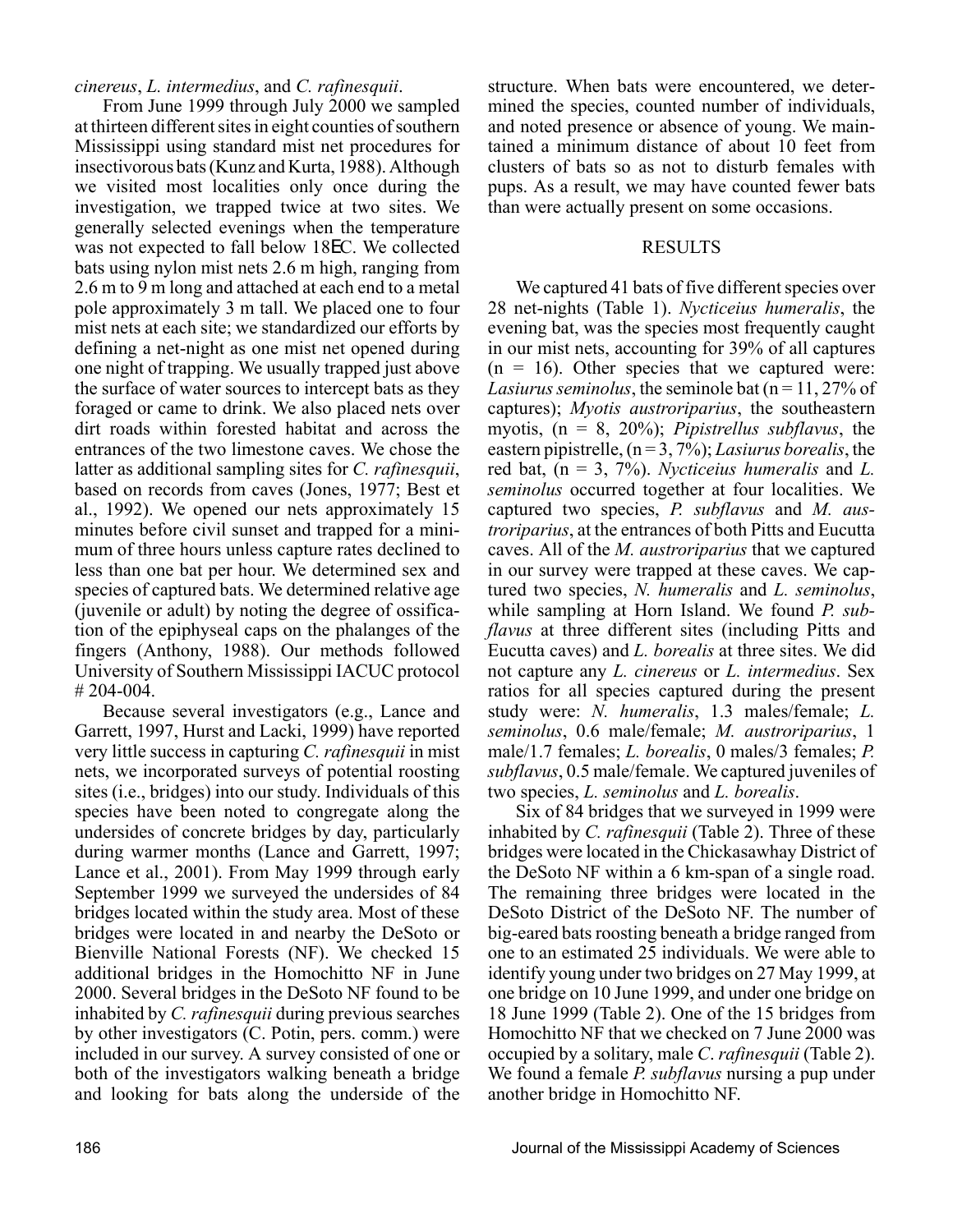*cinereus*, *L. intermedius*, and *C. rafinesquii*.

From June 1999 through July 2000 we sampled at thirteen different sites in eight counties of southern Mississippi using standard mist net procedures for insectivorous bats (Kunz and Kurta, 1988). Although we visited most localities only once during the investigation, we trapped twice at two sites. We generally selected evenings when the temperature was not expected to fall below 18EC. We collected bats using nylon mist nets 2.6 m high, ranging from 2.6 m to 9 m long and attached at each end to a metal pole approximately 3 m tall. We placed one to four mist nets at each site; we standardized our efforts by defining a net-night as one mist net opened during one night of trapping. We usually trapped just above the surface of water sources to intercept bats as they foraged or came to drink. We also placed nets over dirt roads within forested habitat and across the entrances of the two limestone caves. We chose the latter as additional sampling sites for *C. rafinesquii*, based on records from caves (Jones, 1977; Best et al., 1992). We opened our nets approximately 15 minutes before civil sunset and trapped for a minimum of three hours unless capture rates declined to less than one bat per hour. We determined sex and species of captured bats. We determined relative age (juvenile or adult) by noting the degree of ossification of the epiphyseal caps on the phalanges of the fingers (Anthony, 1988). Our methods followed University of Southern Mississippi IACUC protocol # 204-004.

Because several investigators (e.g., Lance and Garrett, 1997, Hurst and Lacki, 1999) have reported very little success in capturing *C. rafinesquii* in mist nets, we incorporated surveys of potential roosting sites (i.e., bridges) into our study. Individuals of this species have been noted to congregate along the undersides of concrete bridges by day, particularly during warmer months (Lance and Garrett, 1997; Lance et al., 2001). From May 1999 through early September 1999 we surveyed the undersides of 84 bridges located within the study area. Most of these bridges were located in and nearby the DeSoto or Bienville National Forests (NF). We checked 15 additional bridges in the Homochitto NF in June 2000. Several bridges in the DeSoto NF found to be inhabited by *C. rafinesquii* during previous searches by other investigators (C. Potin, pers. comm.) were included in our survey. A survey consisted of one or both of the investigators walking beneath a bridge and looking for bats along the underside of the structure. When bats were encountered, we determined the species, counted number of individuals, and noted presence or absence of young. We maintained a minimum distance of about 10 feet from clusters of bats so as not to disturb females with pups. As a result, we may have counted fewer bats than were actually present on some occasions.

## RESULTS

We captured 41 bats of five different species over 28 net-nights (Table 1). *Nycticeius humeralis*, the evening bat, was the species most frequently caught in our mist nets, accounting for 39% of all captures (n = 16). Other species that we captured were: *Lasiurus seminolus*, the seminole bat (n = 11, 27% of captures); *Myotis austroriparius*, the southeastern myotis, (n = 8, 20%); *Pipistrellus subflavus*, the eastern pipistrelle, (n = 3, 7%); *Lasiurus borealis*, the red bat, (n = 3, 7%). *Nycticeius humeralis* and *L. seminolus* occurred together at four localities. We captured two species, *P. subflavus* and *M. austroriparius*, at the entrances of both Pitts and Eucutta caves. All of the *M. austroriparius* that we captured in our survey were trapped at these caves. We captured two species, *N. humeralis* and *L. seminolus*, while sampling at Horn Island. We found *P. subflavus* at three different sites (including Pitts and Eucutta caves) and *L. borealis* at three sites. We did not capture any *L. cinereus* or *L. intermedius*. Sex ratios for all species captured during the present study were: *N. humeralis*, 1.3 males/female; *L. seminolus*, 0.6 male/female; *M. austroriparius*, 1 male/1.7 females; *L. borealis*, 0 males/3 females; *P. subflavus*, 0.5 male/female. We captured juveniles of two species, *L. seminolus* and *L. borealis*.

Six of 84 bridges that we surveyed in 1999 were inhabited by *C. rafinesquii* (Table 2). Three of these bridges were located in the Chickasawhay District of the DeSoto NF within a 6 km-span of a single road. The remaining three bridges were located in the DeSoto District of the DeSoto NF. The number of big-eared bats roosting beneath a bridge ranged from one to an estimated 25 individuals. We were able to identify young under two bridges on 27 May 1999, at one bridge on 10 June 1999, and under one bridge on 18 June 1999 (Table 2). One of the 15 bridges from Homochitto NF that we checked on 7 June 2000 was occupied by a solitary, male *C. rafinesquii* (Table 2). We found a female *P. subflavus* nursing a pup under another bridge in Homochitto NF.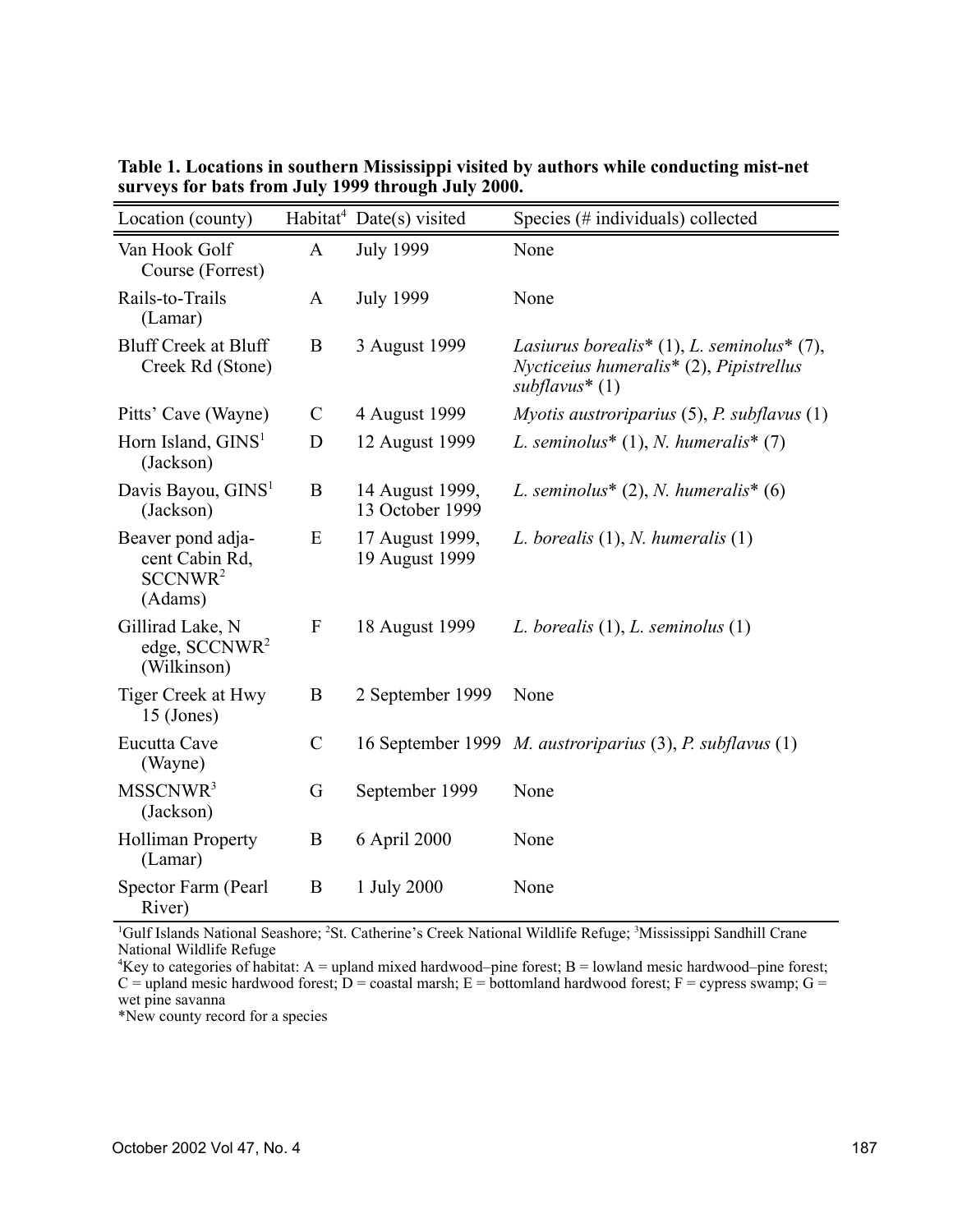**Table 1. Locations in southern Mississippi visited by authors while conducting mist-net surveys for bats from July 1999 through July 2000.**

| Location (county) | Habitat[4] | Date(s) visited | Species (# individuals) collected |
|---|---|---|---|
| Van Hook Golf Course (Forrest) | A | July 1999 | None |
| Rails-to-Trails (Lamar) | A | July 1999 | None |
| Bluff Creek at Bluff Creek Rd (Stone) | B | 3 August 1999 | *Lasiurus borealis** (1), *L. seminolus** (7), *Nycticeius humeralis** (2), *Pipistrellus subflavus** (1) |
| Pitts' Cave (Wayne) | C | 4 August 1999 | *Myotis austroriparius* (5), *P. subflavus* (1) |
| Horn Island, GINS[1] (Jackson) | D | 12 August 1999 | *L. seminolus** (1), *N. humeralis** (7) |
| Davis Bayou, GINS[1] (Jackson) | B | 14 August 1999, 13 October 1999 | *L. seminolus** (2), *N. humeralis** (6) |
| Beaver pond adjacent Cabin Rd, SCCNWR[2] (Adams) | E | 17 August 1999, 19 August 1999 | *L. borealis* (1), *N. humeralis* (1) |
| Gillirad Lake, N edge, SCCNWR[2] (Wilkinson) | F | 18 August 1999 | *L. borealis* (1), *L. seminolus* (1) |
| Tiger Creek at Hwy 15 (Jones) | B | 2 September 1999 | None |
| Eucutta Cave (Wayne) | C | 16 September 1999 | *M. austroriparius* (3), *P. subflavus* (1) |
| MSSCNWR[3] (Jackson) | G | September 1999 | None |
| Holliman Property (Lamar) | B | 6 April 2000 | None |
| Spector Farm (Pearl River) | B | 1 July 2000 | None |

[1]Gulf Islands National Seashore; [2]St. Catherine's Creek National Wildlife Refuge; [3]Mississippi Sandhill Crane National Wildlife Refuge

[4]Key to categories of habitat: A = upland mixed hardwood–pine forest; B = lowland mesic hardwood–pine forest; C = upland mesic hardwood forest; D = coastal marsh; E = bottomland hardwood forest; F = cypress swamp; G = wet pine savanna

*New county record for a species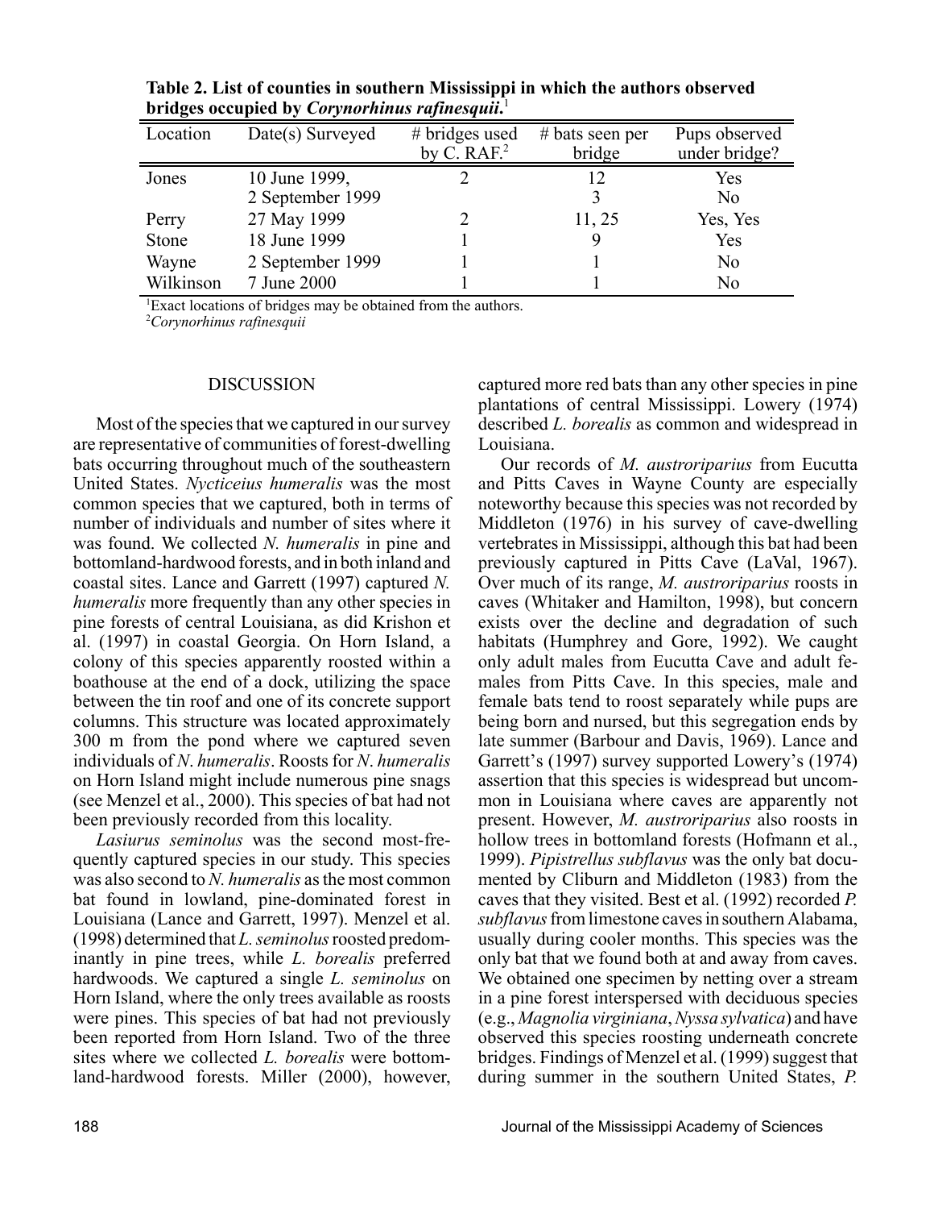**Table 2. List of counties in southern Mississippi in which the authors observed bridges occupied by *Corynorhinus rafinesquii*.**[1]

| Location | Date(s) Surveyed | # bridges used by C. RAF.[2] | # bats seen per bridge | Pups observed under bridge? |
|---|---|---|---|---|
| Jones | 10 June 1999, | 2 | 12 | Yes |
| | 2 September 1999 | | 3 | No |
| Perry | 27 May 1999 | 2 | 11, 25 | Yes, Yes |
| Stone | 18 June 1999 | 1 | 9 | Yes |
| Wayne | 2 September 1999 | 1 | 1 | No |
| Wilkinson | 7 June 2000 | 1 | 1 | No |

[1]Exact locations of bridges may be obtained from the authors.
[2]*Corynorhinus rafinesquii*

## DISCUSSION

Most of the species that we captured in our survey are representative of communities of forest-dwelling bats occurring throughout much of the southeastern United States. *Nycticeius humeralis* was the most common species that we captured, both in terms of number of individuals and number of sites where it was found. We collected *N. humeralis* in pine and bottomland-hardwood forests, and in both inland and coastal sites. Lance and Garrett (1997) captured *N. humeralis* more frequently than any other species in pine forests of central Louisiana, as did Krishon et al. (1997) in coastal Georgia. On Horn Island, a colony of this species apparently roosted within a boathouse at the end of a dock, utilizing the space between the tin roof and one of its concrete support columns. This structure was located approximately 300 m from the pond where we captured seven individuals of *N. humeralis*. Roosts for *N. humeralis* on Horn Island might include numerous pine snags (see Menzel et al., 2000). This species of bat had not been previously recorded from this locality.

*Lasiurus seminolus* was the second most-frequently captured species in our study. This species was also second to *N. humeralis* as the most common bat found in lowland, pine-dominated forest in Louisiana (Lance and Garrett, 1997). Menzel et al. (1998) determined that *L. seminolus* roosted predominantly in pine trees, while *L. borealis* preferred hardwoods. We captured a single *L. seminolus* on Horn Island, where the only trees available as roosts were pines. This species of bat had not previously been reported from Horn Island. Two of the three sites where we collected *L. borealis* were bottomland-hardwood forests. Miller (2000), however, captured more red bats than any other species in pine plantations of central Mississippi. Lowery (1974) described *L. borealis* as common and widespread in Louisiana.

Our records of *M. austroriparius* from Eucutta and Pitts Caves in Wayne County are especially noteworthy because this species was not recorded by Middleton (1976) in his survey of cave-dwelling vertebrates in Mississippi, although this bat had been previously captured in Pitts Cave (LaVal, 1967). Over much of its range, *M. austroriparius* roosts in caves (Whitaker and Hamilton, 1998), but concern exists over the decline and degradation of such habitats (Humphrey and Gore, 1992). We caught only adult males from Eucutta Cave and adult females from Pitts Cave. In this species, male and female bats tend to roost separately while pups are being born and nursed, but this segregation ends by late summer (Barbour and Davis, 1969). Lance and Garrett's (1997) survey supported Lowery's (1974) assertion that this species is widespread but uncommon in Louisiana where caves are apparently not present. However, *M. austroriparius* also roosts in hollow trees in bottomland forests (Hofmann et al., 1999). *Pipistrellus subflavus* was the only bat documented by Cliburn and Middleton (1983) from the caves that they visited. Best et al. (1992) recorded *P. subflavus* from limestone caves in southern Alabama, usually during cooler months. This species was the only bat that we found both at and away from caves. We obtained one specimen by netting over a stream in a pine forest interspersed with deciduous species (e.g., *Magnolia virginiana*, *Nyssa sylvatica*) and have observed this species roosting underneath concrete bridges. Findings of Menzel et al. (1999) suggest that during summer in the southern United States, *P.*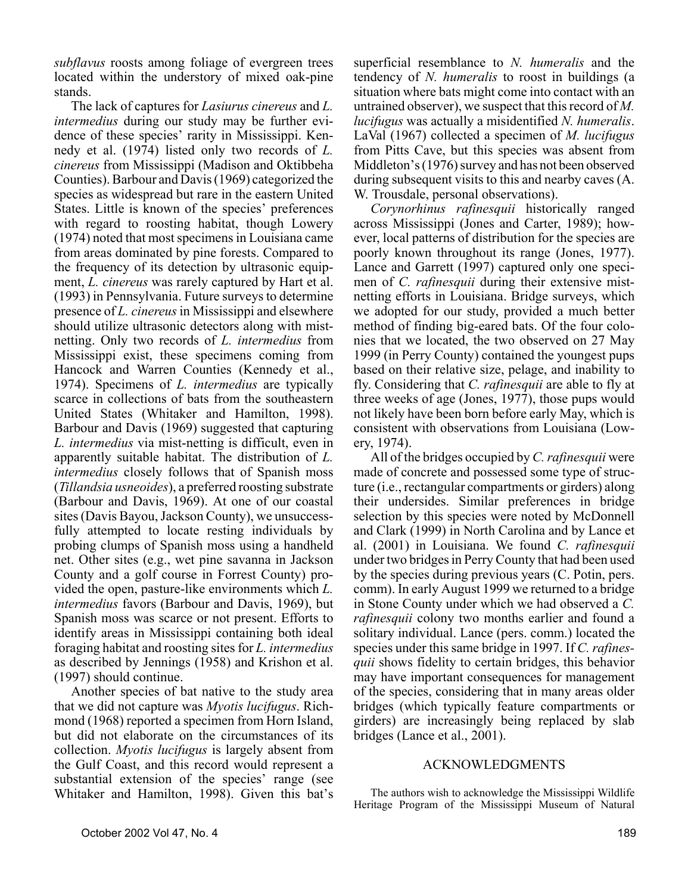*subflavus* roosts among foliage of evergreen trees located within the understory of mixed oak-pine stands.

The lack of captures for *Lasiurus cinereus* and *L. intermedius* during our study may be further evidence of these species' rarity in Mississippi. Kennedy et al. (1974) listed only two records of *L. cinereus* from Mississippi (Madison and Oktibbeha Counties). Barbour and Davis (1969) categorized the species as widespread but rare in the eastern United States. Little is known of the species' preferences with regard to roosting habitat, though Lowery (1974) noted that most specimens in Louisiana came from areas dominated by pine forests. Compared to the frequency of its detection by ultrasonic equipment, *L. cinereus* was rarely captured by Hart et al. (1993) in Pennsylvania. Future surveys to determine presence of *L. cinereus* in Mississippi and elsewhere should utilize ultrasonic detectors along with mist-netting. Only two records of *L. intermedius* from Mississippi exist, these specimens coming from Hancock and Warren Counties (Kennedy et al., 1974). Specimens of *L. intermedius* are typically scarce in collections of bats from the southeastern United States (Whitaker and Hamilton, 1998). Barbour and Davis (1969) suggested that capturing *L. intermedius* via mist-netting is difficult, even in apparently suitable habitat. The distribution of *L. intermedius* closely follows that of Spanish moss (*Tillandsia usneoides*), a preferred roosting substrate (Barbour and Davis, 1969). At one of our coastal sites (Davis Bayou, Jackson County), we unsuccessfully attempted to locate resting individuals by probing clumps of Spanish moss using a handheld net. Other sites (e.g., wet pine savanna in Jackson County and a golf course in Forrest County) provided the open, pasture-like environments which *L. intermedius* favors (Barbour and Davis, 1969), but Spanish moss was scarce or not present. Efforts to identify areas in Mississippi containing both ideal foraging habitat and roosting sites for *L. intermedius* as described by Jennings (1958) and Krishon et al. (1997) should continue.

Another species of bat native to the study area that we did not capture was *Myotis lucifugus*. Richmond (1968) reported a specimen from Horn Island, but did not elaborate on the circumstances of its collection. *Myotis lucifugus* is largely absent from the Gulf Coast, and this record would represent a substantial extension of the species' range (see Whitaker and Hamilton, 1998). Given this bat's superficial resemblance to *N. humeralis* and the tendency of *N. humeralis* to roost in buildings (a situation where bats might come into contact with an untrained observer), we suspect that this record of *M. lucifugus* was actually a misidentified *N. humeralis*. LaVal (1967) collected a specimen of *M. lucifugus* from Pitts Cave, but this species was absent from Middleton's (1976) survey and has not been observed during subsequent visits to this and nearby caves (A. W. Trousdale, personal observations).

*Corynorhinus rafinesquii* historically ranged across Mississippi (Jones and Carter, 1989); however, local patterns of distribution for the species are poorly known throughout its range (Jones, 1977). Lance and Garrett (1997) captured only one specimen of *C. rafinesquii* during their extensive mist-netting efforts in Louisiana. Bridge surveys, which we adopted for our study, provided a much better method of finding big-eared bats. Of the four colonies that we located, the two observed on 27 May 1999 (in Perry County) contained the youngest pups based on their relative size, pelage, and inability to fly. Considering that *C. rafinesquii* are able to fly at three weeks of age (Jones, 1977), those pups would not likely have been born before early May, which is consistent with observations from Louisiana (Lowery, 1974).

All of the bridges occupied by *C. rafinesquii* were made of concrete and possessed some type of structure (i.e., rectangular compartments or girders) along their undersides. Similar preferences in bridge selection by this species were noted by McDonnell and Clark (1999) in North Carolina and by Lance et al. (2001) in Louisiana. We found *C. rafinesquii* under two bridges in Perry County that had been used by the species during previous years (C. Potin, pers. comm). In early August 1999 we returned to a bridge in Stone County under which we had observed a *C. rafinesquii* colony two months earlier and found a solitary individual. Lance (pers. comm.) located the species under this same bridge in 1997. If *C. rafinesquii* shows fidelity to certain bridges, this behavior may have important consequences for management of the species, considering that in many areas older bridges (which typically feature compartments or girders) are increasingly being replaced by slab bridges (Lance et al., 2001).

## ACKNOWLEDGMENTS

The authors wish to acknowledge the Mississippi Wildlife Heritage Program of the Mississippi Museum of Natural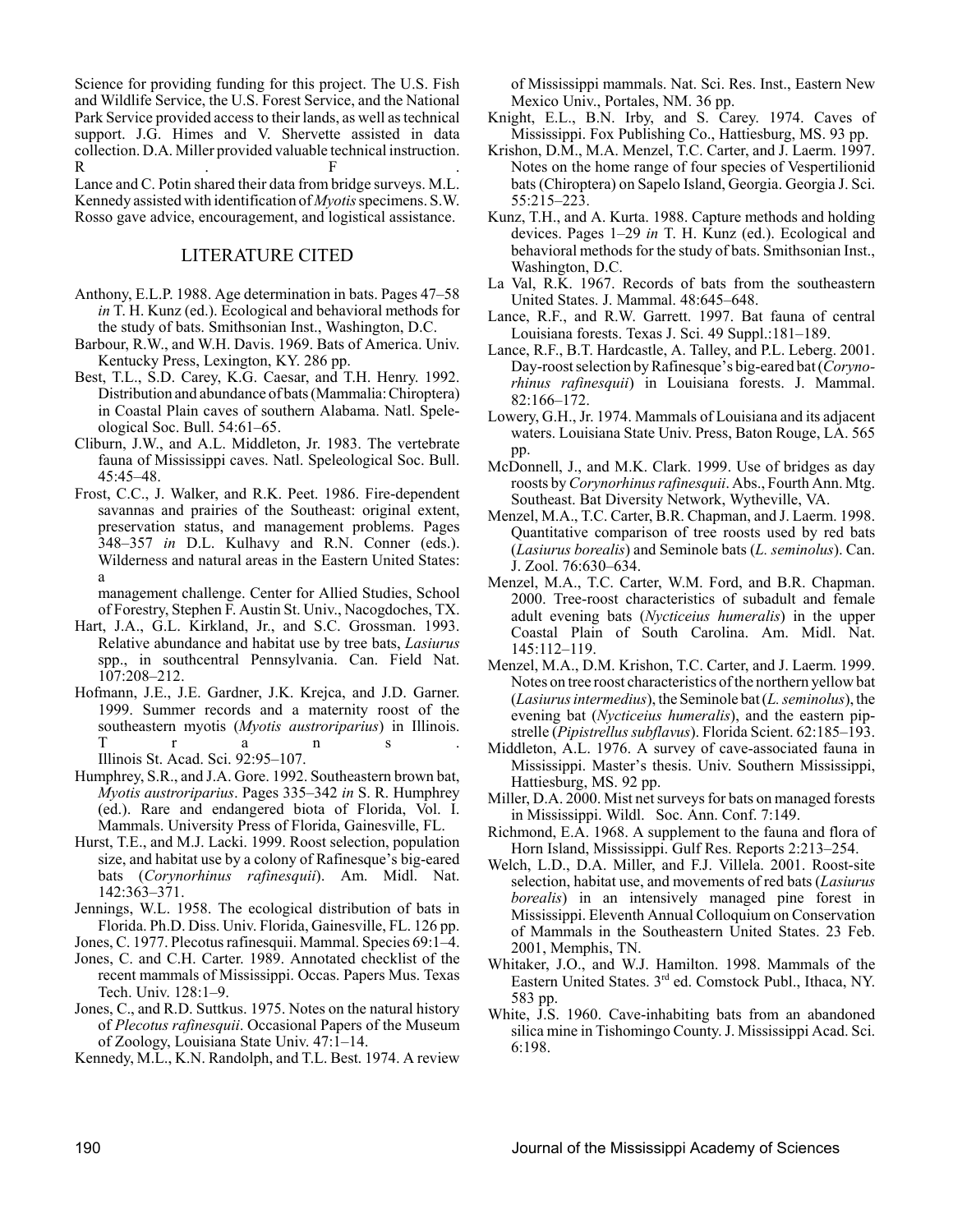Science for providing funding for this project. The U.S. Fish and Wildlife Service, the U.S. Forest Service, and the National Park Service provided access to their lands, as well as technical support. J.G. Himes and V. Shervette assisted in data collection. D.A. Miller provided valuable technical instruction. R . F . Lance and C. Potin shared their data from bridge surveys. M.L. Kennedy assisted with identification of *Myotis* specimens. S.W. Rosso gave advice, encouragement, and logistical assistance.

## LITERATURE CITED

Anthony, E.L.P. 1988. Age determination in bats. Pages 47–58 *in* T. H. Kunz (ed.). Ecological and behavioral methods for the study of bats. Smithsonian Inst., Washington, D.C.

Barbour, R.W., and W.H. Davis. 1969. Bats of America. Univ. Kentucky Press, Lexington, KY. 286 pp.

Best, T.L., S.D. Carey, K.G. Caesar, and T.H. Henry. 1992. Distribution and abundance of bats (Mammalia: Chiroptera) in Coastal Plain caves of southern Alabama. Natl. Speleological Soc. Bull. 54:61–65.

Cliburn, J.W., and A.L. Middleton, Jr. 1983. The vertebrate fauna of Mississippi caves. Natl. Speleological Soc. Bull. 45:45–48.

Frost, C.C., J. Walker, and R.K. Peet. 1986. Fire-dependent savannas and prairies of the Southeast: original extent, preservation status, and management problems. Pages 348–357 *in* D.L. Kulhavy and R.N. Conner (eds.). Wilderness and natural areas in the Eastern United States: a management challenge. Center for Allied Studies, School of Forestry, Stephen F. Austin St. Univ., Nacogdoches, TX.

Hart, J.A., G.L. Kirkland, Jr., and S.C. Grossman. 1993. Relative abundance and habitat use by tree bats, *Lasiurus* spp., in southcentral Pennsylvania. Can. Field Nat. 107:208–212.

Hofmann, J.E., J.E. Gardner, J.K. Krejca, and J.D. Garner. 1999. Summer records and a maternity roost of the southeastern myotis (*Myotis austroriparius*) in Illinois. T r a n s . Illinois St. Acad. Sci. 92:95–107.

Humphrey, S.R., and J.A. Gore. 1992. Southeastern brown bat, *Myotis austroriparius*. Pages 335–342 *in* S. R. Humphrey (ed.). Rare and endangered biota of Florida, Vol. I. Mammals. University Press of Florida, Gainesville, FL.

Hurst, T.E., and M.J. Lacki. 1999. Roost selection, population size, and habitat use by a colony of Rafinesque's big-eared bats (*Corynorhinus rafinesquii*). Am. Midl. Nat. 142:363–371.

Jennings, W.L. 1958. The ecological distribution of bats in Florida. Ph.D. Diss. Univ. Florida, Gainesville, FL. 126 pp.

Jones, C. 1977. Plecotus rafinesquii. Mammal. Species 69:1–4.

Jones, C. and C.H. Carter. 1989. Annotated checklist of the recent mammals of Mississippi. Occas. Papers Mus. Texas Tech. Univ. 128:1–9.

Jones, C., and R.D. Suttkus. 1975. Notes on the natural history of *Plecotus rafinesquii*. Occasional Papers of the Museum of Zoology, Louisiana State Univ. 47:1–14.

Kennedy, M.L., K.N. Randolph, and T.L. Best. 1974. A review of Mississippi mammals. Nat. Sci. Res. Inst., Eastern New Mexico Univ., Portales, NM. 36 pp.

Knight, E.L., B.N. Irby, and S. Carey. 1974. Caves of Mississippi. Fox Publishing Co., Hattiesburg, MS. 93 pp.

Krishon, D.M., M.A. Menzel, T.C. Carter, and J. Laerm. 1997. Notes on the home range of four species of Vespertilionid bats (Chiroptera) on Sapelo Island, Georgia. Georgia J. Sci. 55:215–223.

Kunz, T.H., and A. Kurta. 1988. Capture methods and holding devices. Pages 1–29 *in* T. H. Kunz (ed.). Ecological and behavioral methods for the study of bats. Smithsonian Inst., Washington, D.C.

La Val, R.K. 1967. Records of bats from the southeastern United States. J. Mammal. 48:645–648.

Lance, R.F., and R.W. Garrett. 1997. Bat fauna of central Louisiana forests. Texas J. Sci. 49 Suppl.:181–189.

Lance, R.F., B.T. Hardcastle, A. Talley, and P.L. Leberg. 2001. Day-roost selection by Rafinesque's big-eared bat (*Corynorhinus rafinesquii*) in Louisiana forests. J. Mammal. 82:166–172.

Lowery, G.H., Jr. 1974. Mammals of Louisiana and its adjacent waters. Louisiana State Univ. Press, Baton Rouge, LA. 565 pp.

McDonnell, J., and M.K. Clark. 1999. Use of bridges as day roosts by *Corynorhinus rafinesquii*. Abs., Fourth Ann. Mtg. Southeast. Bat Diversity Network, Wytheville, VA.

Menzel, M.A., T.C. Carter, B.R. Chapman, and J. Laerm. 1998. Quantitative comparison of tree roosts used by red bats (*Lasiurus borealis*) and Seminole bats (*L. seminolus*). Can. J. Zool. 76:630–634.

Menzel, M.A., T.C. Carter, W.M. Ford, and B.R. Chapman. 2000. Tree-roost characteristics of subadult and female adult evening bats (*Nycticeius humeralis*) in the upper Coastal Plain of South Carolina. Am. Midl. Nat. 145:112–119.

Menzel, M.A., D.M. Krishon, T.C. Carter, and J. Laerm. 1999. Notes on tree roost characteristics of the northern yellow bat (*Lasiurus intermedius*), the Seminole bat (*L. seminolus*), the evening bat (*Nycticeius humeralis*), and the eastern pipistrelle (*Pipistrellus subflavus*). Florida Scient. 62:185–193.

Middleton, A.L. 1976. A survey of cave-associated fauna in Mississippi. Master's thesis. Univ. Southern Mississippi, Hattiesburg, MS. 92 pp.

Miller, D.A. 2000. Mist net surveys for bats on managed forests in Mississippi. Wildl. Soc. Ann. Conf. 7:149.

Richmond, E.A. 1968. A supplement to the fauna and flora of Horn Island, Mississippi. Gulf Res. Reports 2:213–254.

Welch, L.D., D.A. Miller, and F.J. Villela. 2001. Roost-site selection, habitat use, and movements of red bats (*Lasiurus borealis*) in an intensively managed pine forest in Mississippi. Eleventh Annual Colloquium on Conservation of Mammals in the Southeastern United States. 23 Feb. 2001, Memphis, TN.

Whitaker, J.O., and W.J. Hamilton. 1998. Mammals of the Eastern United States. 3rd ed. Comstock Publ., Ithaca, NY. 583 pp.

White, J.S. 1960. Cave-inhabiting bats from an abandoned silica mine in Tishomingo County. J. Mississippi Acad. Sci. 6:198.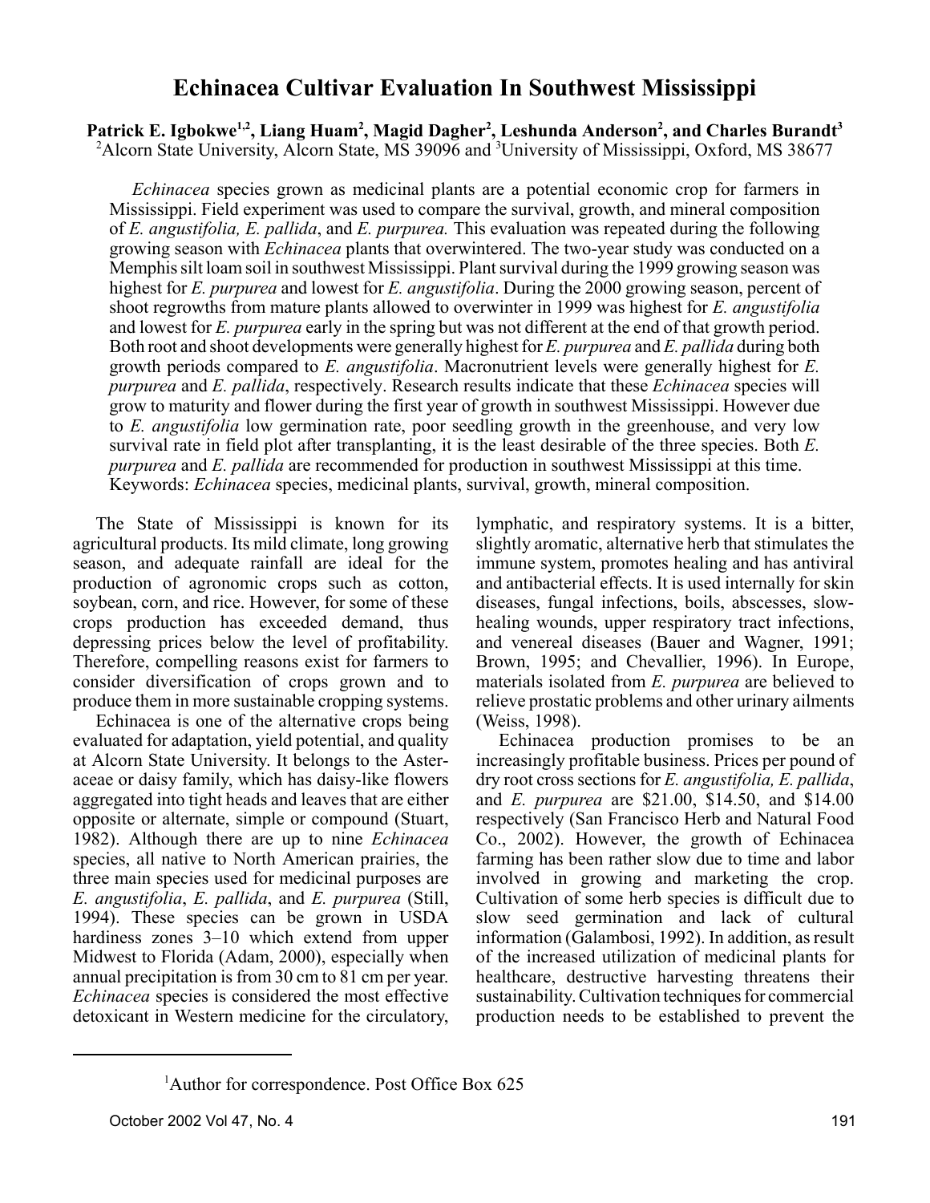# Echinacea Cultivar Evaluation In Southwest Mississippi

**Patrick E. Igbokwe[1,2], Liang Huam[2], Magid Dagher[2], Leshunda Anderson[2], and Charles Burandt[3]**
[2]Alcorn State University, Alcorn State, MS 39096 and [3]University of Mississippi, Oxford, MS 38677

*Echinacea* species grown as medicinal plants are a potential economic crop for farmers in Mississippi. Field experiment was used to compare the survival, growth, and mineral composition of *E. angustifolia, E. pallida*, and *E. purpurea.* This evaluation was repeated during the following growing season with *Echinacea* plants that overwintered. The two-year study was conducted on a Memphis silt loam soil in southwest Mississippi. Plant survival during the 1999 growing season was highest for *E. purpurea* and lowest for *E. angustifolia*. During the 2000 growing season, percent of shoot regrowths from mature plants allowed to overwinter in 1999 was highest for *E. angustifolia* and lowest for *E. purpurea* early in the spring but was not different at the end of that growth period. Both root and shoot developments were generally highest for *E. purpurea* and *E. pallida* during both growth periods compared to *E. angustifolia*. Macronutrient levels were generally highest for *E. purpurea* and *E. pallida*, respectively. Research results indicate that these *Echinacea* species will grow to maturity and flower during the first year of growth in southwest Mississippi. However due to *E. angustifolia* low germination rate, poor seedling growth in the greenhouse, and very low survival rate in field plot after transplanting, it is the least desirable of the three species. Both *E. purpurea* and *E. pallida* are recommended for production in southwest Mississippi at this time.
Keywords: *Echinacea* species, medicinal plants, survival, growth, mineral composition.

The State of Mississippi is known for its agricultural products. Its mild climate, long growing season, and adequate rainfall are ideal for the production of agronomic crops such as cotton, soybean, corn, and rice. However, for some of these crops production has exceeded demand, thus depressing prices below the level of profitability. Therefore, compelling reasons exist for farmers to consider diversification of crops grown and to produce them in more sustainable cropping systems.

Echinacea is one of the alternative crops being evaluated for adaptation, yield potential, and quality at Alcorn State University. It belongs to the Asteraceae or daisy family, which has daisy-like flowers aggregated into tight heads and leaves that are either opposite or alternate, simple or compound (Stuart, 1982). Although there are up to nine *Echinacea* species, all native to North American prairies, the three main species used for medicinal purposes are *E. angustifolia*, *E. pallida*, and *E. purpurea* (Still, 1994). These species can be grown in USDA hardiness zones 3–10 which extend from upper Midwest to Florida (Adam, 2000), especially when annual precipitation is from 30 cm to 81 cm per year. *Echinacea* species is considered the most effective detoxicant in Western medicine for the circulatory, lymphatic, and respiratory systems. It is a bitter, slightly aromatic, alternative herb that stimulates the immune system, promotes healing and has antiviral and antibacterial effects. It is used internally for skin diseases, fungal infections, boils, abscesses, slow-healing wounds, upper respiratory tract infections, and venereal diseases (Bauer and Wagner, 1991; Brown, 1995; and Chevallier, 1996). In Europe, materials isolated from *E. purpurea* are believed to relieve prostatic problems and other urinary ailments (Weiss, 1998).

Echinacea production promises to be an increasingly profitable business. Prices per pound of dry root cross sections for *E. angustifolia, E. pallida*, and *E. purpurea* are $21.00, $14.50, and $14.00 respectively (San Francisco Herb and Natural Food Co., 2002). However, the growth of Echinacea farming has been rather slow due to time and labor involved in growing and marketing the crop. Cultivation of some herb species is difficult due to slow seed germination and lack of cultural information (Galambosi, 1992). In addition, as result of the increased utilization of medicinal plants for healthcare, destructive harvesting threatens their sustainability. Cultivation techniques for commercial production needs to be established to prevent the

[1]Author for correspondence. Post Office Box 625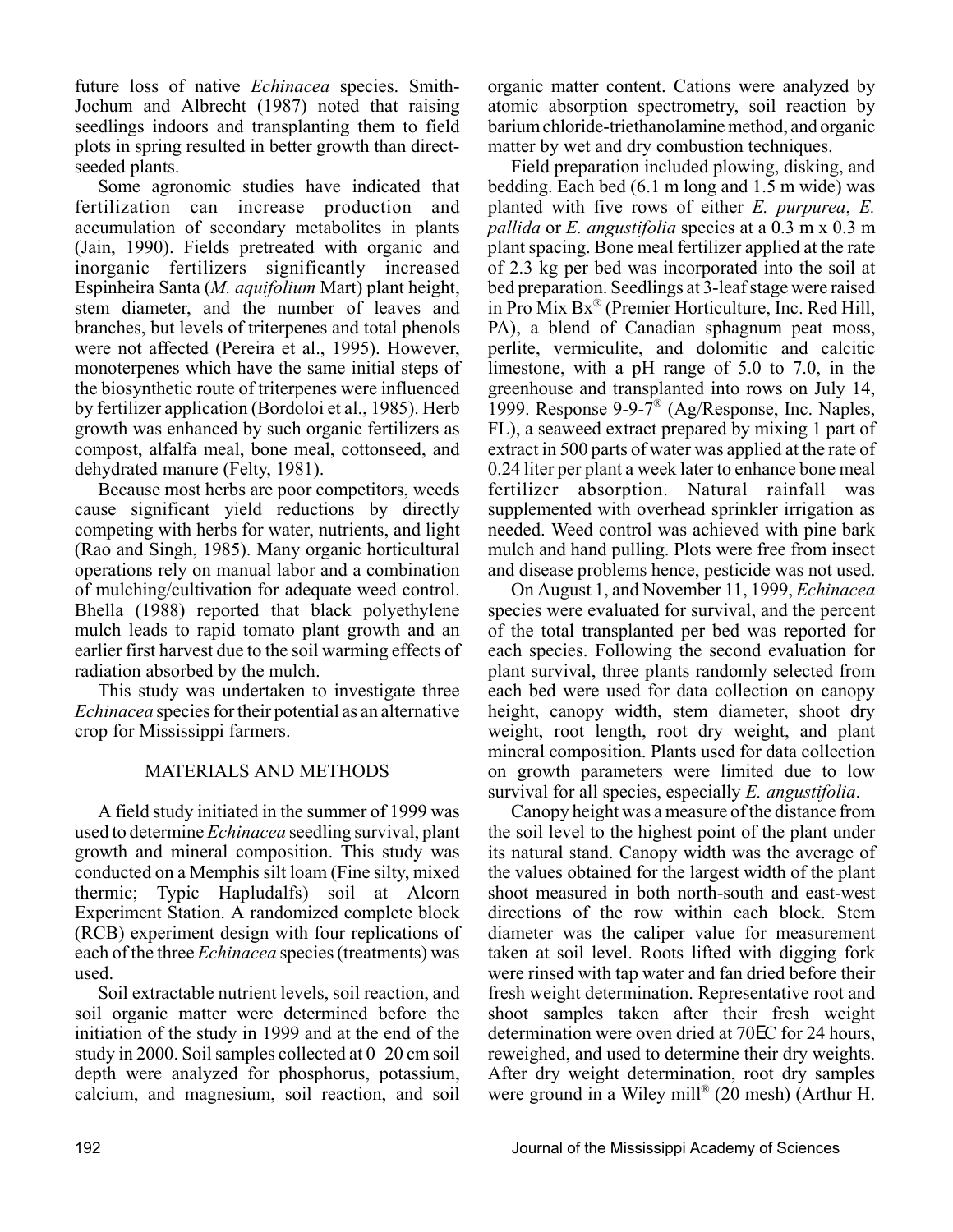future loss of native *Echinacea* species. Smith-Jochum and Albrecht (1987) noted that raising seedlings indoors and transplanting them to field plots in spring resulted in better growth than direct-seeded plants.

Some agronomic studies have indicated that fertilization can increase production and accumulation of secondary metabolites in plants (Jain, 1990). Fields pretreated with organic and inorganic fertilizers significantly increased Espinheira Santa (*M. aquifolium* Mart) plant height, stem diameter, and the number of leaves and branches, but levels of triterpenes and total phenols were not affected (Pereira et al., 1995). However, monoterpenes which have the same initial steps of the biosynthetic route of triterpenes were influenced by fertilizer application (Bordoloi et al., 1985). Herb growth was enhanced by such organic fertilizers as compost, alfalfa meal, bone meal, cottonseed, and dehydrated manure (Felty, 1981).

Because most herbs are poor competitors, weeds cause significant yield reductions by directly competing with herbs for water, nutrients, and light (Rao and Singh, 1985). Many organic horticultural operations rely on manual labor and a combination of mulching/cultivation for adequate weed control. Bhella (1988) reported that black polyethylene mulch leads to rapid tomato plant growth and an earlier first harvest due to the soil warming effects of radiation absorbed by the mulch.

This study was undertaken to investigate three *Echinacea* species for their potential as an alternative crop for Mississippi farmers.

## MATERIALS AND METHODS

A field study initiated in the summer of 1999 was used to determine *Echinacea* seedling survival, plant growth and mineral composition. This study was conducted on a Memphis silt loam (Fine silty, mixed thermic; Typic Hapludalfs) soil at Alcorn Experiment Station. A randomized complete block (RCB) experiment design with four replications of each of the three *Echinacea* species (treatments) was used.

Soil extractable nutrient levels, soil reaction, and soil organic matter were determined before the initiation of the study in 1999 and at the end of the study in 2000. Soil samples collected at 0–20 cm soil depth were analyzed for phosphorus, potassium, calcium, and magnesium, soil reaction, and soil organic matter content. Cations were analyzed by atomic absorption spectrometry, soil reaction by barium chloride-triethanolamine method, and organic matter by wet and dry combustion techniques.

Field preparation included plowing, disking, and bedding. Each bed (6.1 m long and 1.5 m wide) was planted with five rows of either *E. purpurea*, *E. pallida* or *E. angustifolia* species at a 0.3 m x 0.3 m plant spacing. Bone meal fertilizer applied at the rate of 2.3 kg per bed was incorporated into the soil at bed preparation. Seedlings at 3-leaf stage were raised in Pro Mix Bx® (Premier Horticulture, Inc. Red Hill, PA), a blend of Canadian sphagnum peat moss, perlite, vermiculite, and dolomitic and calcitic limestone, with a pH range of 5.0 to 7.0, in the greenhouse and transplanted into rows on July 14, 1999. Response 9-9-7® (Ag/Response, Inc. Naples, FL), a seaweed extract prepared by mixing 1 part of extract in 500 parts of water was applied at the rate of 0.24 liter per plant a week later to enhance bone meal fertilizer absorption. Natural rainfall was supplemented with overhead sprinkler irrigation as needed. Weed control was achieved with pine bark mulch and hand pulling. Plots were free from insect and disease problems hence, pesticide was not used.

On August 1, and November 11, 1999, *Echinacea* species were evaluated for survival, and the percent of the total transplanted per bed was reported for each species. Following the second evaluation for plant survival, three plants randomly selected from each bed were used for data collection on canopy height, canopy width, stem diameter, shoot dry weight, root length, root dry weight, and plant mineral composition. Plants used for data collection on growth parameters were limited due to low survival for all species, especially *E. angustifolia*.

Canopy height was a measure of the distance from the soil level to the highest point of the plant under its natural stand. Canopy width was the average of the values obtained for the largest width of the plant shoot measured in both north-south and east-west directions of the row within each block. Stem diameter was the caliper value for measurement taken at soil level. Roots lifted with digging fork were rinsed with tap water and fan dried before their fresh weight determination. Representative root and shoot samples taken after their fresh weight determination were oven dried at 70EC for 24 hours, reweighed, and used to determine their dry weights. After dry weight determination, root dry samples were ground in a Wiley mill® (20 mesh) (Arthur H.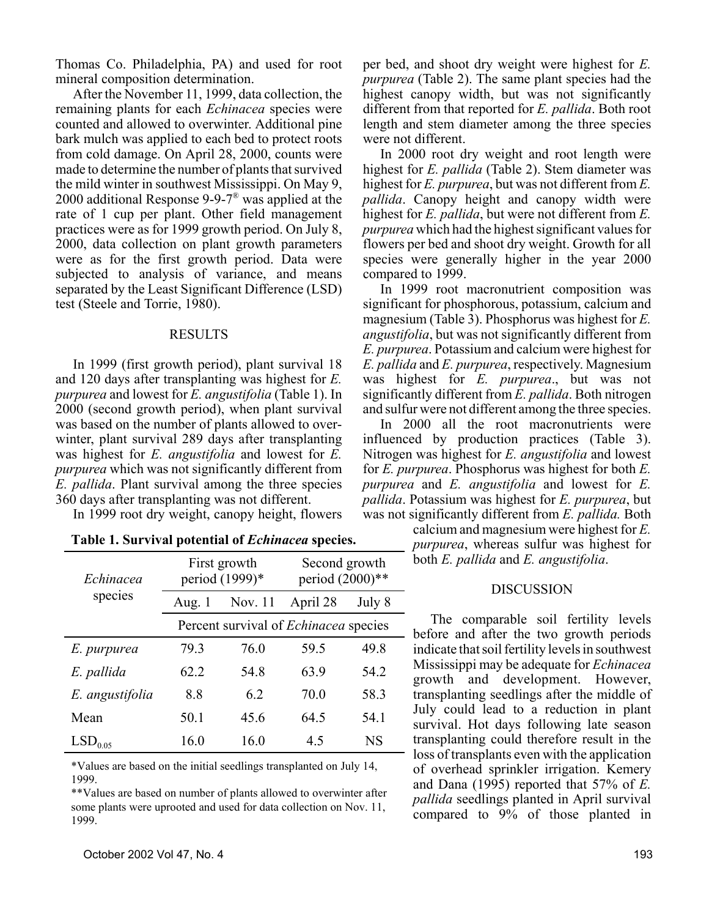Thomas Co. Philadelphia, PA) and used for root mineral composition determination.

After the November 11, 1999, data collection, the remaining plants for each *Echinacea* species were counted and allowed to overwinter. Additional pine bark mulch was applied to each bed to protect roots from cold damage. On April 28, 2000, counts were made to determine the number of plants that survived the mild winter in southwest Mississippi. On May 9, 2000 additional Response 9-9-7® was applied at the rate of 1 cup per plant. Other field management practices were as for 1999 growth period. On July 8, 2000, data collection on plant growth parameters were as for the first growth period. Data were subjected to analysis of variance, and means separated by the Least Significant Difference (LSD) test (Steele and Torrie, 1980).

## RESULTS

In 1999 (first growth period), plant survival 18 and 120 days after transplanting was highest for *E. purpurea* and lowest for *E. angustifolia* (Table 1). In 2000 (second growth period), when plant survival was based on the number of plants allowed to over-winter, plant survival 289 days after transplanting was highest for *E. angustifolia* and lowest for *E. purpurea* which was not significantly different from *E. pallida*. Plant survival among the three species 360 days after transplanting was not different.

In 1999 root dry weight, canopy height, flowers per bed, and shoot dry weight were highest for *E. purpurea* (Table 2). The same plant species had the highest canopy width, but was not significantly different from that reported for *E. pallida*. Both root length and stem diameter among the three species were not different.

In 2000 root dry weight and root length were highest for *E. pallida* (Table 2). Stem diameter was highest for *E. purpurea*, but was not different from *E. pallida*. Canopy height and canopy width were highest for *E. pallida*, but were not different from *E. purpurea* which had the highest significant values for flowers per bed and shoot dry weight. Growth for all species were generally higher in the year 2000 compared to 1999.

In 1999 root macronutrient composition was significant for phosphorous, potassium, calcium and magnesium (Table 3). Phosphorus was highest for *E. angustifolia*, but was not significantly different from *E. purpurea*. Potassium and calcium were highest for *E. pallida* and *E. purpurea*, respectively. Magnesium was highest for *E. purpurea*., but was not significantly different from *E. pallida*. Both nitrogen and sulfur were not different among the three species.

In 2000 all the root macronutrients were influenced by production practices (Table 3). Nitrogen was highest for *E. angustifolia* and lowest for *E. purpurea*. Phosphorus was highest for both *E. purpurea* and *E. angustifolia* and lowest for *E. pallida*. Potassium was highest for *E. purpurea*, but was not significantly different from *E. pallida.* Both calcium and magnesium were highest for *E. purpurea*, whereas sulfur was highest for both *E. pallida* and *E. angustifolia*.

**Table 1. Survival potential of *Echinacea* species.**

| *Echinacea* species | First growth period (1999)* | | Second growth period (2000)** | |
|---|---|---|---|---|
| | Aug. 1 | Nov. 11 | April 28 | July 8 |
| | Percent survival of *Echinacea* species | | | |
| *E. purpurea* | 79.3 | 76.0 | 59.5 | 49.8 |
| *E. pallida* | 62.2 | 54.8 | 63.9 | 54.2 |
| *E. angustifolia* | 8.8 | 6.2 | 70.0 | 58.3 |
| Mean | 50.1 | 45.6 | 64.5 | 54.1 |
| $LSD_{0.05}$ | 16.0 | 16.0 | 4.5 | NS |

*Values are based on the initial seedlings transplanted on July 14, 1999.

**Values are based on number of plants allowed to overwinter after some plants were uprooted and used for data collection on Nov. 11, 1999.

## DISCUSSION

The comparable soil fertility levels before and after the two growth periods indicate that soil fertility levels in southwest Mississippi may be adequate for *Echinacea* growth and development. However, transplanting seedlings after the middle of July could lead to a reduction in plant survival. Hot days following late season transplanting could therefore result in the loss of transplants even with the application of overhead sprinkler irrigation. Kemery and Dana (1995) reported that 57% of *E. pallida* seedlings planted in April survival compared to 9% of those planted in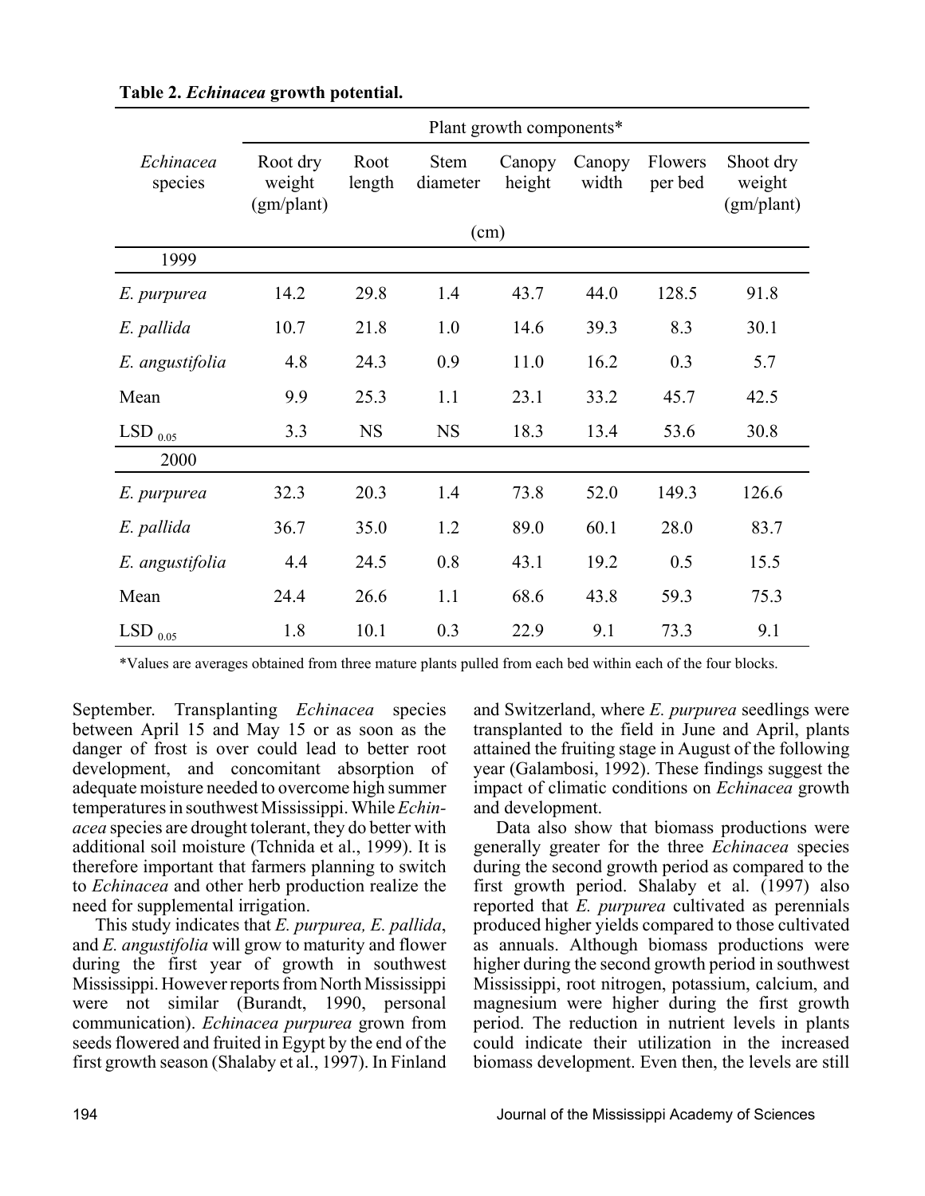**Table 2. *Echinacea* growth potential.**

| *Echinacea* species | Plant growth components* | | | | | | |
|---|---|---|---|---|---|---|---|
| | Root dry weight (gm/plant) | Root length | Stem diameter | Canopy height | Canopy width | Flowers per bed | Shot dry weight (gm/plant) |
| | | (cm) | | | | | |
| 1999 | | | | | | | |
| *E. purpurea* | 14.2 | 29.8 | 1.4 | 43.7 | 44.0 | 128.5 | 91.8 |
| *E. pallida* | 10.7 | 21.8 | 1.0 | 14.6 | 39.3 | 8.3 | 30.1 |
| *E. angustifolia* | 4.8 | 24.3 | 0.9 | 11.0 | 16.2 | 0.3 | 5.7 |
| Mean | 9.9 | 25.3 | 1.1 | 23.1 | 33.2 | 45.7 | 42.5 |
| $LSD_{0.05}$ | 3.3 | NS | NS | 18.3 | 13.4 | 53.6 | 30.8 |
| 2000 | | | | | | | |
| *E. purpurea* | 32.3 | 20.3 | 1.4 | 73.8 | 52.0 | 149.3 | 126.6 |
| *E. pallida* | 36.7 | 35.0 | 1.2 | 89.0 | 60.1 | 28.0 | 83.7 |
| *E. angustifolia* | 4.4 | 24.5 | 0.8 | 43.1 | 19.2 | 0.5 | 15.5 |
| Mean | 24.4 | 26.6 | 1.1 | 68.6 | 43.8 | 59.3 | 75.3 |
| $LSD_{0.05}$ | 1.8 | 10.1 | 0.3 | 22.9 | 9.1 | 73.3 | 9.1 |

*Values are averages obtained from three mature plants pulled from each bed within each of the four blocks.

September. Transplanting *Echinacea* species between April 15 and May 15 or as soon as the danger of frost is over could lead to better root development, and concomitant absorption of adequate moisture needed to overcome high summer temperatures in southwest Mississippi. While *Echinacea* species are drought tolerant, they do better with additional soil moisture (Tchnida et al., 1999). It is therefore important that farmers planning to switch to *Echinacea* and other herb production realize the need for supplemental irrigation.

This study indicates that *E. purpurea, E. pallida*, and *E. angustifolia* will grow to maturity and flower during the first year of growth in southwest Mississippi. However reports from North Mississippi were not similar (Burandt, 1990, personal communication). *Echinacea purpurea* grown from seeds flowered and fruited in Egypt by the end of the first growth season (Shalaby et al., 1997). In Finland and Switzerland, where *E. purpurea* seedlings were transplanted to the field in June and April, plants attained the fruiting stage in August of the following year (Galambosi, 1992). These findings suggest the impact of climatic conditions on *Echinacea* growth and development.

Data also show that biomass productions were generally greater for the three *Echinacea* species during the second growth period as compared to the first growth period. Shalaby et al. (1997) also reported that *E. purpurea* cultivated as perennials produced higher yields compared to those cultivated as annuals. Although biomass productions were higher during the second growth period in southwest Mississippi, root nitrogen, potassium, calcium, and magnesium were higher during the first growth period. The reduction in nutrient levels in plants could indicate their utilization in the increased biomass development. Even then, the levels are still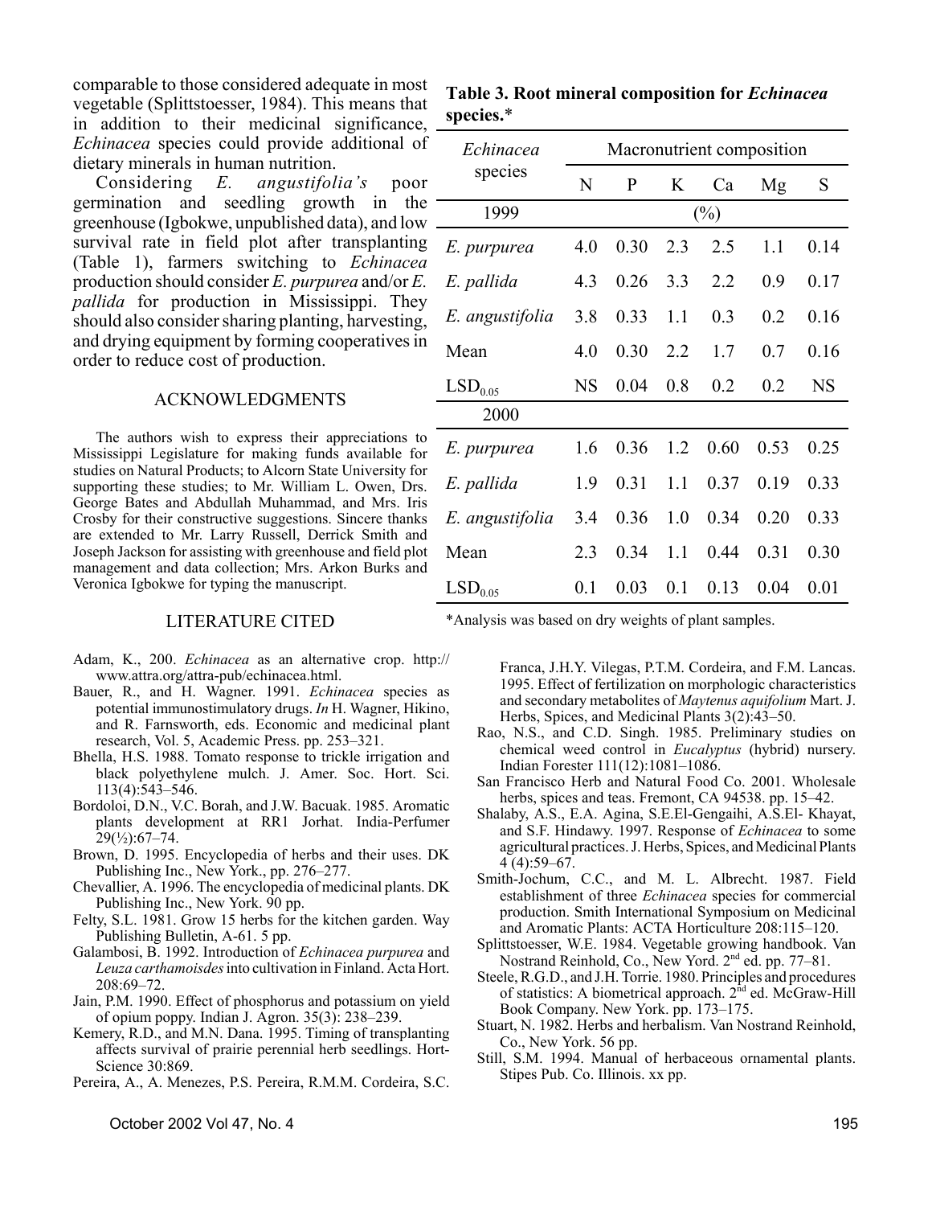comparable to those considered adequate in most vegetable (Splittstoesser, 1984). This means that in addition to their medicinal significance, *Echinacea* species could provide additional of dietary minerals in human nutrition.

Considering *E. angustifolia's* poor germination and seedling growth in the greenhouse (Igbokwe, unpublished data), and low survival rate in field plot after transplanting (Table 1), farmers switching to *Echinacea* production should consider *E. purpurea* and/or *E. pallida* for production in Mississippi. They should also consider sharing planting, harvesting, and drying equipment by forming cooperatives in order to reduce cost of production.

## ACKNOWLEDGMENTS

The authors wish to express their appreciations to Mississippi Legislature for making funds available for studies on Natural Products; to Alcorn State University for supporting these studies; to Mr. William L. Owen, Drs. George Bates and Abdullah Muhammad, and Mrs. Iris Crosby for their constructive suggestions. Sincere thanks are extended to Mr. Larry Russell, Derrick Smith and Joseph Jackson for assisting with greenhouse and field plot management and data collection; Mrs. Arkon Burks and Veronica Igbokwe for typing the manuscript.

**Table 3. Root mineral composition for *Echinacea* species.***

| *Echinacea* species | Macronutrient composition | | | | | |
|---|---|---|---|---|---|---|
| | N | P | K | Ca | Mg | S |
| 1999 | (%) | | | | | |
| *E. purpurea* | 4.0 | 0.30 | 2.3 | 2.5 | 1.1 | 0.14 |
| *E. pallida* | 4.3 | 0.26 | 3.3 | 2.2 | 0.9 | 0.17 |
| *E. angustifolia* | 3.8 | 0.33 | 1.1 | 0.3 | 0.2 | 0.16 |
| Mean | 4.0 | 0.30 | 2.2 | 1.7 | 0.7 | 0.16 |
| $LSD_{0.05}$ | NS | 0.04 | 0.8 | 0.2 | 0.2 | NS |
| 2000 | | | | | | |
| *E. purpurea* | 1.6 | 0.36 | 1.2 | 0.60 | 0.53 | 0.25 |
| *E. pallida* | 1.9 | 0.31 | 1.1 | 0.37 | 0.19 | 0.33 |
| *E. angustifolia* | 3.4 | 0.36 | 1.0 | 0.34 | 0.20 | 0.33 |
| Mean | 2.3 | 0.34 | 1.1 | 0.44 | 0.31 | 0.30 |
| $LSD_{0.05}$ | 0.1 | 0.03 | 0.1 | 0.13 | 0.04 | 0.01 |

*Analysis was based on dry weights of plant samples.

## LITERATURE CITED

Adam, K., 200. *Echinacea* as an alternative crop. http://www.attra.org/attra-pub/echinacea.html.

Bauer, R., and H. Wagner. 1991. *Echinacea* species as potential immunostimulatory drugs. *In* H. Wagner, Hikino, and R. Farnsworth, eds. Economic and medicinal plant research, Vol. 5, Academic Press. pp. 253–321.

Bhella, H.S. 1988. Tomato response to trickle irrigation and black polyethylene mulch. J. Amer. Soc. Hort. Sci. 113(4):543–546.

Bordoloi, D.N., V.C. Borah, and J.W. Bacuak. 1985. Aromatic plants development at RR1 Jorhat. India-Perfumer 29(½):67–74.

Brown, D. 1995. Encyclopedia of herbs and their uses. DK Publishing Inc., New York., pp. 276–277.

Chevallier, A. 1996. The encyclopedia of medicinal plants. DK Publishing Inc., New York. 90 pp.

Felty, S.L. 1981. Grow 15 herbs for the kitchen garden. Way Publishing Bulletin, A-61. 5 pp.

Galambosi, B. 1992. Introduction of *Echinacea purpurea* and *Leuza carthamoisdes* into cultivation in Finland. Acta Hort. 208:69–72.

Jain, P.M. 1990. Effect of phosphorus and potassium on yield of opium poppy. Indian J. Agron. 35(3): 238–239.

Kemery, R.D., and M.N. Dana. 1995. Timing of transplanting affects survival of prairie perennial herb seedlings. HortScience 30:869.

Pereira, A., A. Menezes, P.S. Pereira, R.M.M. Cordeira, S.C. Franca, J.H.Y. Vilegas, P.T.M. Cordeira, and F.M. Lancas. 1995. Effect of fertilization on morphologic characteristics and secondary metabolites of *Maytenus aquifolium* Mart. J. Herbs, Spices, and Medicinal Plants 3(2):43–50.

Rao, N.S., and C.D. Singh. 1985. Preliminary studies on chemical weed control in *Eucalyptus* (hybrid) nursery. Indian Forester 111(12):1081–1086.

San Francisco Herb and Natural Food Co. 2001. Wholesale herbs, spices and teas. Fremont, CA 94538. pp. 15–42.

Shalaby, A.S., E.A. Agina, S.E.El-Gengaihi, A.S.El- Khayat, and S.F. Hindawy. 1997. Response of *Echinacea* to some agricultural practices. J. Herbs, Spices, and Medicinal Plants 4 (4):59–67.

Smith-Jochum, C.C., and M. L. Albrecht. 1987. Field establishment of three *Echinacea* species for commercial production. Smith International Symposium on Medicinal and Aromatic Plants: ACTA Horticulture 208:115–120.

Splittstoesser, W.E. 1984. Vegetable growing handbook. Van Nostrand Reinhold, Co., New Yord. 2nd ed. pp. 77–81.

Steele, R.G.D., and J.H. Torrie. 1980. Principles and procedures of statistics: A biometrical approach. 2nd ed. McGraw-Hill Book Company. New York. pp. 173–175.

Stuart, N. 1982. Herbs and herbalism. Van Nostrand Reinhold, Co., New York. 56 pp.

Still, S.M. 1994. Manual of herbaceous ornamental plants. Stipes Pub. Co. Illinois. xx pp.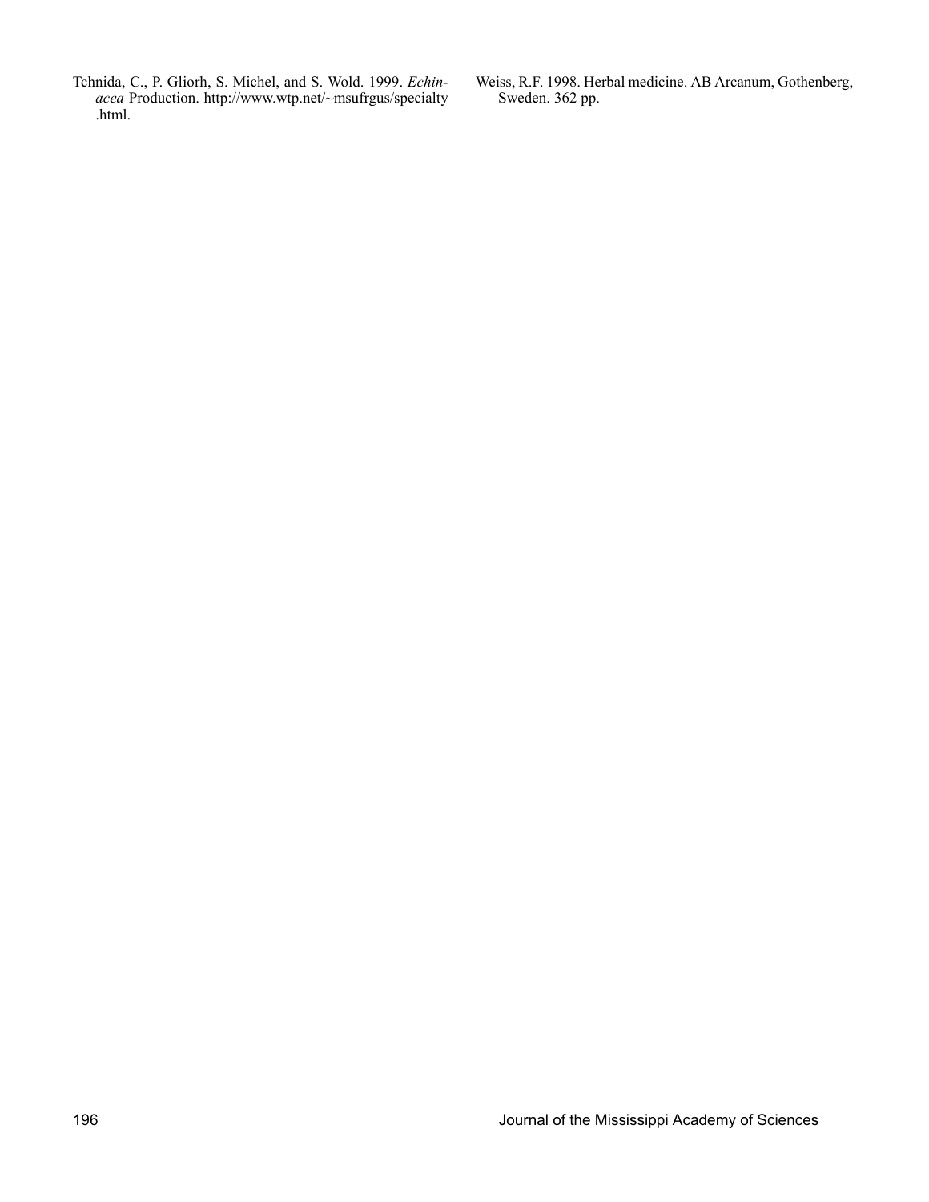Tchnida, C., P. Gliorh, S. Michel, and S. Wold. 1999. *Echinacea* Production. http://www.wtp.net/~msufrgus/specialty.html.

Weiss, R.F. 1998. Herbal medicine. AB Arcanum, Gothenberg, Sweden. 362 pp.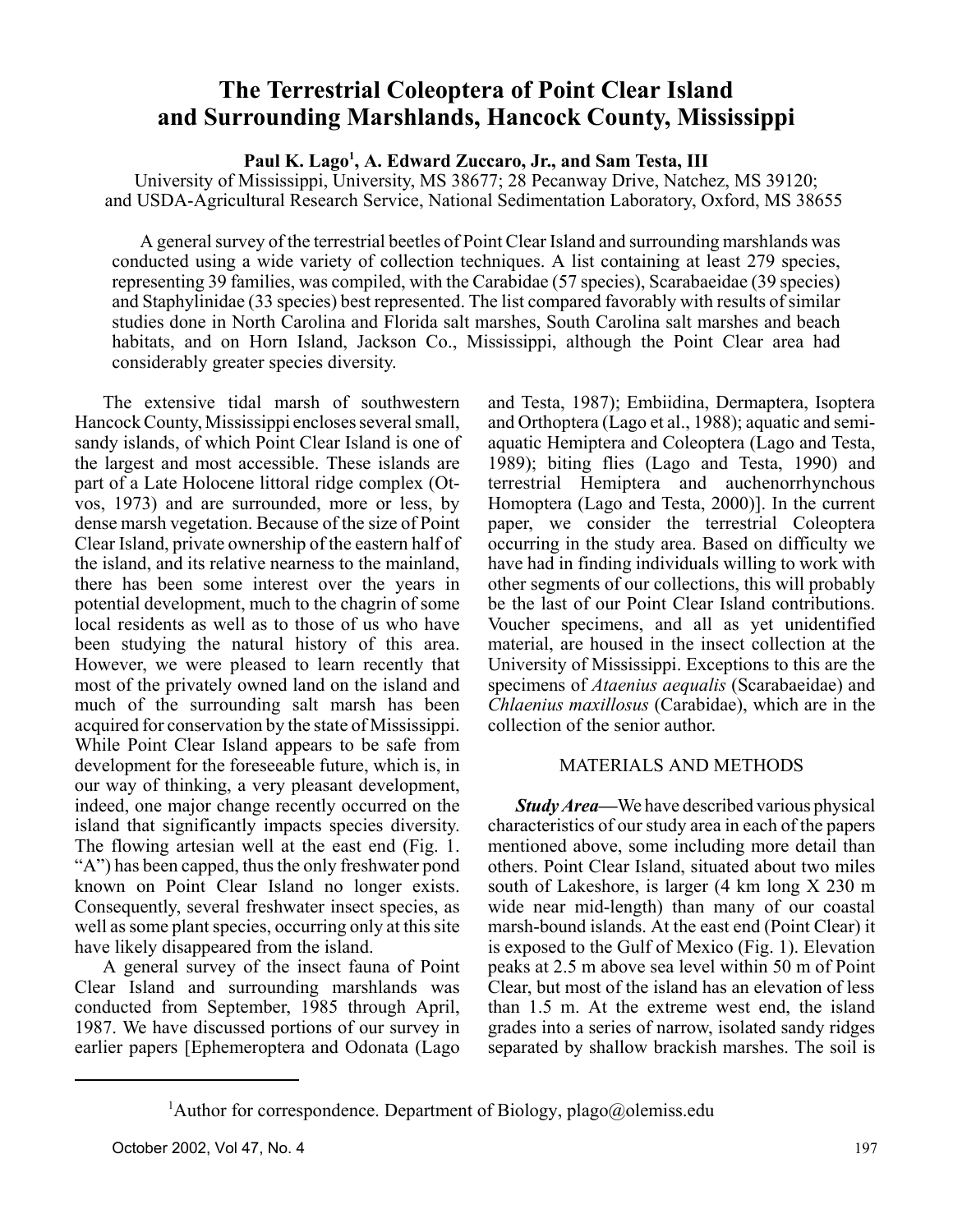# The Terrestrial Coleoptera of Point Clear Island and Surrounding Marshlands, Hancock County, Mississippi

**Paul K. Lago[1], A. Edward Zuccaro, Jr., and Sam Testa, III**

University of Mississippi, University, MS 38677; 28 Pecanway Drive, Natchez, MS 39120; and USDA-Agricultural Research Service, National Sedimentation Laboratory, Oxford, MS 38655

A general survey of the terrestrial beetles of Point Clear Island and surrounding marshlands was conducted using a wide variety of collection techniques. A list containing at least 279 species, representing 39 families, was compiled, with the Carabidae (57 species), Scarabaeidae (39 species) and Staphylinidae (33 species) best represented. The list compared favorably with results of similar studies done in North Carolina and Florida salt marshes, South Carolina salt marshes and beach habitats, and on Horn Island, Jackson Co., Mississippi, although the Point Clear area had considerably greater species diversity.

The extensive tidal marsh of southwestern Hancock County, Mississippi encloses several small, sandy islands, of which Point Clear Island is one of the largest and most accessible. These islands are part of a Late Holocene littoral ridge complex (Otvos, 1973) and are surrounded, more or less, by dense marsh vegetation. Because of the size of Point Clear Island, private ownership of the eastern half of the island, and its relative nearness to the mainland, there has been some interest over the years in potential development, much to the chagrin of some local residents as well as to those of us who have been studying the natural history of this area. However, we were pleased to learn recently that most of the privately owned land on the island and much of the surrounding salt marsh has been acquired for conservation by the state of Mississippi. While Point Clear Island appears to be safe from development for the foreseeable future, which is, in our way of thinking, a very pleasant development, indeed, one major change recently occurred on the island that significantly impacts species diversity. The flowing artesian well at the east end (Fig. 1. "A") has been capped, thus the only freshwater pond known on Point Clear Island no longer exists. Consequently, several freshwater insect species, as well as some plant species, occurring only at this site have likely disappeared from the island.

A general survey of the insect fauna of Point Clear Island and surrounding marshlands was conducted from September, 1985 through April, 1987. We have discussed portions of our survey in earlier papers [Ephemeroptera and Odonata (Lago and Testa, 1987); Embiidina, Dermaptera, Isoptera and Orthoptera (Lago et al., 1988); aquatic and semi-aquatic Hemiptera and Coleoptera (Lago and Testa, 1989); biting flies (Lago and Testa, 1990) and terrestrial Hemiptera and auchenorrhynchous Homoptera (Lago and Testa, 2000)]. In the current paper, we consider the terrestrial Coleoptera occurring in the study area. Based on difficulty we have had in finding individuals willing to work with other segments of our collections, this will probably be the last of our Point Clear Island contributions. Voucher specimens, and all as yet unidentified material, are housed in the insect collection at the University of Mississippi. Exceptions to this are the specimens of *Ataenius aequalis* (Scarabaeidae) and *Chlaenius maxillosus* (Carabidae), which are in the collection of the senior author.

## MATERIALS AND METHODS

***Study Area***—We have described various physical characteristics of our study area in each of the papers mentioned above, some including more detail than others. Point Clear Island, situated about two miles south of Lakeshore, is larger (4 km long X 230 m wide near mid-length) than many of our coastal marsh-bound islands. At the east end (Point Clear) it is exposed to the Gulf of Mexico (Fig. 1). Elevation peaks at 2.5 m above sea level within 50 m of Point Clear, but most of the island has an elevation of less than 1.5 m. At the extreme west end, the island grades into a series of narrow, isolated sandy ridges separated by shallow brackish marshes. The soil is

[1]Author for correspondence. Department of Biology, plago@olemiss.edu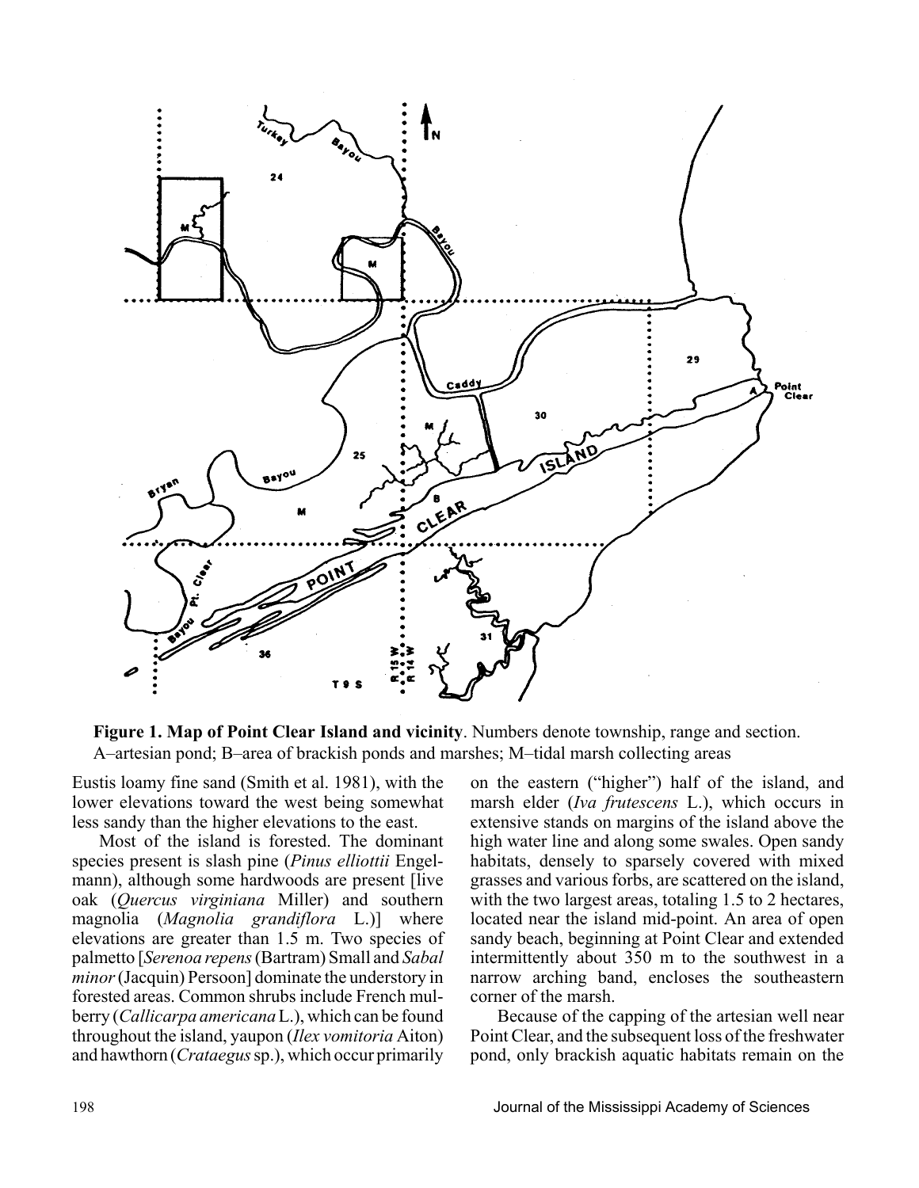N

Turkey Bayou

24

M

Bayou

M

Caddy

29

Point Clear

A

30

M

25

Bryan Bayou

M

ISLAND

B

CLEAR

POINT

Pt. Clear Bayou

36

T 9 S

R 15 W

R 14 W

31

**Figure 1. Map of Point Clear Island and vicinity**. Numbers denote township, range and section. A–artesian pond; B–area of brackish ponds and marshes; M–tidal marsh collecting areas

Eustis loamy fine sand (Smith et al. 1981), with the lower elevations toward the west being somewhat less sandy than the higher elevations to the east.

Most of the island is forested. The dominant species present is slash pine (*Pinus elliottii* Engelmann), although some hardwoods are present [live oak (*Quercus virginiana* Miller) and southern magnolia (*Magnolia grandiflora* L.)] where elevations are greater than 1.5 m. Two species of palmetto [*Serenoa repens* (Bartram) Small and *Sabal minor* (Jacquin) Persoon] dominate the understory in forested areas. Common shrubs include French mulberry (*Callicarpa americana* L.), which can be found throughout the island, yaupon (*Ilex vomitoria* Aiton) and hawthorn (*Crataegus* sp.), which occur primarily on the eastern ("higher") half of the island, and marsh elder (*Iva frutescens* L.), which occurs in extensive stands on margins of the island above the high water line and along some swales. Open sandy habitats, densely to sparsely covered with mixed grasses and various forbs, are scattered on the island, with the two largest areas, totaling 1.5 to 2 hectares, located near the island mid-point. An area of open sandy beach, beginning at Point Clear and extended intermittently about 350 m to the southwest in a narrow arching band, encloses the southeastern corner of the marsh.

Because of the capping of the artesian well near Point Clear, and the subsequent loss of the freshwater pond, only brackish aquatic habitats remain on the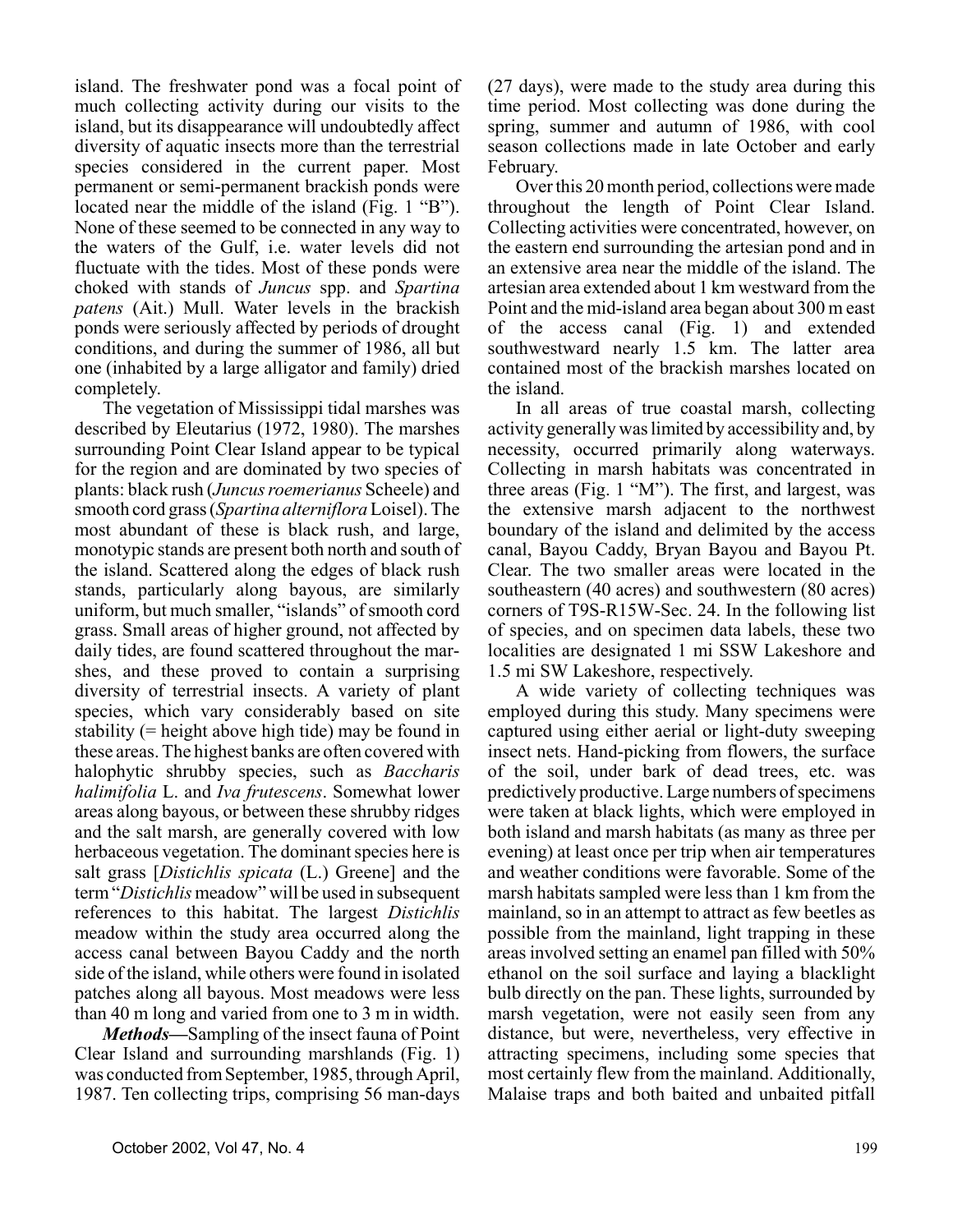island. The freshwater pond was a focal point of much collecting activity during our visits to the island, but its disappearance will undoubtedly affect diversity of aquatic insects more than the terrestrial species considered in the current paper. Most permanent or semi-permanent brackish ponds were located near the middle of the island (Fig. 1 "B"). None of these seemed to be connected in any way to the waters of the Gulf, i.e. water levels did not fluctuate with the tides. Most of these ponds were choked with stands of *Juncus* spp. and *Spartina patens* (Ait.) Mull. Water levels in the brackish ponds were seriously affected by periods of drought conditions, and during the summer of 1986, all but one (inhabited by a large alligator and family) dried completely.

The vegetation of Mississippi tidal marshes was described by Eleutarius (1972, 1980). The marshes surrounding Point Clear Island appear to be typical for the region and are dominated by two species of plants: black rush (*Juncus roemerianus* Scheele) and smooth cord grass (*Spartina alterniflora* Loisel). The most abundant of these is black rush, and large, monotypic stands are present both north and south of the island. Scattered along the edges of black rush stands, particularly along bayous, are similarly uniform, but much smaller, "islands" of smooth cord grass. Small areas of higher ground, not affected by daily tides, are found scattered throughout the marshes, and these proved to contain a surprising diversity of terrestrial insects. A variety of plant species, which vary considerably based on site stability (= height above high tide) may be found in these areas. The highest banks are often covered with halophytic shrubby species, such as *Baccharis halimifolia* L. and *Iva frutescens*. Somewhat lower areas along bayous, or between these shrubby ridges and the salt marsh, are generally covered with low herbaceous vegetation. The dominant species here is salt grass [*Distichlis spicata* (L.) Greene] and the term "*Distichlis* meadow" will be used in subsequent references to this habitat. The largest *Distichlis* meadow within the study area occurred along the access canal between Bayou Caddy and the north side of the island, while others were found in isolated patches along all bayous. Most meadows were less than 40 m long and varied from one to 3 m in width.

***Methods***—Sampling of the insect fauna of Point Clear Island and surrounding marshlands (Fig. 1) was conducted from September, 1985, through April, 1987. Ten collecting trips, comprising 56 man-days (27 days), were made to the study area during this time period. Most collecting was done during the spring, summer and autumn of 1986, with cool season collections made in late October and early February.

Over this 20 month period, collections were made throughout the length of Point Clear Island. Collecting activities were concentrated, however, on the eastern end surrounding the artesian pond and in an extensive area near the middle of the island. The artesian area extended about 1 km westward from the Point and the mid-island area began about 300 m east of the access canal (Fig. 1) and extended southwestward nearly 1.5 km. The latter area contained most of the brackish marshes located on the island.

In all areas of true coastal marsh, collecting activity generally was limited by accessibility and, by necessity, occurred primarily along waterways. Collecting in marsh habitats was concentrated in three areas (Fig. 1 "M"). The first, and largest, was the extensive marsh adjacent to the northwest boundary of the island and delimited by the access canal, Bayou Caddy, Bryan Bayou and Bayou Pt. Clear. The two smaller areas were located in the southeastern (40 acres) and southwestern (80 acres) corners of T9S-R15W-Sec. 24. In the following list of species, and on specimen data labels, these two localities are designated 1 mi SSW Lakeshore and 1.5 mi SW Lakeshore, respectively.

A wide variety of collecting techniques was employed during this study. Many specimens were captured using either aerial or light-duty sweeping insect nets. Hand-picking from flowers, the surface of the soil, under bark of dead trees, etc. was predictively productive. Large numbers of specimens were taken at black lights, which were employed in both island and marsh habitats (as many as three per evening) at least once per trip when air temperatures and weather conditions were favorable. Some of the marsh habitats sampled were less than 1 km from the mainland, so in an attempt to attract as few beetles as possible from the mainland, light trapping in these areas involved setting an enamel pan filled with 50% ethanol on the soil surface and laying a blacklight bulb directly on the pan. These lights, surrounded by marsh vegetation, were not easily seen from any distance, but were, nevertheless, very effective in attracting specimens, including some species that most certainly flew from the mainland. Additionally, Malaise traps and both baited and unbaited pitfall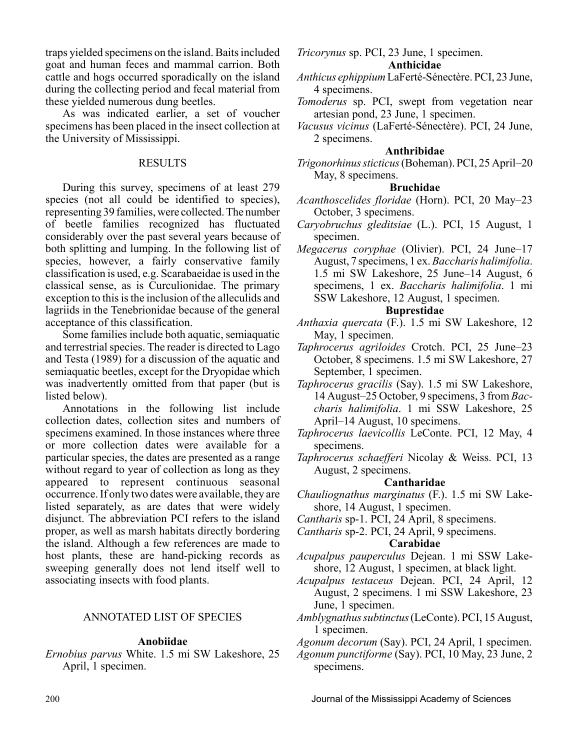traps yielded specimens on the island. Baits included goat and human feces and mammal carrion. Both cattle and hogs occurred sporadically on the island during the collecting period and fecal material from these yielded numerous dung beetles.

As was indicated earlier, a set of voucher specimens has been placed in the insect collection at the University of Mississippi.

## RESULTS

During this survey, specimens of at least 279 species (not all could be identified to species), representing 39 families, were collected. The number of beetle families recognized has fluctuated considerably over the past several years because of both splitting and lumping. In the following list of species, however, a fairly conservative family classification is used, e.g. Scarabaeidae is used in the classical sense, as is Curculionidae. The primary exception to this is the inclusion of the alleculids and lagriids in the Tenebrionidae because of the general acceptance of this classification.

Some families include both aquatic, semiaquatic and terrestrial species. The reader is directed to Lago and Testa (1989) for a discussion of the aquatic and semiaquatic beetles, except for the Dryopidae which was inadvertently omitted from that paper (but is listed below).

Annotations in the following list include collection dates, collection sites and numbers of specimens examined. In those instances where three or more collection dates were available for a particular species, the dates are presented as a range without regard to year of collection as long as they appeared to represent continuous seasonal occurrence. If only two dates were available, they are listed separately, as are dates that were widely disjunct. The abbreviation PCI refers to the island proper, as well as marsh habitats directly bordering the island. Although a few references are made to host plants, these are hand-picking records as sweeping generally does not lend itself well to associating insects with food plants.

## ANNOTATED LIST OF SPECIES

### Anobiidae

*Ernobius parvus* White. 1.5 mi SW Lakeshore, 25 April, 1 specimen.

*Tricorynus* sp. PCI, 23 June, 1 specimen.

### Anthicidae

*Anthicus ephippium* LaFerté-Sénectère. PCI, 23 June, 4 specimens.

*Tomoderus* sp. PCI, swept from vegetation near artesian pond, 23 June, 1 specimen.

*Vacusus vicinus* (LaFerté-Sénectère). PCI, 24 June, 2 specimens.

### Anthribidae

*Trigonorhinus sticticus* (Boheman). PCI, 25 April–20 May, 8 specimens.

### Bruchidae

*Acanthoscelides floridae* (Horn). PCI, 20 May–23 October, 3 specimens.

*Caryobruchus gleditsiae* (L.). PCI, 15 August, 1 specimen.

*Megacerus coryphae* (Olivier). PCI, 24 June–17 August, 7 specimens, 1 ex. *Baccharis halimifolia*. 1.5 mi SW Lakeshore, 25 June–14 August, 6 specimens, 1 ex. *Baccharis halimifolia*. 1 mi SSW Lakeshore, 12 August, 1 specimen.

### Buprestidae

*Anthaxia quercata* (F.). 1.5 mi SW Lakeshore, 12 May, 1 specimen.

*Taphrocerus agriloides* Crotch. PCI, 25 June–23 October, 8 specimens. 1.5 mi SW Lakeshore, 27 September, 1 specimen.

*Taphrocerus gracilis* (Say). 1.5 mi SW Lakeshore, 14 August–25 October, 9 specimens, 3 from *Baccharis halimifolia*. 1 mi SSW Lakeshore, 25 April–14 August, 10 specimens.

*Taphrocerus laevicollis* LeConte. PCI, 12 May, 4 specimens.

*Taphrocerus schaefferi* Nicolay & Weiss. PCI, 13 August, 2 specimens.

### Cantharidae

*Chauliognathus marginatus* (F.). 1.5 mi SW Lakeshore, 14 August, 1 specimen.

*Cantharis* sp-1. PCI, 24 April, 8 specimens.

*Cantharis* sp-2. PCI, 24 April, 9 specimens.

### Carabidae

*Acupalpus pauperculus* Dejean. 1 mi SSW Lakeshore, 12 August, 1 specimen, at black light.

*Acupalpus testaceus* Dejean. PCI, 24 April, 12 August, 2 specimens. 1 mi SSW Lakeshore, 23 June, 1 specimen.

*Amblygnathus subtinctus* (LeConte). PCI, 15 August, 1 specimen.

*Agonum decorum* (Say). PCI, 24 April, 1 specimen.

*Agonum punctiforme* (Say). PCI, 10 May, 23 June, 2 specimens.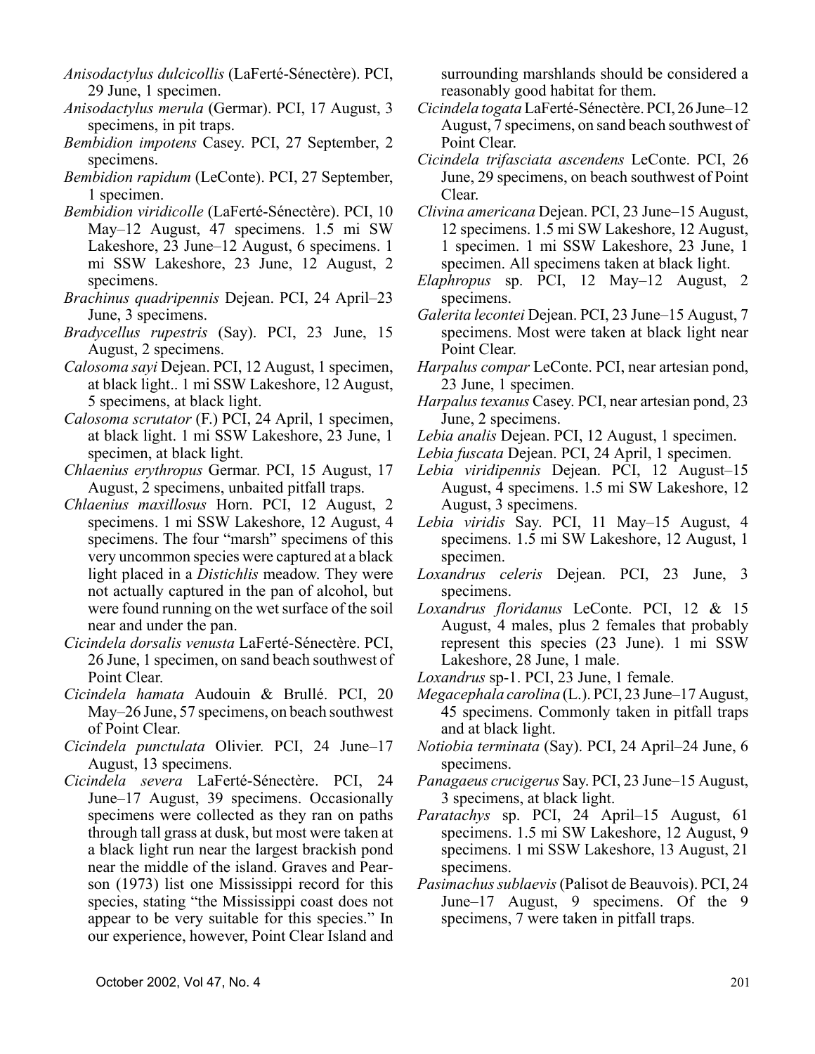*Anisodactylus dulcicollis* (LaFerté-Sénectère). PCI, 29 June, 1 specimen.

*Anisodactylus merula* (Germar). PCI, 17 August, 3 specimens, in pit traps.

*Bembidion impotens* Casey. PCI, 27 September, 2 specimens.

*Bembidion rapidum* (LeConte). PCI, 27 September, 1 specimen.

*Bembidion viridicolle* (LaFerté-Sénectère). PCI, 10 May–12 August, 47 specimens. 1.5 mi SW Lakeshore, 23 June–12 August, 6 specimens. 1 mi SSW Lakeshore, 23 June, 12 August, 2 specimens.

*Brachinus quadripennis* Dejean. PCI, 24 April–23 June, 3 specimens.

*Bradycellus rupestris* (Say). PCI, 23 June, 15 August, 2 specimens.

*Calosoma sayi* Dejean. PCI, 12 August, 1 specimen, at black light.. 1 mi SSW Lakeshore, 12 August, 5 specimens, at black light.

*Calosoma scrutator* (F.) PCI, 24 April, 1 specimen, at black light. 1 mi SSW Lakeshore, 23 June, 1 specimen, at black light.

*Chlaenius erythropus* Germar. PCI, 15 August, 17 August, 2 specimens, unbaited pitfall traps.

*Chlaenius maxillosus* Horn. PCI, 12 August, 2 specimens. 1 mi SSW Lakeshore, 12 August, 4 specimens. The four "marsh" specimens of this very uncommon species were captured at a black light placed in a *Distichlis* meadow. They were not actually captured in the pan of alcohol, but were found running on the wet surface of the soil near and under the pan.

*Cicindela dorsalis venusta* LaFerté-Sénectère. PCI, 26 June, 1 specimen, on sand beach southwest of Point Clear.

*Cicindela hamata* Audouin & Brullé. PCI, 20 May–26 June, 57 specimens, on beach southwest of Point Clear.

*Cicindela punctulata* Olivier. PCI, 24 June–17 August, 13 specimens.

*Cicindela severa* LaFerté-Sénectère. PCI, 24 June–17 August, 39 specimens. Occasionally specimens were collected as they ran on paths through tall grass at dusk, but most were taken at a black light run near the largest brackish pond near the middle of the island. Graves and Pearson (1973) list one Mississippi record for this species, stating "the Mississippi coast does not appear to be very suitable for this species." In our experience, however, Point Clear Island and surrounding marshlands should be considered a reasonably good habitat for them.

*Cicindela togata* LaFerté-Sénectère. PCI, 26 June–12 August, 7 specimens, on sand beach southwest of Point Clear.

*Cicindela trifasciata ascendens* LeConte. PCI, 26 June, 29 specimens, on beach southwest of Point Clear.

*Clivina americana* Dejean. PCI, 23 June–15 August, 12 specimens. 1.5 mi SW Lakeshore, 12 August, 1 specimen. 1 mi SSW Lakeshore, 23 June, 1 specimen. All specimens taken at black light.

*Elaphropus* sp. PCI, 12 May–12 August, 2 specimens.

*Galerita lecontei* Dejean. PCI, 23 June–15 August, 7 specimens. Most were taken at black light near Point Clear.

*Harpalus compar* LeConte. PCI, near artesian pond, 23 June, 1 specimen.

*Harpalus texanus* Casey. PCI, near artesian pond, 23 June, 2 specimens.

*Lebia analis* Dejean. PCI, 12 August, 1 specimen.

*Lebia fuscata* Dejean. PCI, 24 April, 1 specimen.

*Lebia viridipennis* Dejean. PCI, 12 August–15 August, 4 specimens. 1.5 mi SW Lakeshore, 12 August, 3 specimens.

*Lebia viridis* Say. PCI, 11 May–15 August, 4 specimens. 1.5 mi SW Lakeshore, 12 August, 1 specimen.

*Loxandrus celeris* Dejean. PCI, 23 June, 3 specimens.

*Loxandrus floridanus* LeConte. PCI, 12 & 15 August, 4 males, plus 2 females that probably represent this species (23 June). 1 mi SSW Lakeshore, 28 June, 1 male.

*Loxandrus* sp-1. PCI, 23 June, 1 female.

*Megacephala carolina* (L.). PCI, 23 June–17 August, 45 specimens. Commonly taken in pitfall traps and at black light.

*Notiobia terminata* (Say). PCI, 24 April–24 June, 6 specimens.

*Panagaeus crucigerus* Say. PCI, 23 June–15 August, 3 specimens, at black light.

*Paratachys* sp. PCI, 24 April–15 August, 61 specimens. 1.5 mi SW Lakeshore, 12 August, 9 specimens. 1 mi SSW Lakeshore, 13 August, 21 specimens.

*Pasimachus sublaevis* (Palisot de Beauvois). PCI, 24 June–17 August, 9 specimens. Of the 9 specimens, 7 were taken in pitfall traps.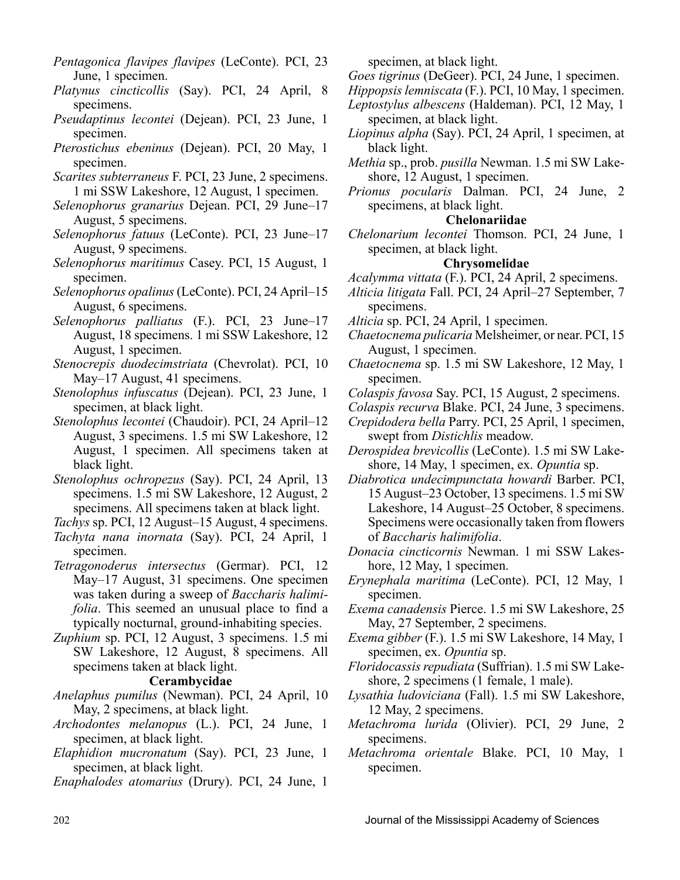*Pentagonica flavipes flavipes* (LeConte). PCI, 23 June, 1 specimen.

*Platynus cincticollis* (Say). PCI, 24 April, 8 specimens.

*Pseudaptinus lecontei* (Dejean). PCI, 23 June, 1 specimen.

*Pterostichus ebeninus* (Dejean). PCI, 20 May, 1 specimen.

*Scarites subterraneus* F. PCI, 23 June, 2 specimens. 1 mi SSW Lakeshore, 12 August, 1 specimen.

*Selenophorus granarius* Dejean. PCI, 29 June–17 August, 5 specimens.

*Selenophorus fatuus* (LeConte). PCI, 23 June–17 August, 9 specimens.

*Selenophorus maritimus* Casey. PCI, 15 August, 1 specimen.

*Selenophorus opalinus* (LeConte). PCI, 24 April–15 August, 6 specimens.

*Selenophorus palliatus* (F.). PCI, 23 June–17 August, 18 specimens. 1 mi SSW Lakeshore, 12 August, 1 specimen.

*Stenocrepis duodecimstriata* (Chevrolat). PCI, 10 May–17 August, 41 specimens.

*Stenolophus infuscatus* (Dejean). PCI, 23 June, 1 specimen, at black light.

*Stenolophus lecontei* (Chaudoir). PCI, 24 April–12 August, 3 specimens. 1.5 mi SW Lakeshore, 12 August, 1 specimen. All specimens taken at black light.

*Stenolophus ochropezus* (Say). PCI, 24 April, 13 specimens. 1.5 mi SW Lakeshore, 12 August, 2 specimens. All specimens taken at black light.

*Tachys* sp. PCI, 12 August–15 August, 4 specimens.

*Tachyta nana inornata* (Say). PCI, 24 April, 1 specimen.

*Tetragonoderus intersectus* (Germar). PCI, 12 May–17 August, 31 specimens. One specimen was taken during a sweep of *Baccharis halimifolia*. This seemed an unusual place to find a typically nocturnal, ground-inhabiting species.

*Zuphium* sp. PCI, 12 August, 3 specimens. 1.5 mi SW Lakeshore, 12 August, 8 specimens. All specimens taken at black light.

**Cerambycidae**

*Anelaphus pumilus* (Newman). PCI, 24 April, 10 May, 2 specimens, at black light.

*Archodontes melanopus* (L.). PCI, 24 June, 1 specimen, at black light.

*Elaphidion mucronatum* (Say). PCI, 23 June, 1 specimen, at black light.

*Enaphalodes atomarius* (Drury). PCI, 24 June, 1 specimen, at black light.

*Goes tigrinus* (DeGeer). PCI, 24 June, 1 specimen.

*Hippopsis lemniscata* (F.). PCI, 10 May, 1 specimen.

*Leptostylus albescens* (Haldeman). PCI, 12 May, 1 specimen, at black light.

*Liopinus alpha* (Say). PCI, 24 April, 1 specimen, at black light.

*Methia* sp., prob. *pusilla* Newman. 1.5 mi SW Lakeshore, 12 August, 1 specimen.

*Prionus pocularis* Dalman. PCI, 24 June, 2 specimens, at black light.

**Chelonariidae**

*Chelonarium lecontei* Thomson. PCI, 24 June, 1 specimen, at black light.

**Chrysomelidae**

*Acalymma vittata* (F.). PCI, 24 April, 2 specimens.

*Alticia litigata* Fall. PCI, 24 April–27 September, 7 specimens.

*Alticia* sp. PCI, 24 April, 1 specimen.

*Chaetocnema pulicaria* Melsheimer, or near. PCI, 15 August, 1 specimen.

*Chaetocnema* sp. 1.5 mi SW Lakeshore, 12 May, 1 specimen.

*Colaspis favosa* Say. PCI, 15 August, 2 specimens.

*Colaspis recurva* Blake. PCI, 24 June, 3 specimens.

*Crepidodera bella* Parry. PCI, 25 April, 1 specimen, swept from *Distichlis* meadow.

*Derospidea brevicollis* (LeConte). 1.5 mi SW Lakeshore, 14 May, 1 specimen, ex. *Opuntia* sp.

*Diabrotica undecimpunctata howardi* Barber. PCI, 15 August–23 October, 13 specimens. 1.5 mi SW Lakeshore, 14 August–25 October, 8 specimens. Specimens were occasionally taken from flowers of *Baccharis halimifolia*.

*Donacia cincticornis* Newman. 1 mi SSW Lakeshore, 12 May, 1 specimen.

*Erynephala maritima* (LeConte). PCI, 12 May, 1 specimen.

*Exema canadensis* Pierce. 1.5 mi SW Lakeshore, 25 May, 27 September, 2 specimens.

*Exema gibber* (F.). 1.5 mi SW Lakeshore, 14 May, 1 specimen, ex. *Opuntia* sp.

*Floridocassis repudiata* (Suffrian). 1.5 mi SW Lakeshore, 2 specimens (1 female, 1 male).

*Lysathia ludoviciana* (Fall). 1.5 mi SW Lakeshore, 12 May, 2 specimens.

*Metachroma lurida* (Olivier). PCI, 29 June, 2 specimens.

*Metachroma orientale* Blake. PCI, 10 May, 1 specimen.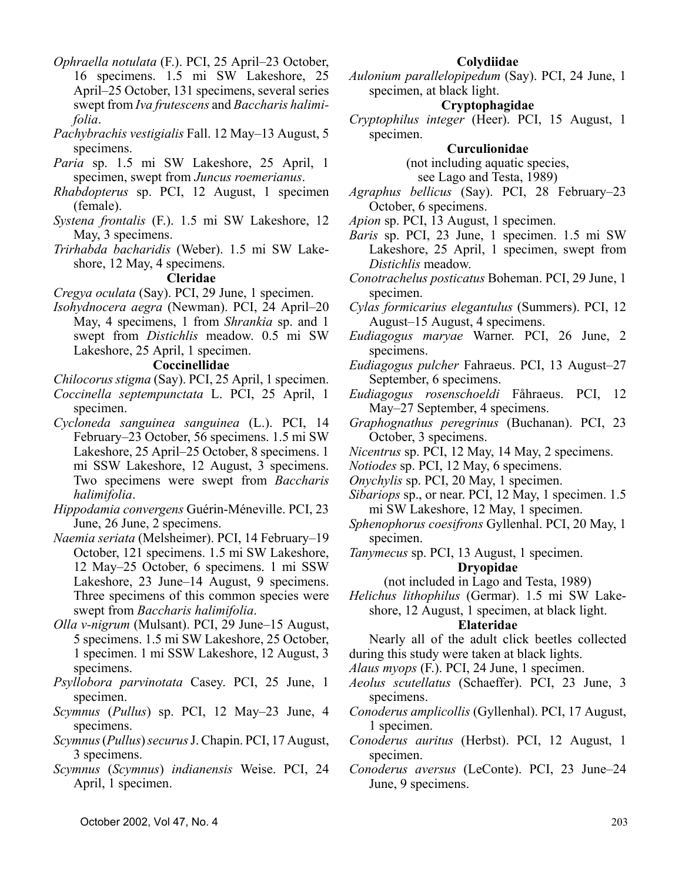*Ophraella notulata* (F.). PCI, 25 April–23 October, 16 specimens. 1.5 mi SW Lakeshore, 25 April–25 October, 131 specimens, several series swept from *Iva frutescens* and *Baccharis halimifolia*.

*Pachybrachis vestigialis* Fall. 12 May–13 August, 5 specimens.

*Paria* sp. 1.5 mi SW Lakeshore, 25 April, 1 specimen, swept from *Juncus roemerianus*.

*Rhabdopterus* sp. PCI, 12 August, 1 specimen (female).

*Systena frontalis* (F.). 1.5 mi SW Lakeshore, 12 May, 3 specimens.

*Trirhabda bacharidis* (Weber). 1.5 mi SW Lakeshore, 12 May, 4 specimens.

**Cleridae**

*Cregya oculata* (Say). PCI, 29 June, 1 specimen.

*Isohydnocera aegra* (Newman). PCI, 24 April–20 May, 4 specimens, 1 from *Shrankia* sp. and 1 swept from *Distichlis* meadow. 0.5 mi SW Lakeshore, 25 April, 1 specimen.

**Coccinellidae**

*Chilocorus stigma* (Say). PCI, 25 April, 1 specimen.

*Coccinella septempunctata* L. PCI, 25 April, 1 specimen.

*Cycloneda sanguinea sanguinea* (L.). PCI, 14 February–23 October, 56 specimens. 1.5 mi SW Lakeshore, 25 April–25 October, 8 specimens. 1 mi SSW Lakeshore, 12 August, 3 specimens. Two specimens were swept from *Baccharis halimifolia*.

*Hippodamia convergens* Guérin-Méneville. PCI, 23 June, 26 June, 2 specimens.

*Naemia seriata* (Melsheimer). PCI, 14 February–19 October, 121 specimens. 1.5 mi SW Lakeshore, 12 May–25 October, 6 specimens. 1 mi SSW Lakeshore, 23 June–14 August, 9 specimens. Three specimens of this common species were swept from *Baccharis halimifolia*.

*Olla v-nigrum* (Mulsant). PCI, 29 June–15 August, 5 specimens. 1.5 mi SW Lakeshore, 25 October, 1 specimen. 1 mi SSW Lakeshore, 12 August, 3 specimens.

*Psyllobora parvinotata* Casey. PCI, 25 June, 1 specimen.

*Scymnus* (*Pullus*) sp. PCI, 12 May–23 June, 4 specimens.

*Scymnus* (*Pullus*) *securus* J. Chapin. PCI, 17 August, 3 specimens.

*Scymnus* (*Scymnus*) *indianensis* Weise. PCI, 24 April, 1 specimen.

**Colydiidae**

*Aulonium parallelopipedum* (Say). PCI, 24 June, 1 specimen, at black light.

**Cryptophagidae**

*Cryptophilus integer* (Heer). PCI, 15 August, 1 specimen.

**Curculionidae**

(not including aquatic species, see Lago and Testa, 1989)

*Agraphus bellicus* (Say). PCI, 28 February–23 October, 6 specimens.

*Apion* sp. PCI, 13 August, 1 specimen.

*Baris* sp. PCI, 23 June, 1 specimen. 1.5 mi SW Lakeshore, 25 April, 1 specimen, swept from *Distichlis* meadow.

*Conotrachelus posticatus* Boheman. PCI, 29 June, 1 specimen.

*Cylas formicarius elegantulus* (Summers). PCI, 12 August–15 August, 4 specimens.

*Eudiagogus maryae* Warner. PCI, 26 June, 2 specimens.

*Eudiagogus pulcher* Fahraeus. PCI, 13 August–27 September, 6 specimens.

*Eudiagogus rosenschoeldi* Fåhraeus. PCI, 12 May–27 September, 4 specimens.

*Graphognathus peregrinus* (Buchanan). PCI, 23 October, 3 specimens.

*Nicentrus* sp. PCI, 12 May, 14 May, 2 specimens.

*Notiodes* sp. PCI, 12 May, 6 specimens.

*Onychylis* sp. PCI, 20 May, 1 specimen.

*Sibariops* sp., or near. PCI, 12 May, 1 specimen. 1.5 mi SW Lakeshore, 12 May, 1 specimen.

*Sphenophorus coesifrons* Gyllenhal. PCI, 20 May, 1 specimen.

*Tanymecus* sp. PCI, 13 August, 1 specimen.

**Dryopidae**

(not included in Lago and Testa, 1989)

*Helichus lithophilus* (Germar). 1.5 mi SW Lakeshore, 12 August, 1 specimen, at black light.

**Elateridae**

Nearly all of the adult click beetles collected during this study were taken at black lights.

*Alaus myops* (F.). PCI, 24 June, 1 specimen.

*Aeolus scutellatus* (Schaeffer). PCI, 23 June, 3 specimens.

*Conoderus amplicollis* (Gyllenhal). PCI, 17 August, 1 specimen.

*Conoderus auritus* (Herbst). PCI, 12 August, 1 specimen.

*Conoderus aversus* (LeConte). PCI, 23 June–24 June, 9 specimens.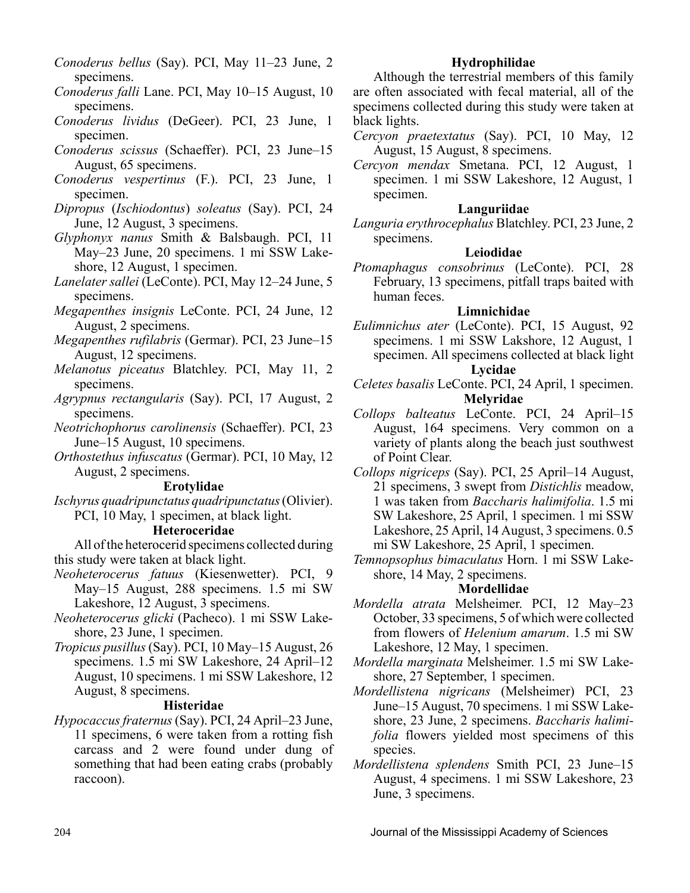*Conoderus bellus* (Say). PCI, May 11–23 June, 2 specimens.

*Conoderus falli* Lane. PCI, May 10–15 August, 10 specimens.

*Conoderus lividus* (DeGeer). PCI, 23 June, 1 specimen.

*Conoderus scissus* (Schaeffer). PCI, 23 June–15 August, 65 specimens.

*Conoderus vespertinus* (F.). PCI, 23 June, 1 specimen.

*Dipropus* (*Ischiodontus*) *soleatus* (Say). PCI, 24 June, 12 August, 3 specimens.

*Glyphonyx nanus* Smith & Balsbaugh. PCI, 11 May–23 June, 20 specimens. 1 mi SSW Lakeshore, 12 August, 1 specimen.

*Lanelater sallei* (LeConte). PCI, May 12–24 June, 5 specimens.

*Megapenthes insignis* LeConte. PCI, 24 June, 12 August, 2 specimens.

*Megapenthes rufilabris* (Germar). PCI, 23 June–15 August, 12 specimens.

*Melanotus piceatus* Blatchley. PCI, May 11, 2 specimens.

*Agrypnus rectangularis* (Say). PCI, 17 August, 2 specimens.

*Neotrichophorus carolinensis* (Schaeffer). PCI, 23 June–15 August, 10 specimens.

*Orthostethus infuscatus* (Germar). PCI, 10 May, 12 August, 2 specimens.

**Erotylidae**

*Ischyrus quadripunctatus quadripunctatus* (Olivier). PCI, 10 May, 1 specimen, at black light.

**Heteroceridae**

All of the heterocerid specimens collected during this study were taken at black light.

*Neoheterocerus fatuus* (Kiesenwetter). PCI, 9 May–15 August, 288 specimens. 1.5 mi SW Lakeshore, 12 August, 3 specimens.

*Neoheterocerus glicki* (Pacheco). 1 mi SSW Lakeshore, 23 June, 1 specimen.

*Tropicus pusillus* (Say). PCI, 10 May–15 August, 26 specimens. 1.5 mi SW Lakeshore, 24 April–12 August, 10 specimens. 1 mi SSW Lakeshore, 12 August, 8 specimens.

**Histeridae**

*Hypocaccus fraternus* (Say). PCI, 24 April–23 June, 11 specimens, 6 were taken from a rotting fish carcass and 2 were found under dung of something that had been eating crabs (probably raccoon).

**Hydrophilidae**

Although the terrestrial members of this family are often associated with fecal material, all of the specimens collected during this study were taken at black lights.

*Cercyon praetextatus* (Say). PCI, 10 May, 12 August, 15 August, 8 specimens.

*Cercyon mendax* Smetana. PCI, 12 August, 1 specimen. 1 mi SSW Lakeshore, 12 August, 1 specimen.

**Languriidae**

*Languria erythrocephalus* Blatchley. PCI, 23 June, 2 specimens.

**Leiodidae**

*Ptomaphagus consobrinus* (LeConte). PCI, 28 February, 13 specimens, pitfall traps baited with human feces.

**Limnichidae**

*Eulimnichus ater* (LeConte). PCI, 15 August, 92 specimens. 1 mi SSW Lakshore, 12 August, 1 specimen. All specimens collected at black light

**Lycidae**

*Celetes basalis* LeConte. PCI, 24 April, 1 specimen.

**Melyridae**

*Collops balteatus* LeConte. PCI, 24 April–15 August, 164 specimens. Very common on a variety of plants along the beach just southwest of Point Clear.

*Collops nigriceps* (Say). PCI, 25 April–14 August, 21 specimens, 3 swept from *Distichlis* meadow, 1 was taken from *Baccharis halimifolia*. 1.5 mi SW Lakeshore, 25 April, 1 specimen. 1 mi SSW Lakeshore, 25 April, 14 August, 3 specimens. 0.5 mi SW Lakeshore, 25 April, 1 specimen.

*Temnopsophus bimaculatus* Horn. 1 mi SSW Lakeshore, 14 May, 2 specimens.

**Mordellidae**

*Mordella atrata* Melsheimer. PCI, 12 May–23 October, 33 specimens, 5 of which were collected from flowers of *Helenium amarum*. 1.5 mi SW Lakeshore, 12 May, 1 specimen.

*Mordella marginata* Melsheimer. 1.5 mi SW Lakeshore, 27 September, 1 specimen.

*Mordellistena nigricans* (Melsheimer) PCI, 23 June–15 August, 70 specimens. 1 mi SSW Lakeshore, 23 June, 2 specimens. *Baccharis halimifolia* flowers yielded most specimens of this species.

*Mordellistena splendens* Smith PCI, 23 June–15 August, 4 specimens. 1 mi SSW Lakeshore, 23 June, 3 specimens.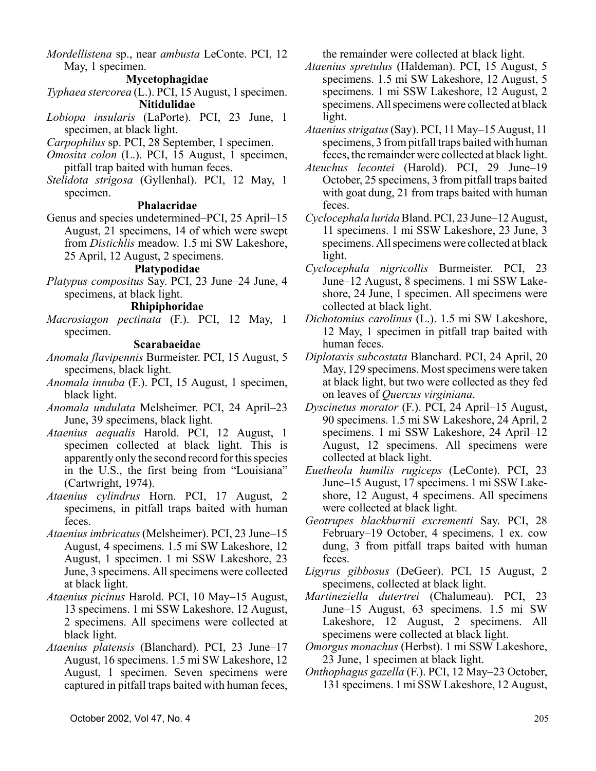*Mordellistena* sp., near *ambusta* LeConte. PCI, 12 May, 1 specimen.

**Mycetophagidae**

*Typhaea stercorea* (L.). PCI, 15 August, 1 specimen.

**Nitidulidae**

*Lobiopa insularis* (LaPorte). PCI, 23 June, 1 specimen, at black light.

*Carpophilus* sp. PCI, 28 September, 1 specimen.

*Omosita colon* (L.). PCI, 15 August, 1 specimen, pitfall trap baited with human feces.

*Stelidota strigosa* (Gyllenhal). PCI, 12 May, 1 specimen.

**Phalacridae**

Genus and species undetermined–PCI, 25 April–15 August, 21 specimens, 14 of which were swept from *Distichlis* meadow. 1.5 mi SW Lakeshore, 25 April, 12 August, 2 specimens.

**Platypodidae**

*Platypus compositus* Say. PCI, 23 June–24 June, 4 specimens, at black light.

**Rhipiphoridae**

*Macrosiagon pectinata* (F.). PCI, 12 May, 1 specimen.

**Scarabaeidae**

*Anomala flavipennis* Burmeister. PCI, 15 August, 5 specimens, black light.

*Anomala innuba* (F.). PCI, 15 August, 1 specimen, black light.

*Anomala undulata* Melsheimer. PCI, 24 April–23 June, 39 specimens, black light.

*Ataenius aequalis* Harold. PCI, 12 August, 1 specimen collected at black light. This is apparently only the second record for this species in the U.S., the first being from "Louisiana" (Cartwright, 1974).

*Ataenius cylindrus* Horn. PCI, 17 August, 2 specimens, in pitfall traps baited with human feces.

*Ataenius imbricatus* (Melsheimer). PCI, 23 June–15 August, 4 specimens. 1.5 mi SW Lakeshore, 12 August, 1 specimen. 1 mi SSW Lakeshore, 23 June, 3 specimens. All specimens were collected at black light.

*Ataenius picinus* Harold. PCI, 10 May–15 August, 13 specimens. 1 mi SSW Lakeshore, 12 August, 2 specimens. All specimens were collected at black light.

*Ataenius platensis* (Blanchard). PCI, 23 June–17 August, 16 specimens. 1.5 mi SW Lakeshore, 12 August, 1 specimen. Seven specimens were captured in pitfall traps baited with human feces, the remainder were collected at black light.

*Ataenius spretulus* (Haldeman). PCI, 15 August, 5 specimens. 1.5 mi SW Lakeshore, 12 August, 5 specimens. 1 mi SSW Lakeshore, 12 August, 2 specimens. All specimens were collected at black light.

*Ataenius strigatus* (Say). PCI, 11 May–15 August, 11 specimens, 3 from pitfall traps baited with human feces, the remainder were collected at black light.

*Ateuchus lecontei* (Harold). PCI, 29 June–19 October, 25 specimens, 3 from pitfall traps baited with goat dung, 21 from traps baited with human feces.

*Cyclocephala lurida* Bland. PCI, 23 June–12 August, 11 specimens. 1 mi SSW Lakeshore, 23 June, 3 specimens. All specimens were collected at black light.

*Cyclocephala nigricollis* Burmeister. PCI, 23 June–12 August, 8 specimens. 1 mi SSW Lakeshore, 24 June, 1 specimen. All specimens were collected at black light.

*Dichotomius carolinus* (L.). 1.5 mi SW Lakeshore, 12 May, 1 specimen in pitfall trap baited with human feces.

*Diplotaxis subcostata* Blanchard. PCI, 24 April, 20 May, 129 specimens. Most specimens were taken at black light, but two were collected as they fed on leaves of *Quercus virginiana*.

*Dyscinetus morator* (F.). PCI, 24 April–15 August, 90 specimens. 1.5 mi SW Lakeshore, 24 April, 2 specimens. 1 mi SSW Lakeshore, 24 April–12 August, 12 specimens. All specimens were collected at black light.

*Euetheola humilis rugiceps* (LeConte). PCI, 23 June–15 August, 17 specimens. 1 mi SSW Lakeshore, 12 August, 4 specimens. All specimens were collected at black light.

*Geotrupes blackburnii excrementi* Say. PCI, 28 February–19 October, 4 specimens, 1 ex. cow dung, 3 from pitfall traps baited with human feces.

*Ligyrus gibbosus* (DeGeer). PCI, 15 August, 2 specimens, collected at black light.

*Martineziella dutertrei* (Chalumeau). PCI, 23 June–15 August, 63 specimens. 1.5 mi SW Lakeshore, 12 August, 2 specimens. All specimens were collected at black light.

*Omorgus monachus* (Herbst). 1 mi SSW Lakeshore, 23 June, 1 specimen at black light.

*Onthophagus gazella* (F.). PCI, 12 May–23 October, 131 specimens. 1 mi SSW Lakeshore, 12 August,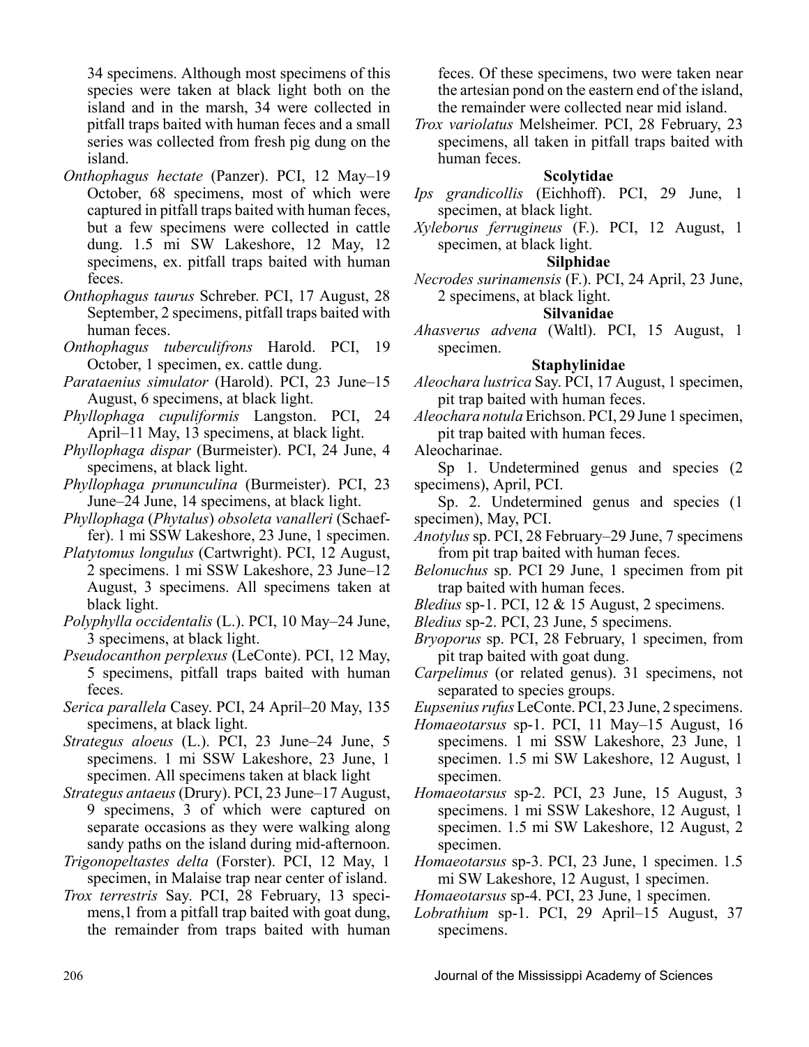34 specimens. Although most specimens of this species were taken at black light both on the island and in the marsh, 34 were collected in pitfall traps baited with human feces and a small series was collected from fresh pig dung on the island.

*Onthophagus hectate* (Panzer). PCI, 12 May–19 October, 68 specimens, most of which were captured in pitfall traps baited with human feces, but a few specimens were collected in cattle dung. 1.5 mi SW Lakeshore, 12 May, 12 specimens, ex. pitfall traps baited with human feces.

*Onthophagus taurus* Schreber. PCI, 17 August, 28 September, 2 specimens, pitfall traps baited with human feces.

*Onthophagus tuberculifrons* Harold. PCI, 19 October, 1 specimen, ex. cattle dung.

*Parataenius simulator* (Harold). PCI, 23 June–15 August, 6 specimens, at black light.

*Phyllophaga cupuliformis* Langston. PCI, 24 April–11 May, 13 specimens, at black light.

*Phyllophaga dispar* (Burmeister). PCI, 24 June, 4 specimens, at black light.

*Phyllophaga prununculina* (Burmeister). PCI, 23 June–24 June, 14 specimens, at black light.

*Phyllophaga* (*Phytalus*) *obsoleta vanalleri* (Schaeffer). 1 mi SSW Lakeshore, 23 June, 1 specimen.

*Platytomus longulus* (Cartwright). PCI, 12 August, 2 specimens. 1 mi SSW Lakeshore, 23 June–12 August, 3 specimens. All specimens taken at black light.

*Polyphylla occidentalis* (L.). PCI, 10 May–24 June, 3 specimens, at black light.

*Pseudocanthon perplexus* (LeConte). PCI, 12 May, 5 specimens, pitfall traps baited with human feces.

*Serica parallela* Casey. PCI, 24 April–20 May, 135 specimens, at black light.

*Strategus aloeus* (L.). PCI, 23 June–24 June, 5 specimens. 1 mi SSW Lakeshore, 23 June, 1 specimen. All specimens taken at black light

*Strategus antaeus* (Drury). PCI, 23 June–17 August, 9 specimens, 3 of which were captured on separate occasions as they were walking along sandy paths on the island during mid-afternoon.

*Trigonopeltastes delta* (Forster). PCI, 12 May, 1 specimen, in Malaise trap near center of island.

*Trox terrestris* Say. PCI, 28 February, 13 specimens,1 from a pitfall trap baited with goat dung, the remainder from traps baited with human feces. Of these specimens, two were taken near the artesian pond on the eastern end of the island, the remainder were collected near mid island.

*Trox variolatus* Melsheimer. PCI, 28 February, 23 specimens, all taken in pitfall traps baited with human feces.

### Scolytidae

*Ips grandicollis* (Eichhoff). PCI, 29 June, 1 specimen, at black light.

*Xyleborus ferrugineus* (F.). PCI, 12 August, 1 specimen, at black light.

### Silphidae

*Necrodes surinamensis* (F.). PCI, 24 April, 23 June, 2 specimens, at black light.

### Silvanidae

*Ahasverus advena* (Waltl). PCI, 15 August, 1 specimen.

### Staphylinidae

*Aleochara lustrica* Say. PCI, 17 August, 1 specimen, pit trap baited with human feces.

*Aleochara notula* Erichson. PCI, 29 June 1 specimen, pit trap baited with human feces.

Aleocharinae.

Sp 1. Undetermined genus and species (2 specimens), April, PCI.

Sp. 2. Undetermined genus and species (1 specimen), May, PCI.

*Anotylus* sp. PCI, 28 February–29 June, 7 specimens from pit trap baited with human feces.

*Belonuchus* sp. PCI 29 June, 1 specimen from pit trap baited with human feces.

*Bledius* sp-1. PCI, 12 & 15 August, 2 specimens.

*Bledius* sp-2. PCI, 23 June, 5 specimens.

*Bryoporus* sp. PCI, 28 February, 1 specimen, from pit trap baited with goat dung.

*Carpelimus* (or related genus). 31 specimens, not separated to species groups.

*Eupsenius rufus* LeConte. PCI, 23 June, 2 specimens.

*Homaeotarsus* sp-1. PCI, 11 May–15 August, 16 specimens. 1 mi SSW Lakeshore, 23 June, 1 specimen. 1.5 mi SW Lakeshore, 12 August, 1 specimen.

*Homaeotarsus* sp-2. PCI, 23 June, 15 August, 3 specimens. 1 mi SSW Lakeshore, 12 August, 1 specimen. 1.5 mi SW Lakeshore, 12 August, 2 specimen.

*Homaeotarsus* sp-3. PCI, 23 June, 1 specimen. 1.5 mi SW Lakeshore, 12 August, 1 specimen.

*Homaeotarsus* sp-4. PCI, 23 June, 1 specimen.

*Lobrathium* sp-1. PCI, 29 April–15 August, 37 specimens.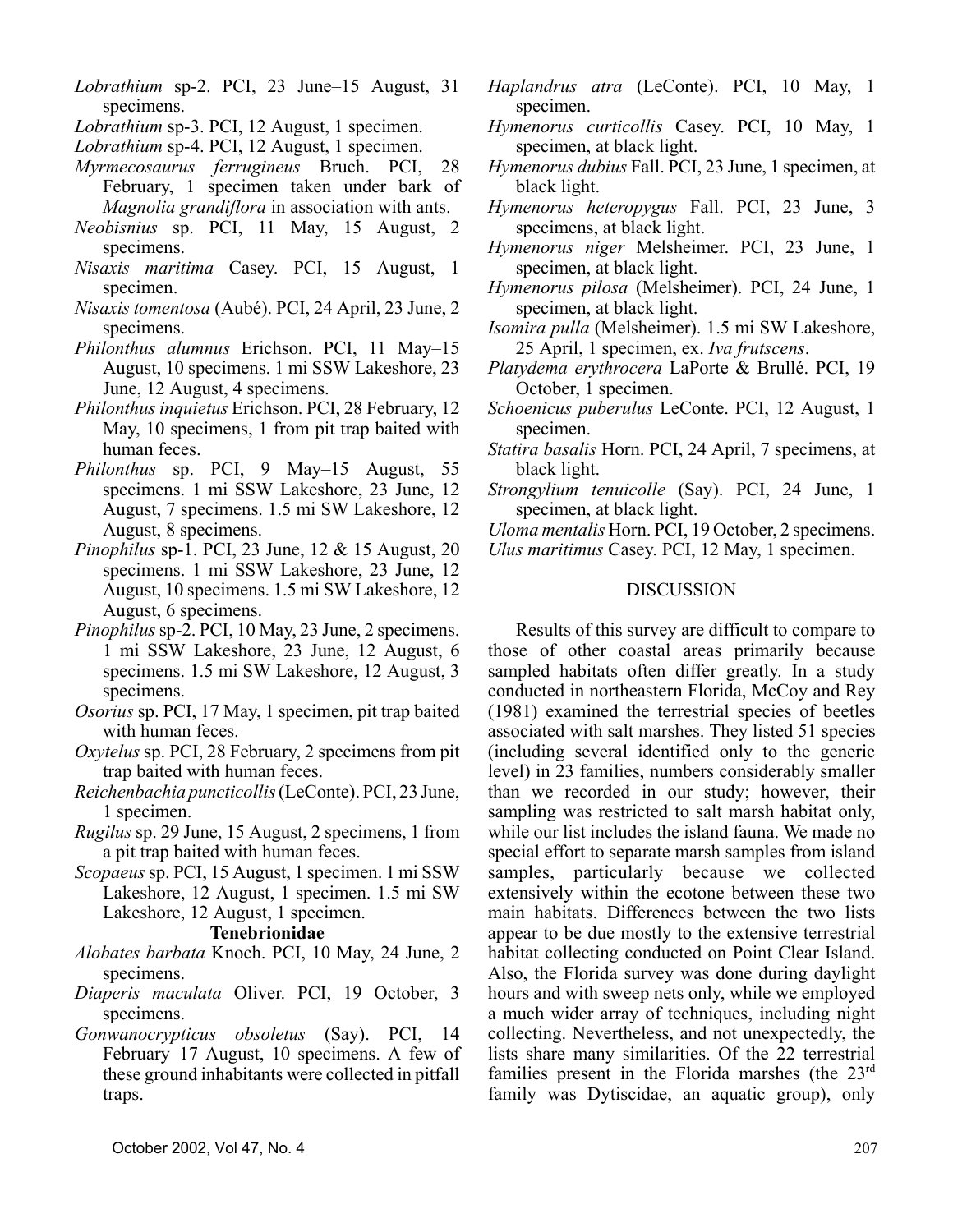*Lobrathium* sp-2. PCI, 23 June–15 August, 31 specimens.

*Lobrathium* sp-3. PCI, 12 August, 1 specimen.

*Lobrathium* sp-4. PCI, 12 August, 1 specimen.

*Myrmecosaurus ferrugineus* Bruch. PCI, 28 February, 1 specimen taken under bark of *Magnolia grandiflora* in association with ants.

*Neobisnius* sp. PCI, 11 May, 15 August, 2 specimens.

*Nisaxis maritima* Casey. PCI, 15 August, 1 specimen.

*Nisaxis tomentosa* (Aubé). PCI, 24 April, 23 June, 2 specimens.

*Philonthus alumnus* Erichson. PCI, 11 May–15 August, 10 specimens. 1 mi SSW Lakeshore, 23 June, 12 August, 4 specimens.

*Philonthus inquietus* Erichson. PCI, 28 February, 12 May, 10 specimens, 1 from pit trap baited with human feces.

*Philonthus* sp. PCI, 9 May–15 August, 55 specimens. 1 mi SSW Lakeshore, 23 June, 12 August, 7 specimens. 1.5 mi SW Lakeshore, 12 August, 8 specimens.

*Pinophilus* sp-1. PCI, 23 June, 12 & 15 August, 20 specimens. 1 mi SSW Lakeshore, 23 June, 12 August, 10 specimens. 1.5 mi SW Lakeshore, 12 August, 6 specimens.

*Pinophilus* sp-2. PCI, 10 May, 23 June, 2 specimens. 1 mi SSW Lakeshore, 23 June, 12 August, 6 specimens. 1.5 mi SW Lakeshore, 12 August, 3 specimens.

*Osorius* sp. PCI, 17 May, 1 specimen, pit trap baited with human feces.

*Oxytelus* sp. PCI, 28 February, 2 specimens from pit trap baited with human feces.

*Reichenbachia puncticollis* (LeConte). PCI, 23 June, 1 specimen.

*Rugilus* sp. 29 June, 15 August, 2 specimens, 1 from a pit trap baited with human feces.

*Scopaeus* sp. PCI, 15 August, 1 specimen. 1 mi SSW Lakeshore, 12 August, 1 specimen. 1.5 mi SW Lakeshore, 12 August, 1 specimen.

**Tenebrionidae**

*Alobates barbata* Knoch. PCI, 10 May, 24 June, 2 specimens.

*Diaperis maculata* Oliver. PCI, 19 October, 3 specimens.

*Gonwanocrypticus obsoletus* (Say). PCI, 14 February–17 August, 10 specimens. A few of these ground inhabitants were collected in pitfall traps.

*Haplandrus atra* (LeConte). PCI, 10 May, 1 specimen.

*Hymenorus curticollis* Casey. PCI, 10 May, 1 specimen, at black light.

*Hymenorus dubius* Fall. PCI, 23 June, 1 specimen, at black light.

*Hymenorus heteropygus* Fall. PCI, 23 June, 3 specimens, at black light.

*Hymenorus niger* Melsheimer. PCI, 23 June, 1 specimen, at black light.

*Hymenorus pilosa* (Melsheimer). PCI, 24 June, 1 specimen, at black light.

*Isomira pulla* (Melsheimer). 1.5 mi SW Lakeshore, 25 April, 1 specimen, ex. *Iva frutscens*.

*Platydema erythrocera* LaPorte & Brullé. PCI, 19 October, 1 specimen.

*Schoenicus puberulus* LeConte. PCI, 12 August, 1 specimen.

*Statira basalis* Horn. PCI, 24 April, 7 specimens, at black light.

*Strongylium tenuicolle* (Say). PCI, 24 June, 1 specimen, at black light.

*Uloma mentalis* Horn. PCI, 19 October, 2 specimens.

*Ulus maritimus* Casey. PCI, 12 May, 1 specimen.

## DISCUSSION

Results of this survey are difficult to compare to those of other coastal areas primarily because sampled habitats often differ greatly. In a study conducted in northeastern Florida, McCoy and Rey (1981) examined the terrestrial species of beetles associated with salt marshes. They listed 51 species (including several identified only to the generic level) in 23 families, numbers considerably smaller than we recorded in our study; however, their sampling was restricted to salt marsh habitat only, while our list includes the island fauna. We made no special effort to separate marsh samples from island samples, particularly because we collected extensively within the ecotone between these two main habitats. Differences between the two lists appear to be due mostly to the extensive terrestrial habitat collecting conducted on Point Clear Island. Also, the Florida survey was done during daylight hours and with sweep nets only, while we employed a much wider array of techniques, including night collecting. Nevertheless, and not unexpectedly, the lists share many similarities. Of the 22 terrestrial families present in the Florida marshes (the 23rd family was Dytiscidae, an aquatic group), only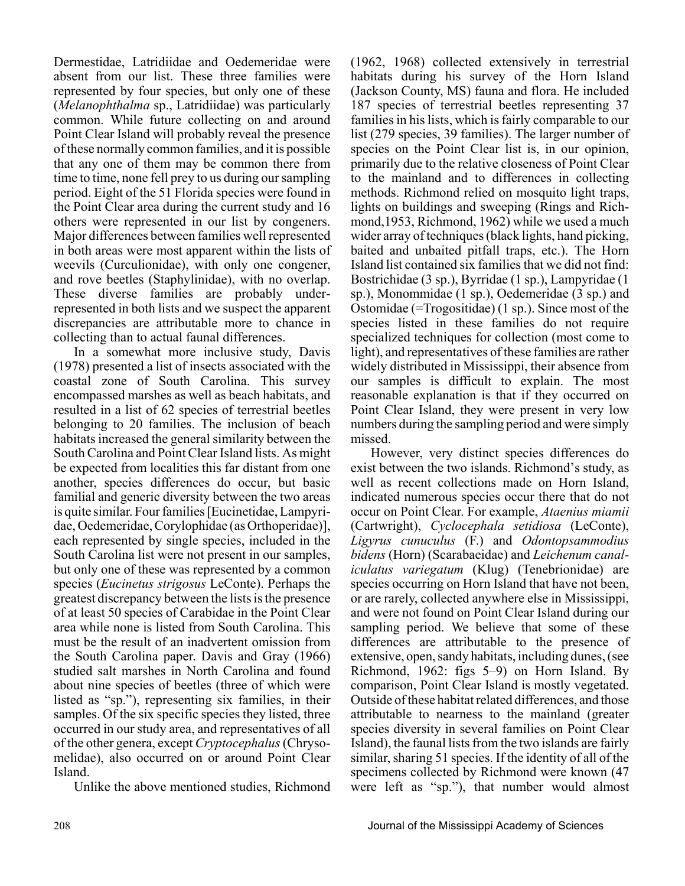Dermestidae, Latridiidae and Oedemeridae were absent from our list. These three families were represented by four species, but only one of these (*Melanophthalma* sp., Latridiidae) was particularly common. While future collecting on and around Point Clear Island will probably reveal the presence of these normally common families, and it is possible that any one of them may be common there from time to time, none fell prey to us during our sampling period. Eight of the 51 Florida species were found in the Point Clear area during the current study and 16 others were represented in our list by congeners. Major differences between families well represented in both areas were most apparent within the lists of weevils (Curculionidae), with only one congener, and rove beetles (Staphylinidae), with no overlap. These diverse families are probably under-represented in both lists and we suspect the apparent discrepancies are attributable more to chance in collecting than to actual faunal differences.

In a somewhat more inclusive study, Davis (1978) presented a list of insects associated with the coastal zone of South Carolina. This survey encompassed marshes as well as beach habitats, and resulted in a list of 62 species of terrestrial beetles belonging to 20 families. The inclusion of beach habitats increased the general similarity between the South Carolina and Point Clear Island lists. As might be expected from localities this far distant from one another, species differences do occur, but basic familial and generic diversity between the two areas is quite similar. Four families [Eucinetidae, Lampyridae, Oedemeridae, Corylophidae (as Orthoperidae)], each represented by single species, included in the South Carolina list were not present in our samples, but only one of these was represented by a common species (*Eucinetus strigosus* LeConte). Perhaps the greatest discrepancy between the lists is the presence of at least 50 species of Carabidae in the Point Clear area while none is listed from South Carolina. This must be the result of an inadvertent omission from the South Carolina paper. Davis and Gray (1966) studied salt marshes in North Carolina and found about nine species of beetles (three of which were listed as "sp."), representing six families, in their samples. Of the six specific species they listed, three occurred in our study area, and representatives of all of the other genera, except *Cryptocephalus* (Chrysomelidae), also occurred on or around Point Clear Island.

Unlike the above mentioned studies, Richmond (1962, 1968) collected extensively in terrestrial habitats during his survey of the Horn Island (Jackson County, MS) fauna and flora. He included 187 species of terrestrial beetles representing 37 families in his lists, which is fairly comparable to our list (279 species, 39 families). The larger number of species on the Point Clear list is, in our opinion, primarily due to the relative closeness of Point Clear to the mainland and to differences in collecting methods. Richmond relied on mosquito light traps, lights on buildings and sweeping (Rings and Richmond, 1953, Richmond, 1962) while we used a much wider array of techniques (black lights, hand picking, baited and unbaited pitfall traps, etc.). The Horn Island list contained six families that we did not find: Bostrichidae (3 sp.), Byrridae (1 sp.), Lampyridae (1 sp.), Monommidae (1 sp.), Oedemeridae (3 sp.) and Ostomidae (=Trogositidae) (1 sp.). Since most of the species listed in these families do not require specialized techniques for collection (most come to light), and representatives of these families are rather widely distributed in Mississippi, their absence from our samples is difficult to explain. The most reasonable explanation is that if they occurred on Point Clear Island, they were present in very low numbers during the sampling period and were simply missed.

However, very distinct species differences do exist between the two islands. Richmond's study, as well as recent collections made on Horn Island, indicated numerous species occur there that do not occur on Point Clear. For example, *Ataenius miamii* (Cartwright), *Cyclocephala setidiosa* (LeConte), *Ligyrus cunuculus* (F.) and *Odontopsammodius bidens* (Horn) (Scarabaeidae) and *Leichenum canaliculatus variegatum* (Klug) (Tenebrionidae) are species occurring on Horn Island that have not been, or are rarely, collected anywhere else in Mississippi, and were not found on Point Clear Island during our sampling period. We believe that some of these differences are attributable to the presence of extensive, open, sandy habitats, including dunes, (see Richmond, 1962: figs 5–9) on Horn Island. By comparison, Point Clear Island is mostly vegetated. Outside of these habitat related differences, and those attributable to nearness to the mainland (greater species diversity in several families on Point Clear Island), the faunal lists from the two islands are fairly similar, sharing 51 species. If the identity of all of the specimens collected by Richmond were known (47 were left as "sp."), that number would almost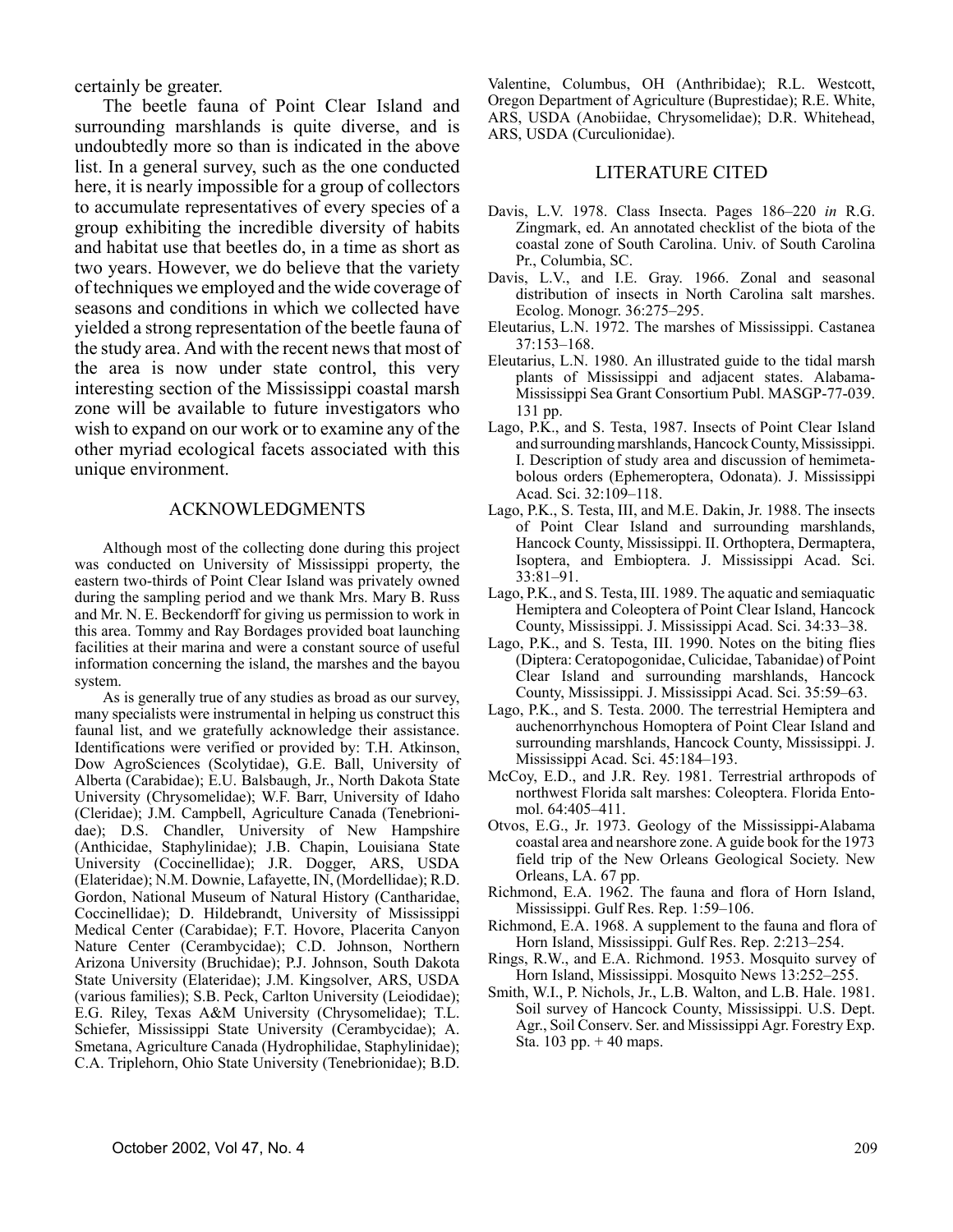certainly be greater.

The beetle fauna of Point Clear Island and surrounding marshlands is quite diverse, and is undoubtedly more so than is indicated in the above list. In a general survey, such as the one conducted here, it is nearly impossible for a group of collectors to accumulate representatives of every species of a group exhibiting the incredible diversity of habits and habitat use that beetles do, in a time as short as two years. However, we do believe that the variety of techniques we employed and the wide coverage of seasons and conditions in which we collected have yielded a strong representation of the beetle fauna of the study area. And with the recent news that most of the area is now under state control, this very interesting section of the Mississippi coastal marsh zone will be available to future investigators who wish to expand on our work or to examine any of the other myriad ecological facets associated with this unique environment.

## ACKNOWLEDGMENTS

Although most of the collecting done during this project was conducted on University of Mississippi property, the eastern two-thirds of Point Clear Island was privately owned during the sampling period and we thank Mrs. Mary B. Russ and Mr. N. E. Beckendorff for giving us permission to work in this area. Tommy and Ray Bordages provided boat launching facilities at their marina and were a constant source of useful information concerning the island, the marshes and the bayou system.

As is generally true of any studies as broad as our survey, many specialists were instrumental in helping us construct this faunal list, and we gratefully acknowledge their assistance. Identifications were verified or provided by: T.H. Atkinson, Dow AgroSciences (Scolytidae), G.E. Ball, University of Alberta (Carabidae); E.U. Balsbaugh, Jr., North Dakota State University (Chrysomelidae); W.F. Barr, University of Idaho (Cleridae); J.M. Campbell, Agriculture Canada (Tenebrionidae); D.S. Chandler, University of New Hampshire (Anthicidae, Staphylinidae); J.B. Chapin, Louisiana State University (Coccinellidae); J.R. Dogger, ARS, USDA (Elateridae); N.M. Downie, Lafayette, IN, (Mordellidae); R.D. Gordon, National Museum of Natural History (Cantharidae, Coccinellidae); D. Hildebrandt, University of Mississippi Medical Center (Carabidae); F.T. Hovore, Placerita Canyon Nature Center (Cerambycidae); C.D. Johnson, Northern Arizona University (Bruchidae); P.J. Johnson, South Dakota State University (Elateridae); J.M. Kingsolver, ARS, USDA (various families); S.B. Peck, Carlton University (Leiodidae); E.G. Riley, Texas A&M University (Chrysomelidae); T.L. Schiefer, Mississippi State University (Cerambycidae); A. Smetana, Agriculture Canada (Hydrophilidae, Staphylinidae); C.A. Triplehorn, Ohio State University (Tenebrionidae); B.D. Valentine, Columbus, OH (Anthribidae); R.L. Westcott, Oregon Department of Agriculture (Buprestidae); R.E. White, ARS, USDA (Anobiidae, Chrysomelidae); D.R. Whitehead, ARS, USDA (Curculionidae).

## LITERATURE CITED

Davis, L.V. 1978. Class Insecta. Pages 186–220 *in* R.G. Zingmark, ed. An annotated checklist of the biota of the coastal zone of South Carolina. Univ. of South Carolina Pr., Columbia, SC.

Davis, L.V., and I.E. Gray. 1966. Zonal and seasonal distribution of insects in North Carolina salt marshes. Ecolog. Monogr. 36:275–295.

Eleutarius, L.N. 1972. The marshes of Mississippi. Castanea 37:153–168.

Eleutarius, L.N. 1980. An illustrated guide to the tidal marsh plants of Mississippi and adjacent states. Alabama-Mississippi Sea Grant Consortium Publ. MASGP-77-039. 131 pp.

Lago, P.K., and S. Testa, 1987. Insects of Point Clear Island and surrounding marshlands, Hancock County, Mississippi. I. Description of study area and discussion of hemimetabolous orders (Ephemeroptera, Odonata). J. Mississippi Acad. Sci. 32:109–118.

Lago, P.K., S. Testa, III, and M.E. Dakin, Jr. 1988. The insects of Point Clear Island and surrounding marshlands, Hancock County, Mississippi. II. Orthoptera, Dermaptera, Isoptera, and Embioptera. J. Mississippi Acad. Sci. 33:81–91.

Lago, P.K., and S. Testa, III. 1989. The aquatic and semiaquatic Hemiptera and Coleoptera of Point Clear Island, Hancock County, Mississippi. J. Mississippi Acad. Sci. 34:33–38.

Lago, P.K., and S. Testa, III. 1990. Notes on the biting flies (Diptera: Ceratopogonidae, Culicidae, Tabanidae) of Point Clear Island and surrounding marshlands, Hancock County, Mississippi. J. Mississippi Acad. Sci. 35:59–63.

Lago, P.K., and S. Testa. 2000. The terrestrial Hemiptera and auchenorrhynchous Homoptera of Point Clear Island and surrounding marshlands, Hancock County, Mississippi. J. Mississippi Acad. Sci. 45:184–193.

McCoy, E.D., and J.R. Rey. 1981. Terrestrial arthropods of northwest Florida salt marshes: Coleoptera. Florida Entomol. 64:405–411.

Otvos, E.G., Jr. 1973. Geology of the Mississippi-Alabama coastal area and nearshore zone. A guide book for the 1973 field trip of the New Orleans Geological Society. New Orleans, LA. 67 pp.

Richmond, E.A. 1962. The fauna and flora of Horn Island, Mississippi. Gulf Res. Rep. 1:59–106.

Richmond, E.A. 1968. A supplement to the fauna and flora of Horn Island, Mississippi. Gulf Res. Rep. 2:213–254.

Rings, R.W., and E.A. Richmond. 1953. Mosquito survey of Horn Island, Mississippi. Mosquito News 13:252–255.

Smith, W.I., P. Nichols, Jr., L.B. Walton, and L.B. Hale. 1981. Soil survey of Hancock County, Mississippi. U.S. Dept. Agr., Soil Conserv. Ser. and Mississippi Agr. Forestry Exp. Sta. 103 pp. + 40 maps.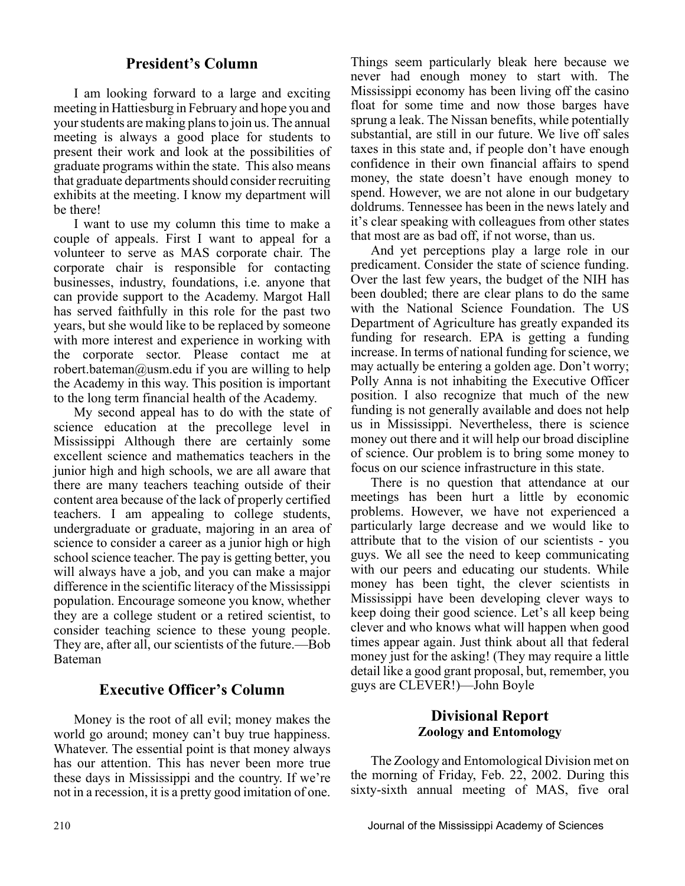## President's Column

I am looking forward to a large and exciting meeting in Hattiesburg in February and hope you and your students are making plans to join us. The annual meeting is always a good place for students to present their work and look at the possibilities of graduate programs within the state. This also means that graduate departments should consider recruiting exhibits at the meeting. I know my department will be there!

I want to use my column this time to make a couple of appeals. First I want to appeal for a volunteer to serve as MAS corporate chair. The corporate chair is responsible for contacting businesses, industry, foundations, i.e. anyone that can provide support to the Academy. Margot Hall has served faithfully in this role for the past two years, but she would like to be replaced by someone with more interest and experience in working with the corporate sector. Please contact me at robert.bateman@usm.edu if you are willing to help the Academy in this way. This position is important to the long term financial health of the Academy.

My second appeal has to do with the state of science education at the precollege level in Mississippi Although there are certainly some excellent science and mathematics teachers in the junior high and high schools, we are all aware that there are many teachers teaching outside of their content area because of the lack of properly certified teachers. I am appealing to college students, undergraduate or graduate, majoring in an area of science to consider a career as a junior high or high school science teacher. The pay is getting better, you will always have a job, and you can make a major difference in the scientific literacy of the Mississippi population. Encourage someone you know, whether they are a college student or a retired scientist, to consider teaching science to these young people. They are, after all, our scientists of the future.—Bob Bateman

## Executive Officer's Column

Money is the root of all evil; money makes the world go around; money can't buy true happiness. Whatever. The essential point is that money always has our attention. This has never been more true these days in Mississippi and the country. If we're not in a recession, it is a pretty good imitation of one. Things seem particularly bleak here because we never had enough money to start with. The Mississippi economy has been living off the casino float for some time and now those barges have sprung a leak. The Nissan benefits, while potentially substantial, are still in our future. We live off sales taxes in this state and, if people don't have enough confidence in their own financial affairs to spend money, the state doesn't have enough money to spend. However, we are not alone in our budgetary doldrums. Tennessee has been in the news lately and it's clear speaking with colleagues from other states that most are as bad off, if not worse, than us.

And yet perceptions play a large role in our predicament. Consider the state of science funding. Over the last few years, the budget of the NIH has been doubled; there are clear plans to do the same with the National Science Foundation. The US Department of Agriculture has greatly expanded its funding for research. EPA is getting a funding increase. In terms of national funding for science, we may actually be entering a golden age. Don't worry; Polly Anna is not inhabiting the Executive Officer position. I also recognize that much of the new funding is not generally available and does not help us in Mississippi. Nevertheless, there is science money out there and it will help our broad discipline of science. Our problem is to bring some money to focus on our science infrastructure in this state.

There is no question that attendance at our meetings has been hurt a little by economic problems. However, we have not experienced a particularly large decrease and we would like to attribute that to the vision of our scientists - you guys. We all see the need to keep communicating with our peers and educating our students. While money has been tight, the clever scientists in Mississippi have been developing clever ways to keep doing their good science. Let's all keep being clever and who knows what will happen when good times appear again. Just think about all that federal money just for the asking! (They may require a little detail like a good grant proposal, but, remember, you guys are CLEVER!)—John Boyle

## Divisional Report

### Zoology and Entomology

The Zoology and Entomological Division met on the morning of Friday, Feb. 22, 2002. During this sixty-sixth annual meeting of MAS, five oral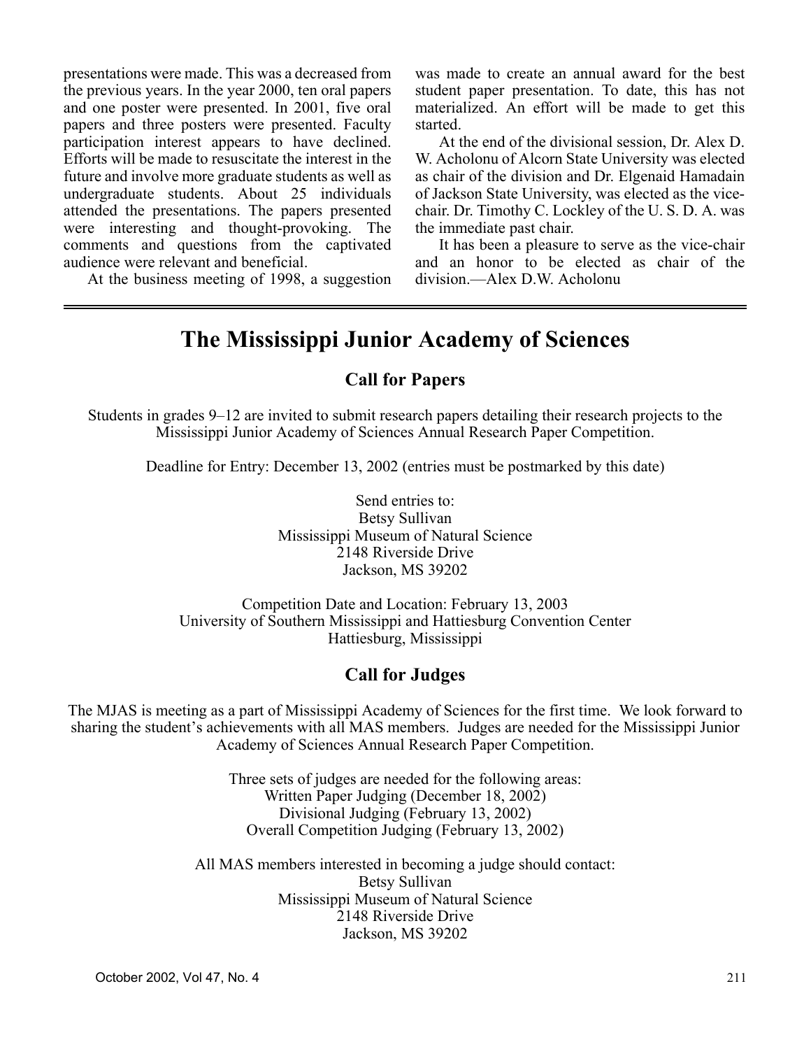presentations were made. This was a decreased from the previous years. In the year 2000, ten oral papers and one poster were presented. In 2001, five oral papers and three posters were presented. Faculty participation interest appears to have declined. Efforts will be made to resuscitate the interest in the future and involve more graduate students as well as undergraduate students. About 25 individuals attended the presentations. The papers presented were interesting and thought-provoking. The comments and questions from the captivated audience were relevant and beneficial.

At the business meeting of 1998, a suggestion was made to create an annual award for the best student paper presentation. To date, this has not materialized. An effort will be made to get this started.

At the end of the divisional session, Dr. Alex D. W. Acholonu of Alcorn State University was elected as chair of the division and Dr. Elgenaid Hamadain of Jackson State University, was elected as the vice-chair. Dr. Timothy C. Lockley of the U. S. D. A. was the immediate past chair.

It has been a pleasure to serve as the vice-chair and an honor to be elected as chair of the division.—Alex D.W. Acholonu

# The Mississippi Junior Academy of Sciences

## Call for Papers

Students in grades 9–12 are invited to submit research papers detailing their research projects to the Mississippi Junior Academy of Sciences Annual Research Paper Competition.

Deadline for Entry: December 13, 2002 (entries must be postmarked by this date)

Send entries to:
Betsy Sullivan
Mississippi Museum of Natural Science
2148 Riverside Drive
Jackson, MS 39202

Competition Date and Location: February 13, 2003
University of Southern Mississippi and Hattiesburg Convention Center
Hattiesburg, Mississippi

## Call for Judges

The MJAS is meeting as a part of Mississippi Academy of Sciences for the first time. We look forward to sharing the student's achievements with all MAS members. Judges are needed for the Mississippi Junior Academy of Sciences Annual Research Paper Competition.

Three sets of judges are needed for the following areas:
Written Paper Judging (December 18, 2002)
Divisional Judging (February 13, 2002)
Overall Competition Judging (February 13, 2002)

All MAS members interested in becoming a judge should contact:
Betsy Sullivan
Mississippi Museum of Natural Science
2148 Riverside Drive
Jackson, MS 39202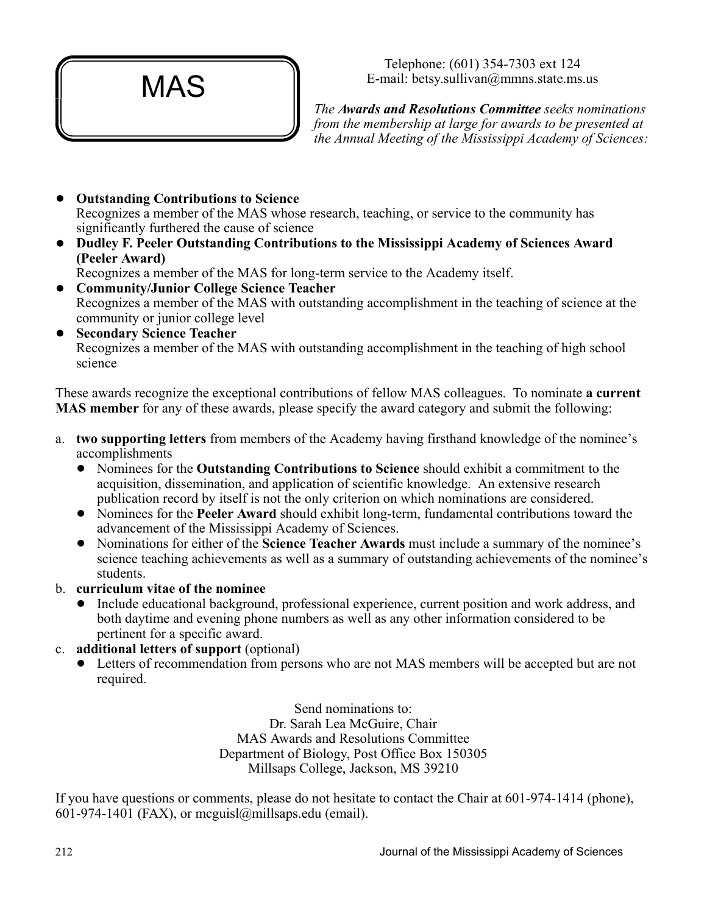# MAS

Telephone: (601) 354-7303 ext 124
E-mail: betsy.sullivan@mmns.state.ms.us

*The **Awards and Resolutions Committee** seeks nominations from the membership at large for awards to be presented at the Annual Meeting of the Mississippi Academy of Sciences:*

- **Outstanding Contributions to Science**
  Recognizes a member of the MAS whose research, teaching, or service to the community has significantly furthered the cause of science
- **Dudley F. Peeler Outstanding Contributions to the Mississippi Academy of Sciences Award (Peeler Award)**
  Recognizes a member of the MAS for long-term service to the Academy itself.
- **Community/Junior College Science Teacher**
  Recognizes a member of the MAS with outstanding accomplishment in the teaching of science at the community or junior college level
- **Secondary Science Teacher**
  Recognizes a member of the MAS with outstanding accomplishment in the teaching of high school science

These awards recognize the exceptional contributions of fellow MAS colleagues. To nominate **a current MAS member** for any of these awards, please specify the award category and submit the following:

a. **two supporting letters** from members of the Academy having firsthand knowledge of the nominee's accomplishments
   - Nominees for the **Outstanding Contributions to Science** should exhibit a commitment to the acquisition, dissemination, and application of scientific knowledge. An extensive research publication record by itself is not the only criterion on which nominations are considered.
   - Nominees for the **Peeler Award** should exhibit long-term, fundamental contributions toward the advancement of the Mississippi Academy of Sciences.
   - Nominations for either of the **Science Teacher Awards** must include a summary of the nominee's science teaching achievements as well as a summary of outstanding achievements of the nominee's students.

b. **curriculum vitae of the nominee**
   - Include educational background, professional experience, current position and work address, and both daytime and evening phone numbers as well as any other information considered to be pertinent for a specific award.

c. **additional letters of support** (optional)
   - Letters of recommendation from persons who are not MAS members will be accepted but are not required.

Send nominations to:
Dr. Sarah Lea McGuire, Chair
MAS Awards and Resolutions Committee
Department of Biology, Post Office Box 150305
Millsaps College, Jackson, MS 39210

If you have questions or comments, please do not hesitate to contact the Chair at 601-974-1414 (phone), 601-974-1401 (FAX), or mcguisl@millsaps.edu (email).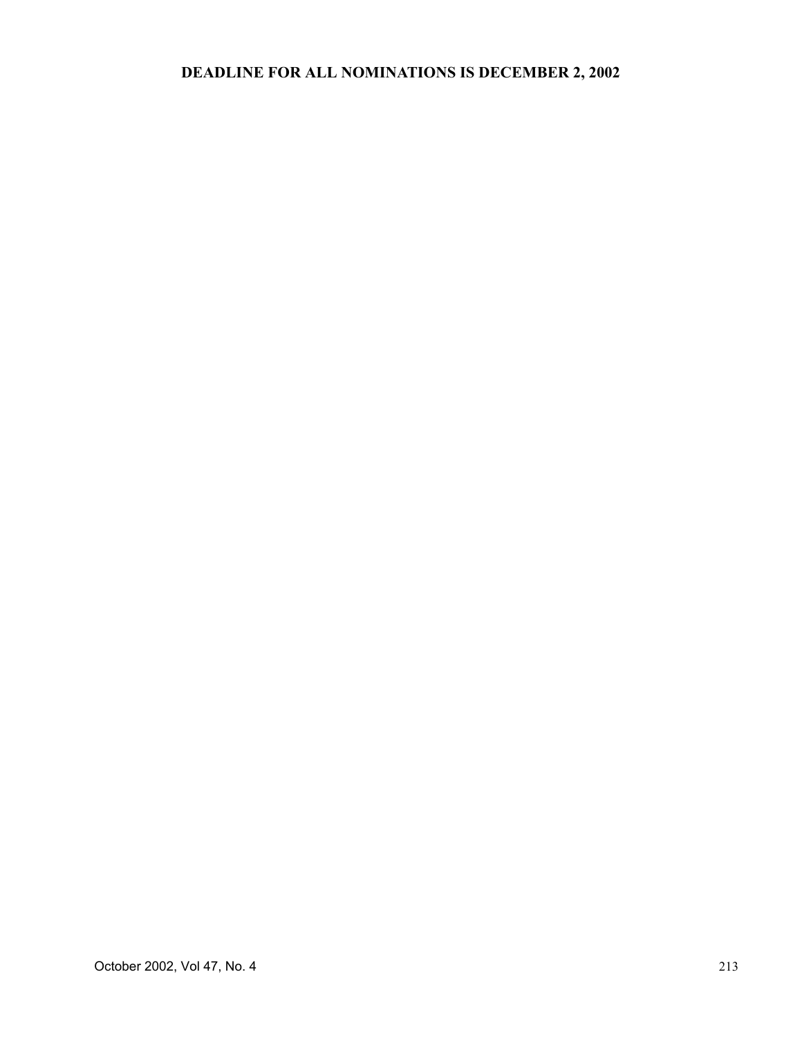**DEADLINE FOR ALL NOMINATIONS IS DECEMBER 2, 2002**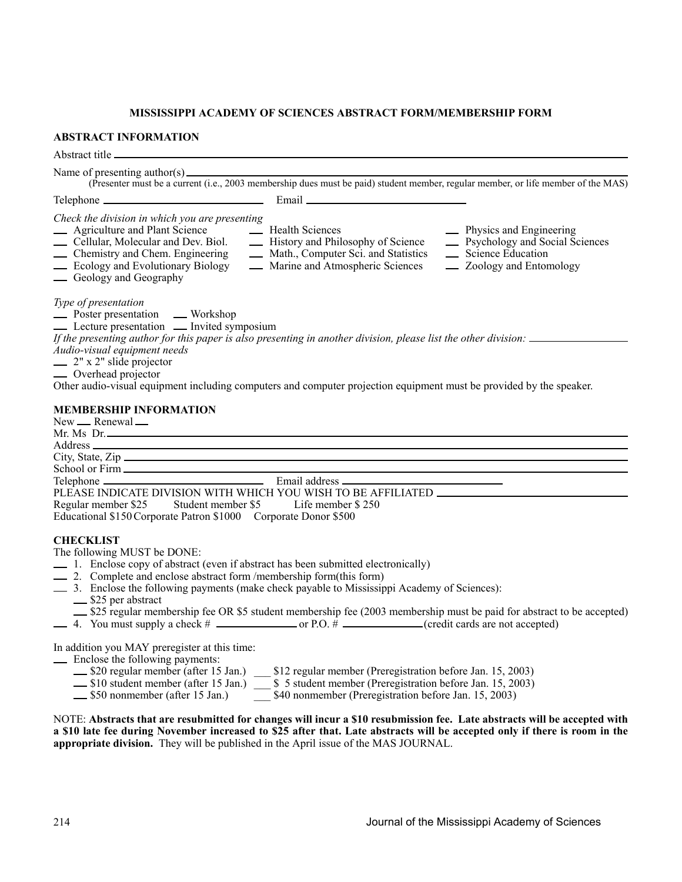## MISSISSIPPI ACADEMY OF SCIENCES ABSTRACT FORM/MEMBERSHIP FORM

### ABSTRACT INFORMATION

Abstract title ______________________________________________

Name of presenting author(s) ______________________________________________
(Presenter must be a current (i.e., 2003 membership dues must be paid) student member, regular member, or life member of the MAS)

Telephone ____________________ Email ____________________

*Check the division in which you are presenting*

\_\_ Agriculture and Plant Science
\_\_ Cellular, Molecular and Dev. Biol.
\_\_ Chemistry and Chem. Engineering
\_\_ Ecology and Evolutionary Biology
\_\_ Geology and Geography
\_\_ Health Sciences
\_\_ History and Philosophy of Science
\_\_ Math., Computer Sci. and Statistics
\_\_ Marine and Atmospheric Sciences
\_\_ Physics and Engineering
\_\_ Psychology and Social Sciences
\_\_ Science Education
\_\_ Zoology and Entomology

*Type of presentation*

\_\_ Poster presentation \_\_ Workshop
\_\_ Lecture presentation \_\_ Invited symposium

*If the presenting author for this paper is also presenting in another division, please list the other division:* ____________

*Audio-visual equipment needs*

\_\_ 2" x 2" slide projector
\_\_ Overhead projector

Other audio-visual equipment including computers and computer projection equipment must be provided by the speaker.

### MEMBERSHIP INFORMATION

New \_\_ Renewal \_\_

Mr. Ms Dr. ______________________________________________

Address ______________________________________________

City, State, Zip ______________________________________________

School or Firm ______________________________________________

Telephone ____________________ Email address ____________________

PLEASE INDICATE DIVISION WITH WHICH YOU WISH TO BE AFFILIATED ____________________

Regular member $25 Student member $5 Life member $ 250
Educational $150 Corporate Patron $1000 Corporate Donor $500

### CHECKLIST

The following MUST be DONE:

\_\_ 1. Enclose copy of abstract (even if abstract has been submitted electronically)
\_\_ 2. Complete and enclose abstract form /membership form(this form)
\_\_ 3. Enclose the following payments (make check payable to Mississippi Academy of Sciences):
  \_\_ $25 per abstract
  \_\_ $25 regular membership fee OR $5 student membership fee (2003 membership must be paid for abstract to be accepted)
\_\_ 4. You must supply a check # ____________ or P.O. # ____________ (credit cards are not accepted)

In addition you MAY preregister at this time:

\_\_ Enclose the following payments:
  \_\_ $20 regular member (after 15 Jan.) \_\_\_ $12 regular member (Preregistration before Jan. 15, 2003)
  \_\_ $10 student member (after 15 Jan.) \_\_\_ $ 5 student member (Preregistration before Jan. 15, 2003)
  \_\_ $50 nonmember (after 15 Jan.) \_\_\_ $40 nonmember (Preregistration before Jan. 15, 2003)

NOTE: **Abstracts that are resubmitted for changes will incur a $10 resubmission fee. Late abstracts will be accepted with a $10 late fee during November increased to $25 after that. Late abstracts will be accepted only if there is room in the appropriate division.** They will be published in the April issue of the MAS JOURNAL.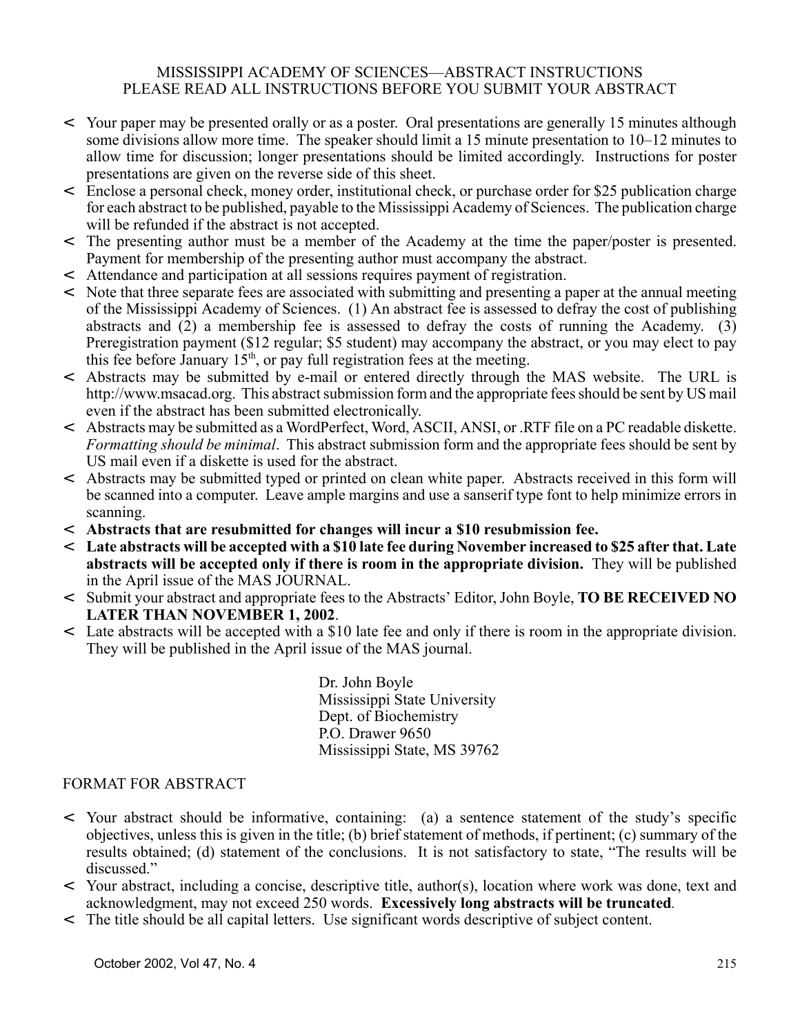# MISSISSIPPI ACADEMY OF SCIENCES—ABSTRACT INSTRUCTIONS
## PLEASE READ ALL INSTRUCTIONS BEFORE YOU SUBMIT YOUR ABSTRACT

- Your paper may be presented orally or as a poster. Oral presentations are generally 15 minutes although some divisions allow more time. The speaker should limit a 15 minute presentation to 10–12 minutes to allow time for discussion; longer presentations should be limited accordingly. Instructions for poster presentations are given on the reverse side of this sheet.
- Enclose a personal check, money order, institutional check, or purchase order for $25 publication charge for each abstract to be published, payable to the Mississippi Academy of Sciences. The publication charge will be refunded if the abstract is not accepted.
- The presenting author must be a member of the Academy at the time the paper/poster is presented. Payment for membership of the presenting author must accompany the abstract.
- Attendance and participation at all sessions requires payment of registration.
- Note that three separate fees are associated with submitting and presenting a paper at the annual meeting of the Mississippi Academy of Sciences. (1) An abstract fee is assessed to defray the cost of publishing abstracts and (2) a membership fee is assessed to defray the costs of running the Academy. (3) Preregistration payment ($12 regular; $5 student) may accompany the abstract, or you may elect to pay this fee before January 15th, or pay full registration fees at the meeting.
- Abstracts may be submitted by e-mail or entered directly through the MAS website. The URL is http://www.msacad.org. This abstract submission form and the appropriate fees should be sent by US mail even if the abstract has been submitted electronically.
- Abstracts may be submitted as a WordPerfect, Word, ASCII, ANSI, or .RTF file on a PC readable diskette. *Formatting should be minimal*. This abstract submission form and the appropriate fees should be sent by US mail even if a diskette is used for the abstract.
- Abstracts may be submitted typed or printed on clean white paper. Abstracts received in this form will be scanned into a computer. Leave ample margins and use a sanserif type font to help minimize errors in scanning.
- **Abstracts that are resubmitted for changes will incur a $10 resubmission fee.**
- **Late abstracts will be accepted with a $10 late fee during November increased to $25 after that. Late abstracts will be accepted only if there is room in the appropriate division.** They will be published in the April issue of the MAS JOURNAL.
- Submit your abstract and appropriate fees to the Abstracts' Editor, John Boyle, **TO BE RECEIVED NO LATER THAN NOVEMBER 1, 2002**.
- Late abstracts will be accepted with a $10 late fee and only if there is room in the appropriate division. They will be published in the April issue of the MAS journal.

Dr. John Boyle
Mississippi State University
Dept. of Biochemistry
P.O. Drawer 9650
Mississippi State, MS 39762

## FORMAT FOR ABSTRACT

- Your abstract should be informative, containing: (a) a sentence statement of the study's specific objectives, unless this is given in the title; (b) brief statement of methods, if pertinent; (c) summary of the results obtained; (d) statement of the conclusions. It is not satisfactory to state, "The results will be discussed."
- Your abstract, including a concise, descriptive title, author(s), location where work was done, text and acknowledgment, may not exceed 250 words. **Excessively long abstracts will be truncated**.
- The title should be all capital letters. Use significant words descriptive of subject content.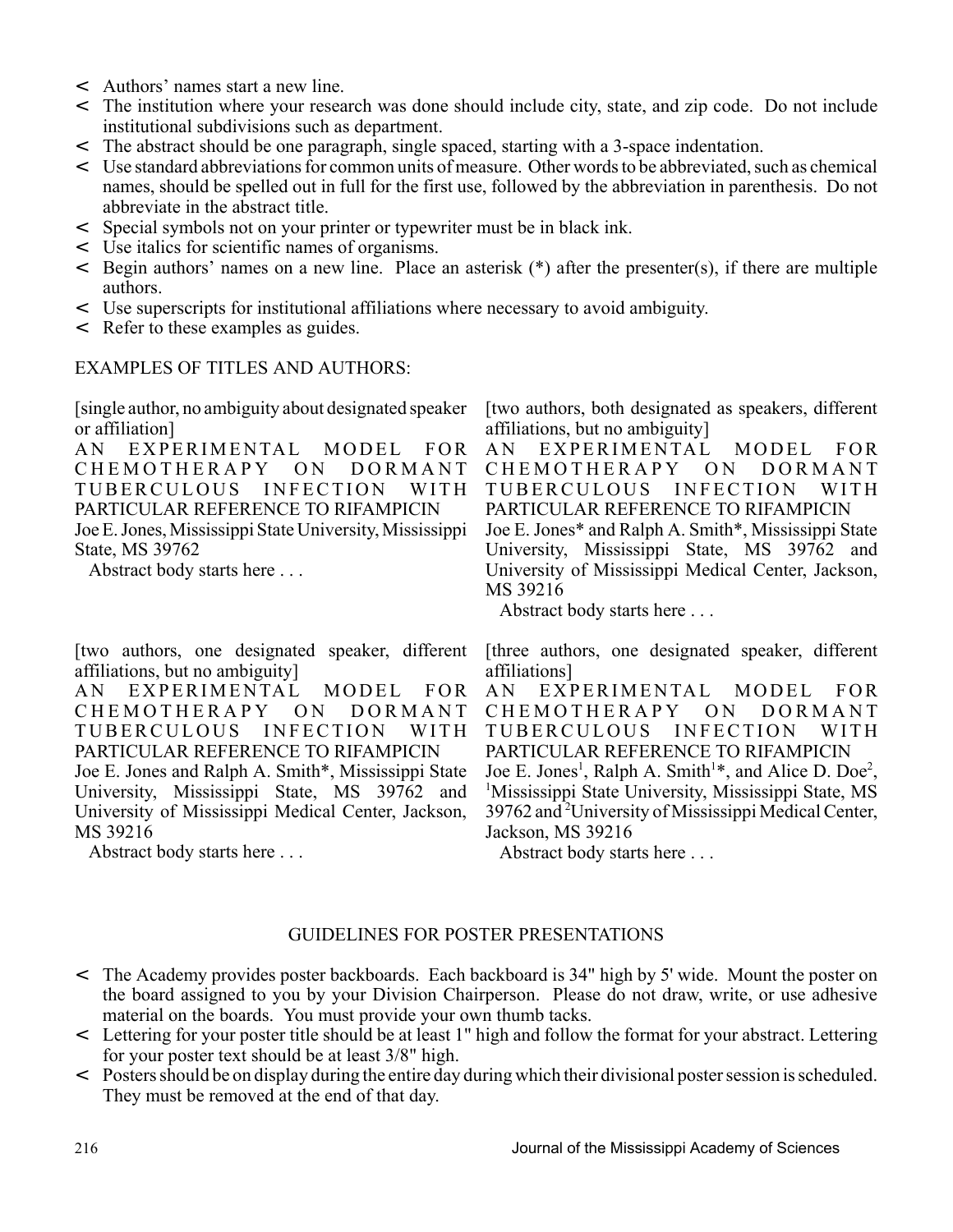- Authors' names start a new line.
- The institution where your research was done should include city, state, and zip code. Do not include institutional subdivisions such as department.
- The abstract should be one paragraph, single spaced, starting with a 3-space indentation.
- Use standard abbreviations for common units of measure. Other words to be abbreviated, such as chemical names, should be spelled out in full for the first use, followed by the abbreviation in parenthesis. Do not abbreviate in the abstract title.
- Special symbols not on your printer or typewriter must be in black ink.
- Use italics for scientific names of organisms.
- Begin authors' names on a new line. Place an asterisk (*) after the presenter(s), if there are multiple authors.
- Use superscripts for institutional affiliations where necessary to avoid ambiguity.
- Refer to these examples as guides.

EXAMPLES OF TITLES AND AUTHORS:

[single author, no ambiguity about designated speaker or affiliation]
AN EXPERIMENTAL MODEL FOR CHEMOTHERAPY ON DORMANT TUBERCULOUS INFECTION WITH PARTICULAR REFERENCE TO RIFAMPICIN
Joe E. Jones, Mississippi State University, Mississippi State, MS 39762
Abstract body starts here . . .

[two authors, both designated as speakers, different affiliations, but no ambiguity]
AN EXPERIMENTAL MODEL FOR CHEMOTHERAPY ON DORMANT TUBERCULOUS INFECTION WITH PARTICULAR REFERENCE TO RIFAMPICIN
Joe E. Jones* and Ralph A. Smith*, Mississippi State University, Mississippi State, MS 39762 and University of Mississippi Medical Center, Jackson, MS 39216
Abstract body starts here . . .

[two authors, one designated speaker, different affiliations, but no ambiguity]
AN EXPERIMENTAL MODEL FOR CHEMOTHERAPY ON DORMANT TUBERCULOUS INFECTION WITH PARTICULAR REFERENCE TO RIFAMPICIN
Joe E. Jones and Ralph A. Smith*, Mississippi State University, Mississippi State, MS 39762 and University of Mississippi Medical Center, Jackson, MS 39216
Abstract body starts here . . .

[three authors, one designated speaker, different affiliations]
AN EXPERIMENTAL MODEL FOR CHEMOTHERAPY ON DORMANT TUBERCULOUS INFECTION WITH PARTICULAR REFERENCE TO RIFAMPICIN
Joe E. Jones[1], Ralph A. Smith[1]*, and Alice D. Doe[2], [1]Mississippi State University, Mississippi State, MS 39762 and [2]University of Mississippi Medical Center, Jackson, MS 39216
Abstract body starts here . . .

## GUIDELINES FOR POSTER PRESENTATIONS

- The Academy provides poster backboards. Each backboard is 34" high by 5' wide. Mount the poster on the board assigned to you by your Division Chairperson. Please do not draw, write, or use adhesive material on the boards. You must provide your own thumb tacks.
- Lettering for your poster title should be at least 1" high and follow the format for your abstract. Lettering for your poster text should be at least 3/8" high.
- Posters should be on display during the entire day during which their divisional poster session is scheduled. They must be removed at the end of that day.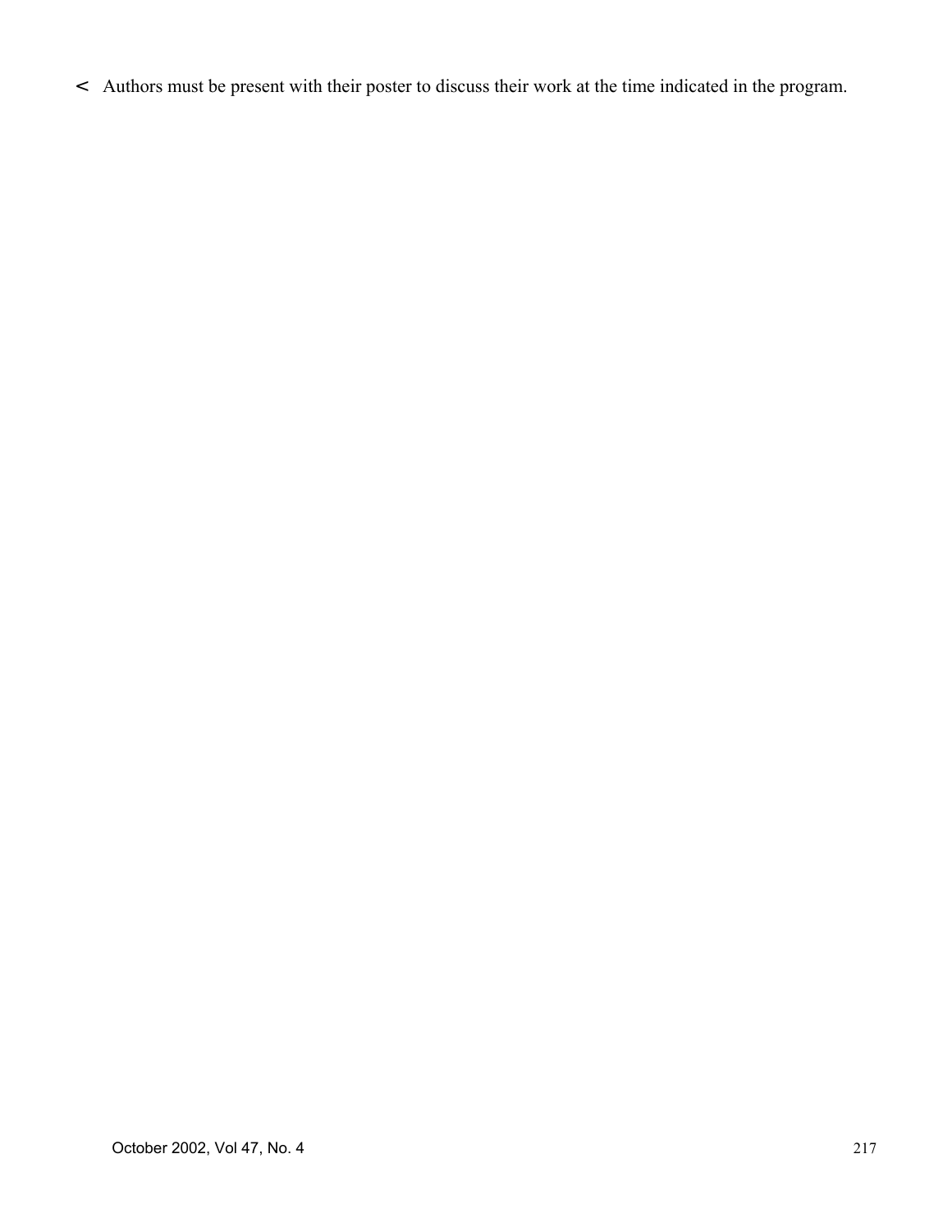- Authors must be present with their poster to discuss their work at the time indicated in the program.